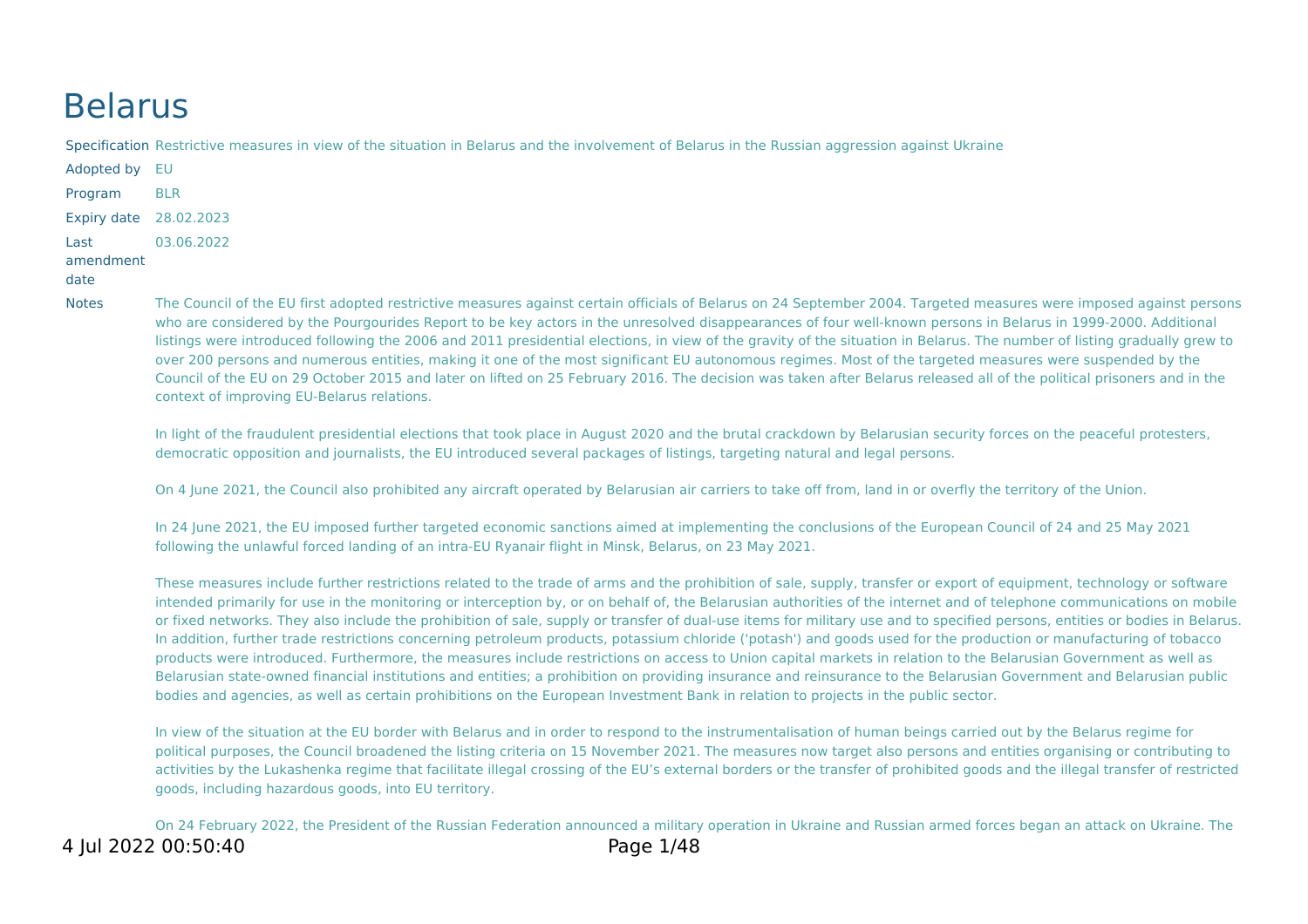# Belarus

| | |
|---|---|
| Specification | Restrictive measures in view of the situation in Belarus and the involvement of Belarus in the Russian aggression against Ukraine |
| Adopted by | EU |
| Program | BLR |
| Expiry date | 28.02.2023 |
| Last amendment date | 03.06.2022 |

**Notes**

The Council of the EU first adopted restrictive measures against certain officials of Belarus on 24 September 2004. Targeted measures were imposed against persons who are considered by the Pourgourides Report to be key actors in the unresolved disappearances of four well-known persons in Belarus in 1999-2000. Additional listings were introduced following the 2006 and 2011 presidential elections, in view of the gravity of the situation in Belarus. The number of listing gradually grew to over 200 persons and numerous entities, making it one of the most significant EU autonomous regimes. Most of the targeted measures were suspended by the Council of the EU on 29 October 2015 and later on lifted on 25 February 2016. The decision was taken after Belarus released all of the political prisoners and in the context of improving EU-Belarus relations.

In light of the fraudulent presidential elections that took place in August 2020 and the brutal crackdown by Belarusian security forces on the peaceful protesters, democratic opposition and journalists, the EU introduced several packages of listings, targeting natural and legal persons.

On 4 June 2021, the Council also prohibited any aircraft operated by Belarusian air carriers to take off from, land in or overfly the territory of the Union.

In 24 June 2021, the EU imposed further targeted economic sanctions aimed at implementing the conclusions of the European Council of 24 and 25 May 2021 following the unlawful forced landing of an intra-EU Ryanair flight in Minsk, Belarus, on 23 May 2021.

These measures include further restrictions related to the trade of arms and the prohibition of sale, supply, transfer or export of equipment, technology or software intended primarily for use in the monitoring or interception by, or on behalf of, the Belarusian authorities of the internet and of telephone communications on mobile or fixed networks. They also include the prohibition of sale, supply or transfer of dual-use items for military use and to specified persons, entities or bodies in Belarus. In addition, further trade restrictions concerning petroleum products, potassium chloride ('potash') and goods used for the production or manufacturing of tobacco products were introduced. Furthermore, the measures include restrictions on access to Union capital markets in relation to the Belarusian Government as well as Belarusian state-owned financial institutions and entities; a prohibition on providing insurance and reinsurance to the Belarusian Government and Belarusian public bodies and agencies, as well as certain prohibitions on the European Investment Bank in relation to projects in the public sector.

In view of the situation at the EU border with Belarus and in order to respond to the instrumentalisation of human beings carried out by the Belarus regime for political purposes, the Council broadened the listing criteria on 15 November 2021. The measures now target also persons and entities organising or contributing to activities by the Lukashenka regime that facilitate illegal crossing of the EU's external borders or the transfer of prohibited goods and the illegal transfer of restricted goods, including hazardous goods, into EU territory.

On 24 February 2022, the President of the Russian Federation announced a military operation in Ukraine and Russian armed forces began an attack on Ukraine. The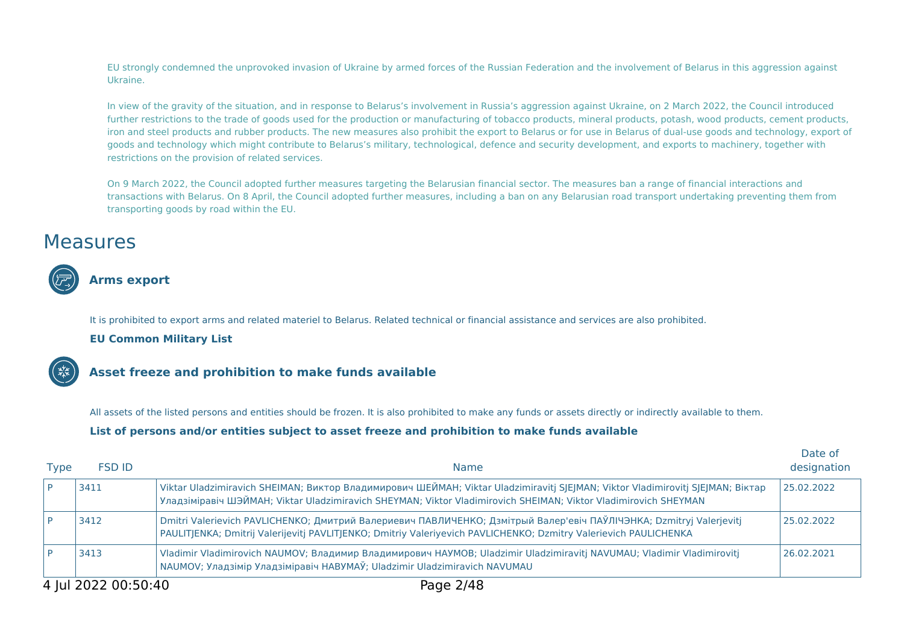EU strongly condemned the unprovoked invasion of Ukraine by armed forces of the Russian Federation and the involvement of Belarus in this aggression against Ukraine.

In view of the gravity of the situation, and in response to Belarus's involvement in Russia's aggression against Ukraine, on 2 March 2022, the Council introduced further restrictions to the trade of goods used for the production or manufacturing of tobacco products, mineral products, potash, wood products, cement products, iron and steel products and rubber products. The new measures also prohibit the export to Belarus or for use in Belarus of dual-use goods and technology, export of goods and technology which might contribute to Belarus's military, technological, defence and security development, and exports to machinery, together with restrictions on the provision of related services.

On 9 March 2022, the Council adopted further measures targeting the Belarusian financial sector. The measures ban a range of financial interactions and transactions with Belarus. On 8 April, the Council adopted further measures, including a ban on any Belarusian road transport undertaking preventing them from transporting goods by road within the EU.

# Measures

## Arms export

It is prohibited to export arms and related materiel to Belarus. Related technical or financial assistance and services are also prohibited.

**EU Common Military List**

## Asset freeze and prohibition to make funds available

All assets of the listed persons and entities should be frozen. It is also prohibited to make any funds or assets directly or indirectly available to them.

**List of persons and/or entities subject to asset freeze and prohibition to make funds available**

| Type | FSD ID | Name | Date of designation |
|---|---|---|---|
| P | 3411 | Viktar Uladzimiravich SHEIMAN; Виктор Владимирович ШЕЙМАН; Viktar Uladzimiravitj SJEJMAN; Viktor Vladimirovitj SJEJMAN; Віктар Уладзіміравіч ШЭЙМАН; Viktar Uladzimiravich SHEYMAN; Viktor Vladimirovich SHEIMAN; Viktor Vladimirovich SHEYMAN | 25.02.2022 |
| P | 3412 | Dmitri Valerievich PAVLICHENKO; Дмитрий Валериевич ПАВЛИЧЕНКО; Дзмітрый Валер'евіч ПАЎЛІЧЭНКА; Dzmitryj Valerjevitj PAULITJENKA; Dmitrij Valerijevitj PAVLITJENKO; Dmitriy Valeriyevich PAVLICHENKO; Dzmitry Valerievich PAULICHENKA | 25.02.2022 |
| P | 3413 | Vladimir Vladimirovich NAUMOV; Владимир Владимирович НАУМОВ; Uladzimir Uladzimiravitj NAVUMAU; Vladimir Vladimirovitj NAUMOV; Уладзімір Уладзіміравіч НАВУМАЎ; Uladzimir Uladzimiravich NAVUMAU | 26.02.2021 |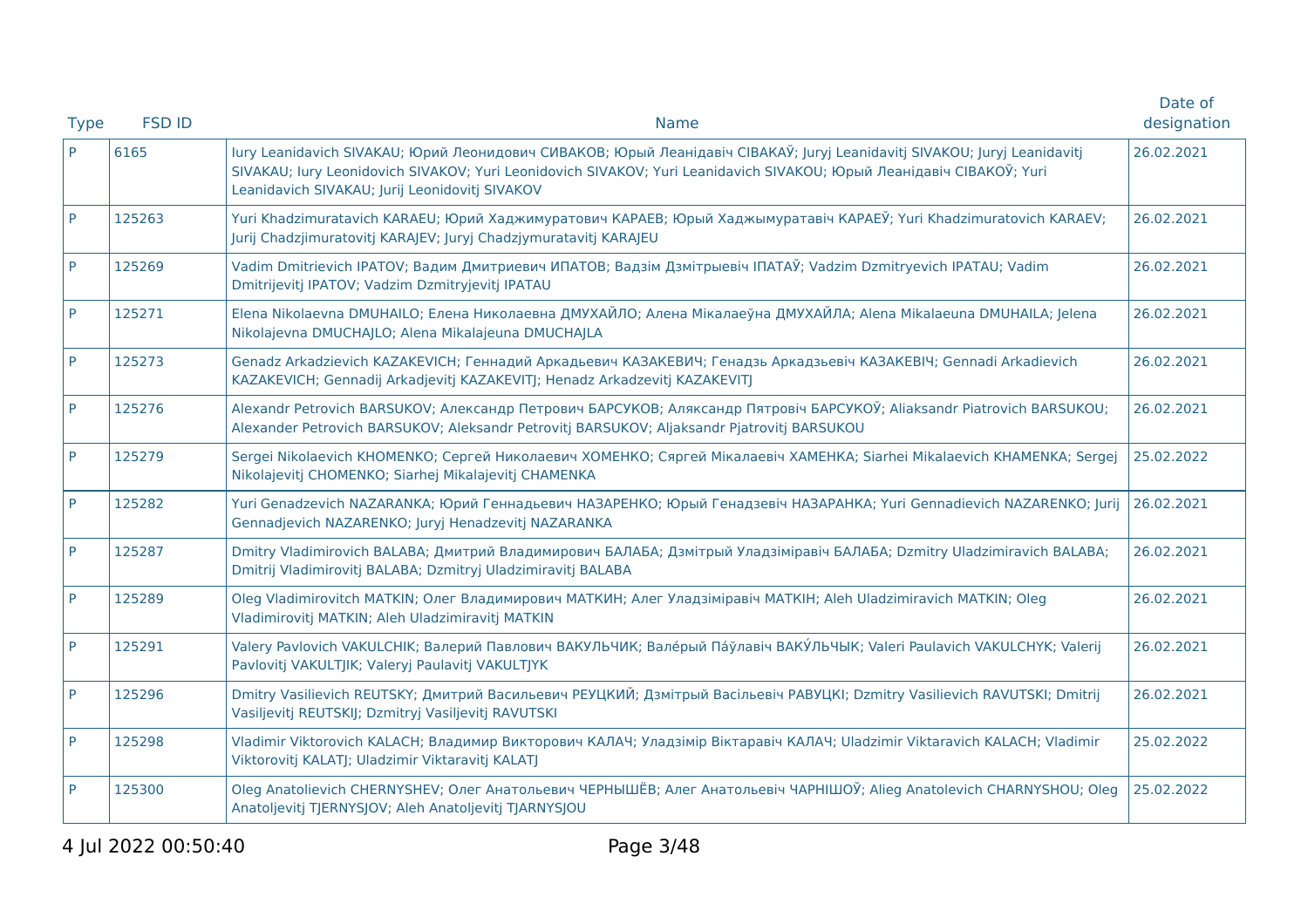| Type | FSD ID | Name | Date of designation |
|---|---|---|---|
| P | 6165 | Iury Leanidavich SIVAKAU; Юрий Леонидович СИВАКОВ; Юрый Леанідавіч СІВАКАЎ; Juryj Leanidavitj SIVAKOU; Juryj Leanidavitj SIVAKAU; Iury Leonidovich SIVAKOV; Yuri Leonidovich SIVAKOV; Yuri Leanidavich SIVAKOU; Юрый Леанідавіч СІВАКОЎ; Yuri Leanidavich SIVAKAU; Jurij Leonidovitj SIVAKOV | 26.02.2021 |
| P | 125263 | Yuri Khadzimuratavich KARAEU; Юрий Хаджимуратович КАРАЕВ; Юрый Хаджымуратавіч КАРАЕЎ; Yuri Khadzimuratovich KARAEV; Jurij Chadzjimuratovitj KARAJEV; Juryj Chadzjymuratavitj KARAJEU | 26.02.2021 |
| P | 125269 | Vadim Dmitrievich IPATOV; Вадим Дмитриевич ИПАТОВ; Вадзім Дзмітрыевіч ІПАТАЎ; Vadzim Dzmitryevich IPATAU; Vadim Dmitrijevitj IPATOV; Vadzim Dzmitryjevitj IPATAU | 26.02.2021 |
| P | 125271 | Elena Nikolaevna DMUHAILO; Елена Николаевна ДМУХАЙЛО; Алена Мікалаеўна ДМУХАЙЛА; Alena Mikalaeuna DMUHAILA; Jelena Nikolajevna DMUCHAJLO; Alena Mikalajeuna DMUCHAJLA | 26.02.2021 |
| P | 125273 | Genadz Arkadzievich KAZAKEVICH; Геннадий Аркадьевич КАЗАКЕВИЧ; Генадзь Аркадзьевіч КАЗАКЕВІЧ; Gennadi Arkadievich KAZAKEVICH; Gennadij Arkadjevitj KAZAKEVITJ; Henadz Arkadzevitj KAZAKEVITJ | 26.02.2021 |
| P | 125276 | Alexandr Petrovich BARSUKOV; Александр Петрович БАРСУКОВ; Аляксандр Пятровіч БАРСУКОЎ; Aliaksandr Piatrovich BARSUKOU; Alexander Petrovich BARSUKOV; Aleksandr Petrovitj BARSUKOV; Aljaksandr Pjatrovitj BARSUKOU | 26.02.2021 |
| P | 125279 | Sergei Nikolaevich KHOMENKO; Сергей Николаевич ХОМЕНКО; Сяргей Мікалаевіч ХАМЕНКА; Siarhei Mikalaevich KHAMENKA; Sergej Nikolajevitj CHOMENKO; Siarhej Mikalajevitj CHAMENKA | 25.02.2022 |
| P | 125282 | Yuri Genadzevich NAZARANKA; Юрий Геннадьевич НАЗАРЕНКО; Юрый Генадзевіч НАЗАРАНКА; Yuri Gennadievich NAZARENKO; Jurij Gennadjevich NAZARENKO; Juryj Henadzevitj NAZARANKA | 26.02.2021 |
| P | 125287 | Dmitry Vladimirovich BALABA; Дмитрий Владимирович БАЛАБА; Дзмітрый Уладзіміравіч БАЛАБА; Dzmitry Uladzimiravich BALABA; Dmitrij Vladimirovitj BALABA; Dzmitryj Uladzimiravitj BALABA | 26.02.2021 |
| P | 125289 | Oleg Vladimirovitch MATKIN; Олег Владимирович МАТКИН; Алег Уладзіміравіч МАТКІН; Aleh Uladzimiravich MATKIN; Oleg Vladimirovitj MATKIN; Aleh Uladzimiravitj MATKIN | 26.02.2021 |
| P | 125291 | Valery Pavlovich VAKULCHIK; Валерий Павлович ВАКУЛЬЧИК; Валéрый Пáўлавіч ВАКУ́ЛЬЧЫК; Valeri Paulavich VAKULCHYK; Valerij Pavlovitj VAKULTJIK; Valeryj Paulavitj VAKULTJYK | 26.02.2021 |
| P | 125296 | Dmitry Vasilievich REUTSKY; Дмитрий Васильевич РЕУЦКИЙ; Дзмітрый Васільевіч РАВУЦКІ; Dzmitry Vasilievich RAVUTSKI; Dmitrij Vasiljevitj REUTSKIJ; Dzmitryj Vasiljevitj RAVUTSKI | 26.02.2021 |
| P | 125298 | Vladimir Viktorovich KALACH; Владимир Викторович КАЛАЧ; Уладзімір Віктаравіч КАЛАЧ; Uladzimir Viktaravich KALACH; Vladimir Viktorovitj KALATJ; Uladzimir Viktaravitj KALATJ | 25.02.2022 |
| P | 125300 | Oleg Anatolievich CHERNYSHEV; Олег Анатольевич ЧЕРНЫШЁВ; Алег Анатольевіч ЧАРНІШОЎ; Alieg Anatolevich CHARNYSHOU; Oleg Anatoljevitj TJERNYSJOV; Aleh Anatoljevitj TJARNYSJOU | 25.02.2022 |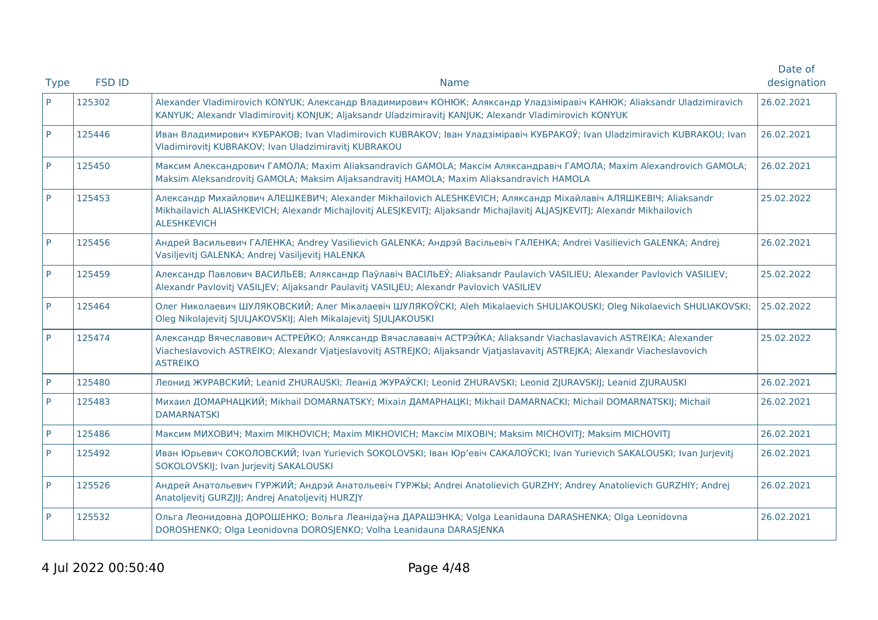| Type | FSD ID | Name | Date of designation |
|---|---|---|---|
| P | 125302 | Alexander Vladimirovich KONYUK; Александр Владимирович КОНЮК; Аляксандр Уладзіміравіч КАНЮК; Aliaksandr Uladzimiravich KANYUK; Alexandr Vladimirovitj KONJUK; Aljaksandr Uladzimiravitj KANJUK; Alexandr Vladimirovich KONYUK | 26.02.2021 |
| P | 125446 | Иван Владимирович КУБРАКОВ; Ivan Vladimirovich KUBRAKOV; Іван Уладзіміравіч КУБРАКОЎ; Ivan Uladzimiravich KUBRAKOU; Ivan Vladimirovitj KUBRAKOV; Ivan Uladzimiravitj KUBRAKOU | 26.02.2021 |
| P | 125450 | Максим Александрович ГАМОЛА; Maxim Aliaksandravich GAMOLA; Максім Аляксандравіч ГАМОЛА; Maxim Alexandrovich GAMOLA; Maksim Aleksandrovitj GAMOLA; Maksim Aljaksandravitj HAMOLA; Maxim Aliaksandravich HAMOLA | 26.02.2021 |
| P | 125453 | Александр Михайлович АЛЕШКЕВИЧ; Alexander Mikhailovich ALESHKEVICH; Аляксандр Міхайлавіч АЛЯШКЕВІЧ; Aliaksandr Mikhailavich ALIASHKEVICH; Alexandr Michajlovitj ALESJKEVITJ; Aljaksandr Michajlavitj ALJASJKEVITJ; Alexandr Mikhailovich ALESHKEVICH | 25.02.2022 |
| P | 125456 | Андрей Васильевич ГАЛЕНКА; Andrey Vasilievich GALENKA; Андрэй Васільевіч ГАЛЕНКА; Andrei Vasilievich GALENKA; Andrej Vasiljevitj GALENKA; Andrej Vasiljevitj HALENKA | 26.02.2021 |
| P | 125459 | Александр Павлович ВАСИЛЬЕВ; Аляксандр Паўлавіч ВАСІЛЬЕЎ; Aliaksandr Paulavich VASILIEU; Alexander Pavlovich VASILIEV; Alexandr Pavlovitj VASILJEV; Aljaksandr Paulavitj VASILJEU; Alexandr Pavlovich VASILIEV | 25.02.2022 |
| P | 125464 | Олег Николаевич ШУЛЯКОВСКИЙ; Алег Мікалаевіч ШУЛЯКОЎСКІ; Aleh Mikalaevich SHULIAKOUSKI; Oleg Nikolaevich SHULIAKOVSKI; Oleg Nikolajevitj SJULJAKOVSKIJ; Aleh Mikalajevitj SJULJAKOUSKI | 25.02.2022 |
| P | 125474 | Александр Вячеславович АСТРЕЙКО; Аляксандр Вячаслававіч АСТРЭЙКА; Aliaksandr Viachaslavavich ASTREIKA; Alexander Viacheslavovich ASTREIKO; Alexandr Vjatjeslavovitj ASTREJKO; Aljaksandr Vjatjaslavavitj ASTREJKA; Alexandr Viacheslavovich ASTREIKO | 25.02.2022 |
| P | 125480 | Леонид ЖУРАВСКИЙ; Leanid ZHURAUSKI; Леанід ЖУРАЎСКІ; Leonid ZHURAVSKI; Leonid ZJURAVSKIJ; Leanid ZJURAUSKI | 26.02.2021 |
| P | 125483 | Михаил ДОМАРНАЦКИЙ; Mikhail DOMARNATSKY; Міхаіл ДАМАРНАЦКІ; Mikhail DAMARNACKI; Michail DOMARNATSKIJ; Michail DAMARNATSKI | 26.02.2021 |
| P | 125486 | Максим МИХОВИЧ; Maxim MIKHOVICH; Maxim MIKHOVICH; Максім МІХОВІЧ; Maksim MICHOVITJ; Maksim MICHOVITJ | 26.02.2021 |
| P | 125492 | Иван Юрьевич СОКОЛОВСКИЙ; Ivan Yurievich SOKOLOVSKI; Іван Юр'евіч САКАЛОЎСКІ; Ivan Yurievich SAKALOUSKI; Ivan Jurjevitj SOKOLOVSKIJ; Ivan Jurjevitj SAKALOUSKI | 26.02.2021 |
| P | 125526 | Андрей Анатольевич ГУРЖИЙ; Андрэй Анатольевіч ГУРЖЫ; Andrei Anatolievich GURZHY; Andrey Anatolievich GURZHIY; Andrej Anatoljevitj GURZJIJ; Andrej Anatoljevitj HURZJY | 26.02.2021 |
| P | 125532 | Ольга Леонидовна ДОРОШЕНКО; Вольга Леанідаўна ДАРАШЭНКА; Volga Leanidauna DARASHENKA; Olga Leonidovna DOROSHENKO; Olga Leonidovna DOROSJENKO; Volha Leanidauna DARASJENKA | 26.02.2021 |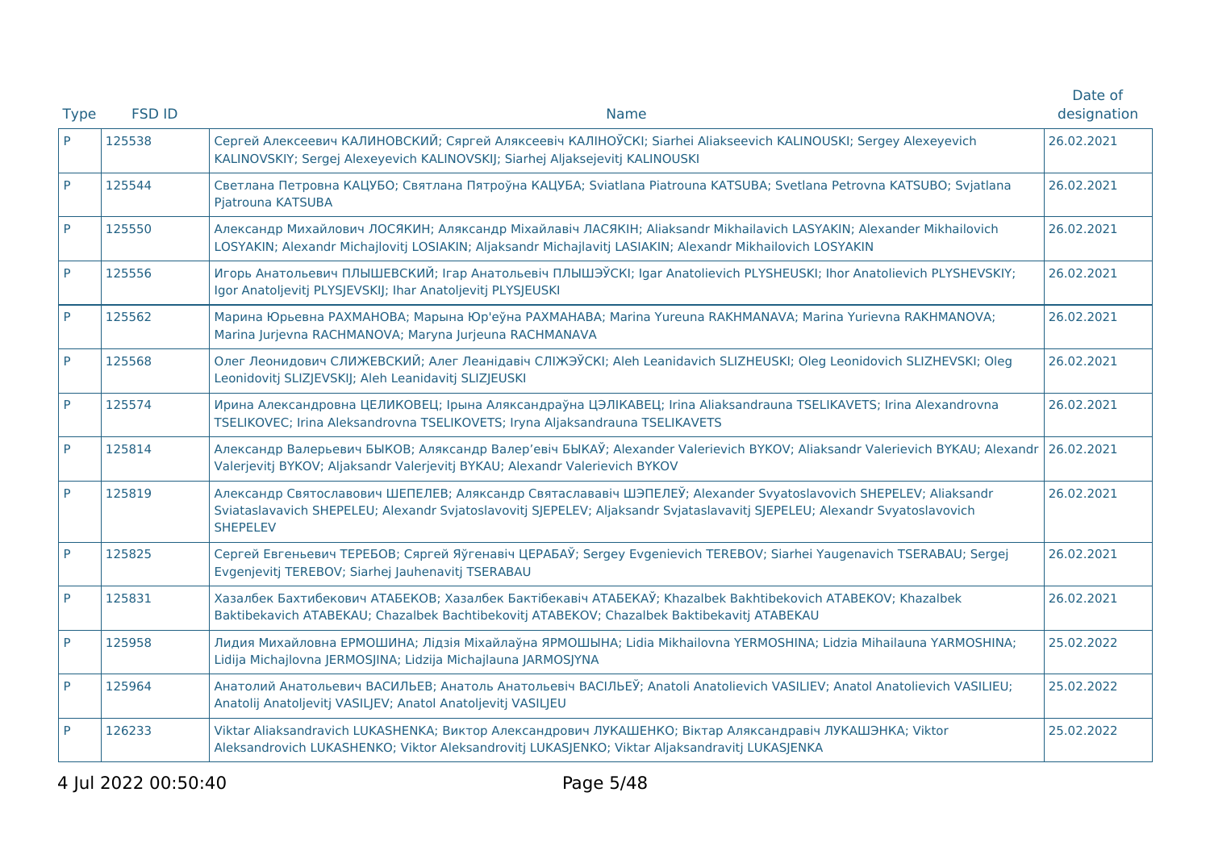| Type | FSD ID | Name | Date of designation |
|---|---|---|---|
| P | 125538 | Сергей Алексеевич КАЛИНОВСКИЙ; Сяргей Аляксеевіч КАЛІНОЎСКІ; Siarhei Aliakseevich KALINOUSKI; Sergey Alexeyevich KALINOVSKIY; Sergej Alexeyevich KALINOVSKIJ; Siarhej Aljaksejevitj KALINOUSKI | 26.02.2021 |
| P | 125544 | Светлана Петровна КАЦУБО; Святлана Пятроўна КАЦУБА; Sviatlana Piatrouna KATSUBA; Svetlana Petrovna KATSUBO; Svjatlana Pjatrouna KATSUBA | 26.02.2021 |
| P | 125550 | Александр Михайлович ЛОСЯКИН; Аляксандр Міхайлавіч ЛАСЯКІН; Aliaksandr Mikhailavich LASYAKIN; Alexander Mikhailovich LOSYAKIN; Alexandr Michajlovitj LOSIAKIN; Aljaksandr Michajlavitj LASIAKIN; Alexandr Mikhailovich LOSYAKIN | 26.02.2021 |
| P | 125556 | Игорь Анатольевич ПЛЫШЕВСКИЙ; Ігар Анатольевіч ПЛЫШЭЎСКІ; Igar Anatolievich PLYSHEUSKI; Ihor Anatolievich PLYSHEVSKIY; Igor Anatoljevitj PLYSJEVSKIJ; Ihar Anatoljevitj PLYSJEUSKI | 26.02.2021 |
| P | 125562 | Марина Юрьевна РАХМАНОВА; Марына Юр'еўна РАХМАНАВА; Marina Yureuna RAKHMANAVA; Marina Yurievna RAKHMANOVA; Marina Jurjevna RACHMANOVA; Maryna Jurjeuna RACHMANAVA | 26.02.2021 |
| P | 125568 | Олег Леонидович СЛИЖЕВСКИЙ; Алег Леанідавіч СЛІЖЭЎСКІ; Aleh Leanidavich SLIZHEUSKI; Oleg Leonidovich SLIZHEVSKI; Oleg Leonidovitj SLIZJEVSKIJ; Aleh Leanidavitj SLIZJEUSKI | 26.02.2021 |
| P | 125574 | Ирина Александровна ЦЕЛИКОВЕЦ; Ірына Аляксандраўна ЦЭЛІКАВЕЦ; Irina Aliaksandrauna TSELIKAVETS; Irina Alexandrovna TSELIKOVEC; Irina Aleksandrovna TSELIKOVETS; Iryna Aljaksandrauna TSELIKAVETS | 26.02.2021 |
| P | 125814 | Александр Валерьевич БЫКОВ; Аляксандр Валер'евіч БЫКАЎ; Alexander Valerievich BYKOV; Aliaksandr Valerievich BYKAU; Alexandr Valerjevitj BYKOV; Aljaksandr Valerjevitj BYKAU; Alexandr Valerievich BYKOV | 26.02.2021 |
| P | 125819 | Александр Святославович ШЕПЕЛЕВ; Аляксандр Святаслававіч ШЭПЕЛЕЎ; Alexander Svyatoslavovich SHEPELEV; Aliaksandr Sviataslavavich SHEPELEU; Alexandr Svjatoslavovitj SJEPELEV; Aljaksandr Svjataslavavitj SJEPELEU; Alexandr Svyatoslavovich SHEPELEV | 26.02.2021 |
| P | 125825 | Сергей Евгеньевич ТЕРЕБОВ; Сяргей Яўгенавіч ЦЕРАБАЎ; Sergey Evgenievich TEREBOV; Siarhei Yaugenavich TSERABAU; Sergej Evgenjevitj TEREBOV; Siarhej Jauhenavitj TSERABAU | 26.02.2021 |
| P | 125831 | Хазалбек Бахтибекович АТАБЕКОВ; Хазалбек Бактібекавіч АТАБЕКАЎ; Khazalbek Bakhtibekovich ATABEKOV; Khazalbek Baktibekavich ATABEKAU; Chazalbek Bachtibekovitj ATABEKOV; Chazalbek Baktibekavitj ATABEKAU | 26.02.2021 |
| P | 125958 | Лидия Михайловна ЕРМОШИНА; Лідзія Міхайлаўна ЯРМОШЫНА; Lidia Mikhailovna YERMOSHINA; Lidzia Mihailauna YARMOSHINA; Lidija Michajlovna JERMOSJINA; Lidzija Michajlauna JARMOSJYNA | 25.02.2022 |
| P | 125964 | Анатолий Анатольевич ВАСИЛЬЕВ; Анатоль Анатольевіч ВАСІЛЬЕЎ; Anatoli Anatolievich VASILIEV; Anatol Anatolievich VASILIEU; Anatolij Anatoljevitj VASILJEV; Anatol Anatoljevitj VASILJEU | 25.02.2022 |
| P | 126233 | Viktar Aliaksandravich LUKASHENKA; Виктор Александрович ЛУКАШЕНКО; Віктар Аляксандравіч ЛУКАШЭНКА; Viktor Aleksandrovich LUKASHENKO; Viktor Aleksandrovitj LUKASJENKO; Viktar Aljaksandravitj LUKASJENKA | 25.02.2022 |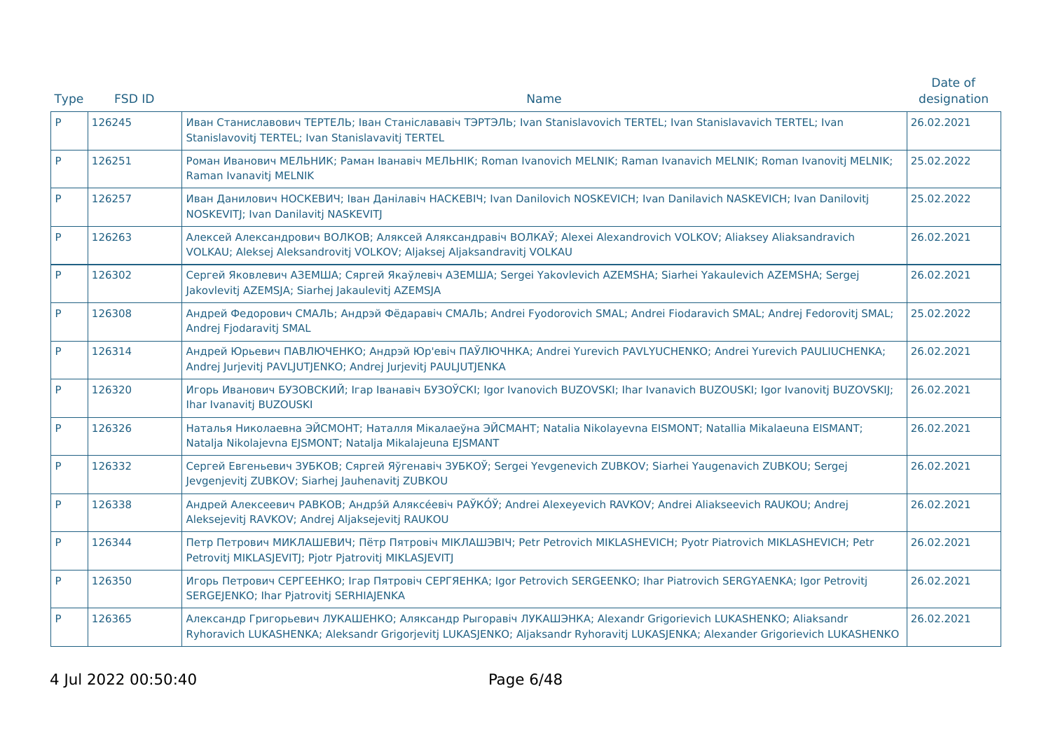| Type | FSD ID | Name | Date of designation |
| --- | --- | --- | --- |
| P | 126245 | Иван Станиславович ТЕРТЕЛЬ; Іван Станіслававіч ТЭРТЭЛЬ; Ivan Stanislavovich TERTEL; Ivan Stanislavavich TERTEL; Ivan Stanislavovitj TERTEL; Ivan Stanislavavitj TERTEL | 26.02.2021 |
| P | 126251 | Роман Иванович МЕЛЬНИК; Раман Іванавіч МЕЛЬНІК; Roman Ivanovich MELNIK; Raman Ivanavich MELNIK; Roman Ivanovitj MELNIK; Raman Ivanavitj MELNIK | 25.02.2022 |
| P | 126257 | Иван Данилович НОСКЕВИЧ; Іван Данілавіч НАСКЕВІЧ; Ivan Danilovich NOSKEVICH; Ivan Danilavich NASKEVICH; Ivan Danilovitj NOSKEVITJ; Ivan Danilavitj NASKEVITJ | 25.02.2022 |
| P | 126263 | Алексей Александрович ВОЛКОВ; Аляксей Аляксандравіч ВОЛКАЎ; Alexei Alexandrovich VOLKOV; Aliaksey Aliaksandravich VOLKAU; Aleksej Aleksandrovitj VOLKOV; Aljaksej Aljaksandravitj VOLKAU | 26.02.2021 |
| P | 126302 | Сергей Яковлевич АЗЕМША; Сяргей Якаўлевіч АЗЕМША; Sergei Yakovlevich AZEMSHA; Siarhei Yakaulevich AZEMSHA; Sergej Jakovlevitj AZEMSJA; Siarhej Jakaulevitj AZEMSJA | 26.02.2021 |
| P | 126308 | Андрей Федорович СМАЛЬ; Андрэй Фёдаравіч СМАЛЬ; Andrei Fyodorovich SMAL; Andrei Fiodaravich SMAL; Andrej Fedorovitj SMAL; Andrej Fjodaravitj SMAL | 25.02.2022 |
| P | 126314 | Андрей Юрьевич ПАВЛЮЧЕНКО; Андрэй Юр'евіч ПАЎЛЮЧНКА; Andrei Yurevich PAVLYUCHENKO; Andrei Yurevich PAULIUCHENKA; Andrej Jurjevitj PAVLJUTJENKO; Andrej Jurjevitj PAULJUTJENKA | 26.02.2021 |
| P | 126320 | Игорь Иванович БУЗОВСКИЙ; Ігар Іванавіч БУЗОЎСКІ; Igor Ivanovich BUZOVSKI; Ihar Ivanavich BUZOUSKI; Igor Ivanovitj BUZOVSKIJ; Ihar Ivanavitj BUZOUSKI | 26.02.2021 |
| P | 126326 | Наталья Николаевна ЭЙСМОНТ; Наталля Мікалаеўна ЭЙСМАНТ; Natalia Nikolayevna EISMONT; Natallia Mikalaeuna EISMANT; Natalja Nikolajevna EJSMONT; Natalja Mikalajeuna EJSMANT | 26.02.2021 |
| P | 126332 | Сергей Евгеньевич ЗУБКОВ; Сяргей Яўгенавіч ЗУБКОЎ; Sergei Yevgenevich ZUBKOV; Siarhei Yaugenavich ZUBKOU; Sergej Jevgenjevitj ZUBKOV; Siarhej Jauhenavitj ZUBKOU | 26.02.2021 |
| P | 126338 | Андрей Алексеевич РАВКОВ; Андрэ́й Аляксе́евіч РАЎКО́Ў; Andrei Alexeyevich RAVKOV; Andrei Aliakseevich RAUKOU; Andrej Aleksejevitj RAVKOV; Andrej Aljaksejevitj RAUKOU | 26.02.2021 |
| P | 126344 | Петр Петрович МИКЛАШЕВИЧ; Пётр Пятровіч МІКЛАШЭВІЧ; Petr Petrovich MIKLASHEVICH; Pyotr Piatrovich MIKLASHEVICH; Petr Petrovitj MIKLASJEVITJ; Pjotr Pjatrovitj MIKLASJEVITJ | 26.02.2021 |
| P | 126350 | Игорь Петрович СЕРГЕЕНКО; Ігар Пятровіч СЕРГЯЕНКА; Igor Petrovich SERGEENKO; Ihar Piatrovich SERGYAENKA; Igor Petrovitj SERGEJENKO; Ihar Pjatrovitj SERHIAJENKA | 26.02.2021 |
| P | 126365 | Александр Григорьевич ЛУКАШЕНКО; Аляксандр Рыгоравіч ЛУКАШЭНКА; Alexandr Grigorievich LUKASHENKO; Aliaksandr Ryhoravich LUKASHENKA; Aleksandr Grigorjevitj LUKASJENKO; Aljaksandr Ryhoravitj LUKASJENKA; Alexander Grigorievich LUKASHENKO | 26.02.2021 |

4 Jul 2022 00:50:40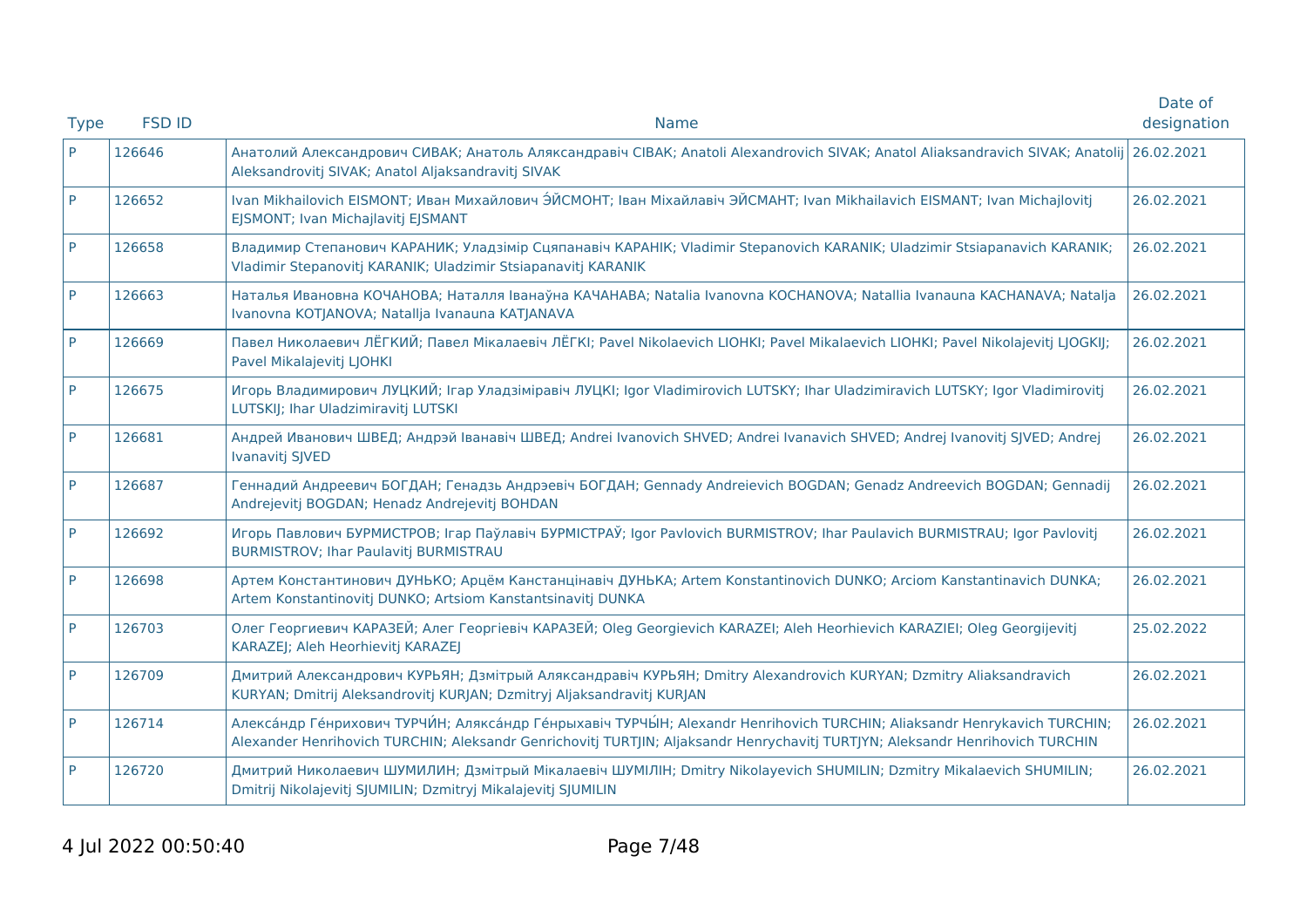| Type | FSD ID | Name | Date of designation |
| --- | --- | --- | --- |
| P | 126646 | Анатолий Александрович СИВАК; Анатоль Аляксандравіч СІВАК; Anatoli Alexandrovich SIVAK; Anatol Aliaksandravich SIVAK; Anatolij Aleksandrovitj SIVAK; Anatol Aljaksandravitj SIVAK | 26.02.2021 |
| P | 126652 | Ivan Mikhailovich EISMONT; Иван Михайлович Э́ЙСМОНТ; Іван Міхайлавіч ЭЙСМАНТ; Ivan Mikhailavich EISMANT; Ivan Michajlovitj EJSMONT; Ivan Michajlavitj EJSMANT | 26.02.2021 |
| P | 126658 | Владимир Степанович КАРАНИК; Уладзімір Сцяпанавіч КАРАНІК; Vladimir Stepanovich KARANIK; Uladzimir Stsiapanavich KARANIK; Vladimir Stepanovitj KARANIK; Uladzimir Stsiapanavitj KARANIK | 26.02.2021 |
| P | 126663 | Наталья Ивановна КОЧАНОВА; Наталля Іванаўна КАЧАНАВА; Natalia Ivanovna KOCHANOVA; Natallia Ivanauna KACHANAVA; Natalja Ivanovna KOTJANOVA; Natallja Ivanauna KATJANAVA | 26.02.2021 |
| P | 126669 | Павел Николаевич ЛЁГКИЙ; Павел Мікалаевіч ЛЁГКІ; Pavel Nikolaevich LIOHKI; Pavel Mikalaevich LIOHKI; Pavel Nikolajevitj LJOGKIJ; Pavel Mikalajevitj LJOHKI | 26.02.2021 |
| P | 126675 | Игорь Владимирович ЛУЦКИЙ; Ігар Уладзіміравіч ЛУЦКІ; Igor Vladimirovich LUTSKY; Ihar Uladzimiravich LUTSKY; Igor Vladimirovitj LUTSKIJ; Ihar Uladzimiravitj LUTSKI | 26.02.2021 |
| P | 126681 | Андрей Иванович ШВЕД; Андрэй Іванавіч ШВЕД; Andrei Ivanovich SHVED; Andrei Ivanavich SHVED; Andrej Ivanovitj SJVED; Andrej Ivanavitj SJVED | 26.02.2021 |
| P | 126687 | Геннадий Андреевич БОГДАН; Генадзь Андрэевіч БОГДАН; Gennady Andreievich BOGDAN; Genadz Andreevich BOGDAN; Gennadij Andrejevitj BOGDAN; Henadz Andrejevitj BOHDAN | 26.02.2021 |
| P | 126692 | Игорь Павлович БУРМИСТРОВ; Ігар Паўлавіч БУРМІСТРАЎ; Igor Pavlovich BURMISTROV; Ihar Paulavich BURMISTRAU; Igor Pavlovitj BURMISTROV; Ihar Paulavitj BURMISTRAU | 26.02.2021 |
| P | 126698 | Артем Константинович ДУНЬКО; Арцём Канстанцінавіч ДУНЬКА; Artem Konstantinovich DUNKO; Arciom Kanstantinavich DUNKA; Artem Konstantinovitj DUNKO; Artsiom Kanstantsinavitj DUNKA | 26.02.2021 |
| P | 126703 | Олег Георгиевич КАРАЗЕЙ; Алег Георгіевіч КАРАЗЕЙ; Oleg Georgievich KARAZEI; Aleh Heorhievich KARAZIEI; Oleg Georgijevitj KARAZEJ; Aleh Heorhievitj KARAZEJ | 25.02.2022 |
| P | 126709 | Дмитрий Александрович КУРЬЯН; Дзмітрый Аляксандравіч КУРЬЯН; Dmitry Alexandrovich KURYAN; Dzmitry Aliaksandravich KURYAN; Dmitrij Aleksandrovitj KURJAN; Dzmitryj Aljaksandravitj KURJAN | 26.02.2021 |
| P | 126714 | Алекса́ндр Ге́нрихович ТУРЧИ́Н; Алякса́ндр Ге́нрыхавіч ТУРЧЫ́Н; Alexandr Henrihovich TURCHIN; Aliaksandr Henrykavich TURCHIN; Alexander Henrihovich TURCHIN; Aleksandr Genrichovitj TURTJIN; Aljaksandr Henrychavitj TURTJYN; Aleksandr Henrihovich TURCHIN | 26.02.2021 |
| P | 126720 | Дмитрий Николаевич ШУМИЛИН; Дзмітрый Мікалаевіч ШУМІЛІН; Dmitry Nikolayevich SHUMILIN; Dzmitry Mikalaevich SHUMILIN; Dmitrij Nikolajevitj SJUMILIN; Dzmitryj Mikalajevitj SJUMILIN | 26.02.2021 |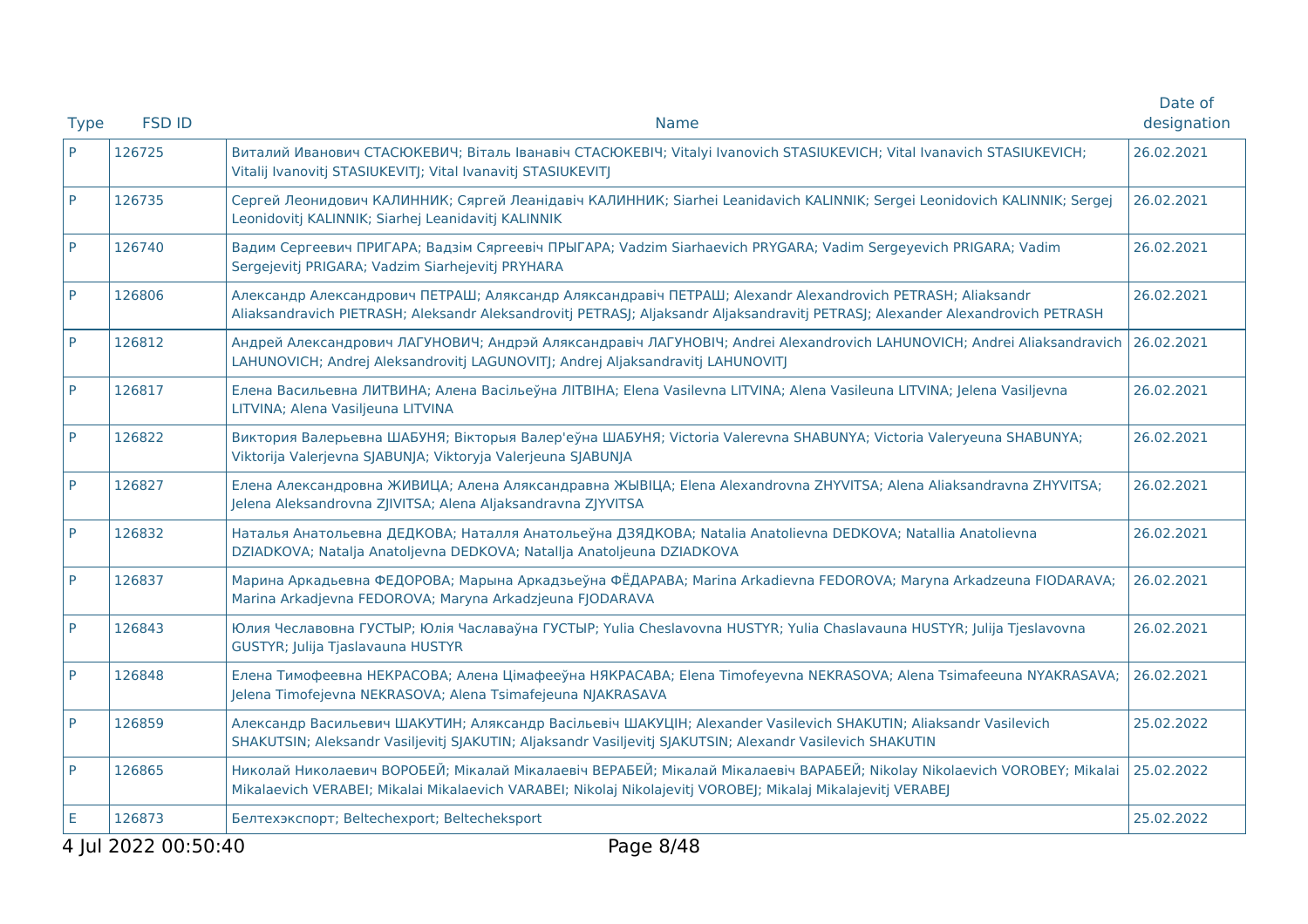| Type | FSD ID | Name | Date of designation |
| --- | --- | --- | --- |
| P | 126725 | Виталий Иванович СТАСЮКЕВИЧ; Віталь Іванавіч СТАСЮКЕВІЧ; Vitalyi Ivanovich STASIUKEVICH; Vital Ivanavich STASIUKEVICH; Vitalij Ivanovitj STASIUKEVITJ; Vital Ivanavitj STASIUKEVITJ | 26.02.2021 |
| P | 126735 | Сергей Леонидович КАЛИННИК; Сяргей Леанідавіч КАЛИННИК; Siarhei Leanidavich KALINNIK; Sergei Leonidovich KALINNIK; Sergej Leonidovitj KALINNIK; Siarhej Leanidavitj KALINNIK | 26.02.2021 |
| P | 126740 | Вадим Сергеевич ПРИГАРА; Вадзім Сяргеевіч ПРЫГАРА; Vadzim Siarhaevich PRYGARA; Vadim Sergeyevich PRIGARA; Vadim Sergejevitj PRIGARA; Vadzim Siarhejevitj PRYHARA | 26.02.2021 |
| P | 126806 | Александр Александрович ПЕТРАШ; Аляксандр Аляксандравіч ПЕТРАШ; Alexandr Alexandrovich PETRASH; Aliaksandr Aliaksandravich PIETRASH; Aleksandr Aleksandrovitj PETRASJ; Aljaksandr Aljaksandravitj PETRASJ; Alexander Alexandrovich PETRASH | 26.02.2021 |
| P | 126812 | Андрей Александрович ЛАГУНОВИЧ; Андрэй Аляксандравіч ЛАГУНОВІЧ; Andrei Alexandrovich LAHUNOVICH; Andrei Aliaksandravich LAHUNOVICH; Andrej Aleksandrovitj LAGUNOVITJ; Andrej Aljaksandravitj LAHUNOVITJ | 26.02.2021 |
| P | 126817 | Елена Васильевна ЛИТВИНА; Алена Васільеўна ЛІТВІНА; Elena Vasilevna LITVINA; Alena Vasileuna LITVINA; Jelena Vasiljevna LITVINA; Alena Vasiljeuna LITVINA | 26.02.2021 |
| P | 126822 | Виктория Валерьевна ШАБУНЯ; Вікторыя Валер'еўна ШАБУНЯ; Victoria Valerevna SHABUNYA; Victoria Valeryeuna SHABUNYA; Viktorija Valerjevna SJABUNJA; Viktoryja Valerjeuna SJABUNJA | 26.02.2021 |
| P | 126827 | Елена Александровна ЖИВИЦА; Алена Аляксандравна ЖЫВІЦА; Elena Alexandrovna ZHYVITSA; Alena Aliaksandravna ZHYVITSA; Jelena Aleksandrovna ZJIVITSA; Alena Aljaksandravna ZJYVITSA | 26.02.2021 |
| P | 126832 | Наталья Анатольевна ДЕДКОВА; Наталля Анатольеўна ДЗЯДКОВА; Natalia Anatolievna DEDKOVA; Natallia Anatolievna DZIADKOVA; Natalja Anatoljevna DEDKOVA; Natallja Anatoljeuna DZIADKOVA | 26.02.2021 |
| P | 126837 | Марина Аркадьевна ФЕДОРОВА; Марына Аркадзьеўна ФЁДАРАВА; Marina Arkadievna FEDOROVA; Maryna Arkadzeuna FIODARAVA; Marina Arkadjevna FEDOROVA; Maryna Arkadzjeuna FJODARAVA | 26.02.2021 |
| P | 126843 | Юлия Чеславовна ГУСТЫР; Юлія Чаславаўна ГУСТЫР; Yulia Cheslavovna HUSTYR; Yulia Chaslavauna HUSTYR; Julija Tjeslavovna GUSTYR; Julija Tjaslavauna HUSTYR | 26.02.2021 |
| P | 126848 | Елена Тимофеевна НЕКРАСОВА; Алена Цімафееўна НЯКРАСАВА; Elena Timofeyevna NEKRASOVA; Alena Tsimafeeuna NYAKRASAVA; Jelena Timofejevna NEKRASOVA; Alena Tsimafejeuna NJAKRASAVA | 26.02.2021 |
| P | 126859 | Александр Васильевич ШАКУТИН; Аляксандр Васільевіч ШАКУЦІН; Alexander Vasilevich SHAKUTIN; Aliaksandr Vasilevich SHAKUTSIN; Aleksandr Vasiljevitj SJAKUTIN; Aljaksandr Vasiljevitj SJAKUTSIN; Alexandr Vasilevich SHAKUTIN | 25.02.2022 |
| P | 126865 | Николай Николаевич ВОРОБЕЙ; Мікалай Мікалаевіч ВЕРАБЕЙ; Мікалай Мікалаевіч ВАРАБЕЙ; Nikolay Nikolaevich VOROBEY; Mikalai Mikalaevich VERABEI; Mikalai Mikalaevich VARABEI; Nikolaj Nikolajevitj VOROBEJ; Mikalaj Mikalajevitj VERABEJ | 25.02.2022 |
| E | 126873 | Белтехэкспорт; Beltechexport; Beltecheksport | 25.02.2022 |

4 Jul 2022 00:50:40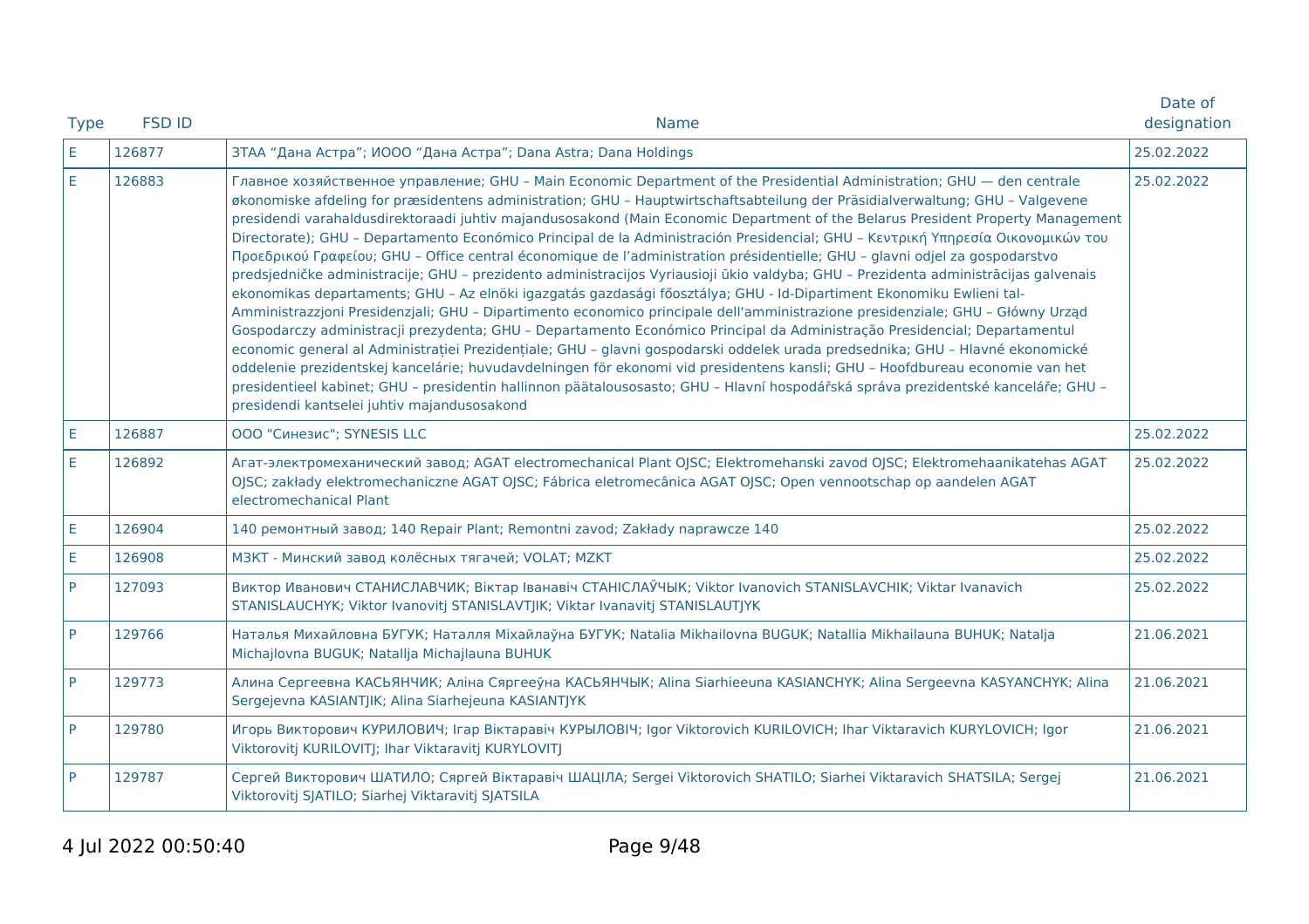| Type | FSD ID | Name | Date of designation |
| --- | --- | --- | --- |
| E | 126877 | ЗТАА “Дана Астра”; ИООО “Дана Астра”; Dana Astra; Dana Holdings | 25.02.2022 |
| E | 126883 | Главное хозяйственное управление; GHU – Main Economic Department of the Presidential Administration; GHU — den centrale økonomiske afdeling for præsidentens administration; GHU – Hauptwirtschaftsabteilung der Präsidialverwaltung; GHU – Valgevene presidendi varahaldusdirektoraadi juhtiv majandusosakond (Main Economic Department of the Belarus President Property Management Directorate); GHU – Departamento Económico Principal de la Administración Presidencial; GHU – Κεντρική Υπηρεσία Οικονομικών του Προεδρικού Γραφείου; GHU – Office central économique de l’administration présidentielle; GHU – glavni odjel za gospodarstvo predsjedničke administracije; GHU – prezidento administracijos Vyriausioji ūkio valdyba; GHU – Prezidenta administrācijas galvenais ekonomikas departaments; GHU – Az elnöki igazgatás gazdasági főosztálya; GHU - Id-Dipartiment Ekonomiku Ewlieni tal-Amministrazzjoni Presidenzjali; GHU – Dipartimento economico principale dell'amministrazione presidenziale; GHU – Główny Urząd Gospodarczy administracji prezydenta; GHU – Departamento Económico Principal da Administração Presidencial; Departamentul economic general al Administrației Prezidențiale; GHU – glavni gospodarski oddelek urada predsednika; GHU – Hlavné ekonomické oddelenie prezidentskej kancelárie; huvudavdelningen för ekonomi vid presidentens kansli; GHU – Hoofdbureau economie van het presidentieel kabinet; GHU – presidentin hallinnon päätalousosasto; GHU – Hlavní hospodářská správa prezidentské kanceláře; GHU – presidendi kantselei juhtiv majandusosakond | 25.02.2022 |
| E | 126887 | ООО "Синезис"; SYNESIS LLC | 25.02.2022 |
| E | 126892 | Агат-электромеханический завод; AGAT electromechanical Plant OJSC; Elektromehanski zavod OJSC; Elektromehaanikatehas AGAT OJSC; zakłady elektromechaniczne AGAT OJSC; Fábrica eletromecânica AGAT OJSC; Open vennootschap op aandelen AGAT electromechanical Plant | 25.02.2022 |
| E | 126904 | 140 ремонтный завод; 140 Repair Plant; Remontni zavod; Zakłady naprawcze 140 | 25.02.2022 |
| E | 126908 | МЗКТ - Минский завод колёсных тягачей; VOLAT; MZKT | 25.02.2022 |
| P | 127093 | Виктор Иванович СТАНИСЛАВЧИК; Віктар Іванавіч СТАНІСЛАЎЧЫК; Viktor Ivanovich STANISLAVCHIK; Viktar Ivanavich STANISLAUCHYK; Viktor Ivanovitj STANISLAVTJIK; Viktar Ivanavitj STANISLAUTJYK | 25.02.2022 |
| P | 129766 | Наталья Михайловна БУГУК; Наталля Міхайлаўна БУГУК; Natalia Mikhailovna BUGUK; Natallia Mikhailauna BUHUK; Natalja Michajlovna BUGUK; Natallja Michajlauna BUHUK | 21.06.2021 |
| P | 129773 | Алина Сергеевна КАСЬЯНЧИК; Аліна Сяргееўна КАСЬЯНЧЫК; Alina Siarhieeuna KASIANCHYK; Alina Sergeevna KASYANCHYK; Alina Sergejevna KASIANTJIK; Alina Siarhejeuna KASIANTJYK | 21.06.2021 |
| P | 129780 | Игорь Викторович КУРИЛОВИЧ; Ігар Віктаравіч КУРЫЛОВІЧ; Igor Viktorovich KURILOVICH; Ihar Viktaravich KURYLOVICH; Igor Viktorovitj KURILOVITJ; Ihar Viktaravitj KURYLOVITJ | 21.06.2021 |
| P | 129787 | Сергей Викторович ШАТИЛО; Сяргей Віктаравіч ШАЦІЛА; Sergei Viktorovich SHATILO; Siarhei Viktaravich SHATSILA; Sergej Viktorovitj SJATILO; Siarhej Viktaravitj SJATSILA | 21.06.2021 |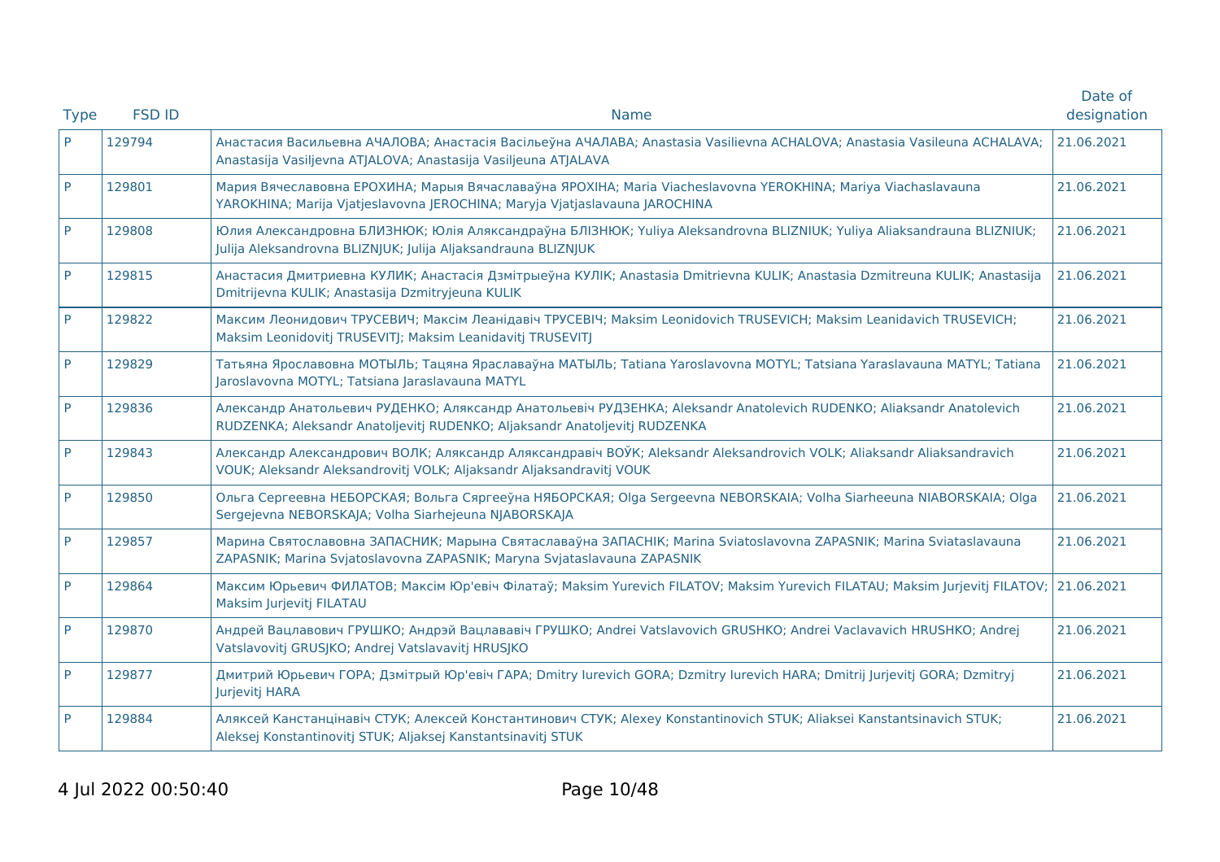| Type | FSD ID | Name | Date of designation |
|---|---|---|---|
| P | 129794 | Анастасия Васильевна АЧАЛОВА; Анастасія Васільеўна АЧАЛАВА; Anastasia Vasilievna ACHALOVA; Anastasia Vasileuna ACHALAVA; Anastasija Vasiljevna ATJALOVA; Anastasija Vasiljeuna ATJALAVA | 21.06.2021 |
| P | 129801 | Мария Вячеславовна ЕРОХИНА; Марыя Вячаслаўна ЯРОХІНА; Maria Viacheslavovna YEROKHINA; Mariya Viachaslavauna YAROKHINA; Marija Vjatjeslavovna JEROCHINA; Maryja Vjatjaslavauna JAROCHINA | 21.06.2021 |
| P | 129808 | Юлия Александровна БЛИЗНЮК; Юлія Аляксандраўна БЛІЗНЮК; Yuliya Aleksandrovna BLIZNIUK; Yuliya Aliaksandrauna BLIZNIUK; Julija Aleksandrovna BLIZNJUK; Julija Aljaksandrauna BLIZNJUK | 21.06.2021 |
| P | 129815 | Анастасия Дмитриевна КУЛИК; Анастасія Дзмітрыеўна КУЛІК; Anastasia Dmitrievna KULIK; Anastasia Dzmitreuna KULIK; Anastasija Dmitrijevna KULIK; Anastasija Dzmitryjeuna KULIK | 21.06.2021 |
| P | 129822 | Максим Леонидович ТРУСЕВИЧ; Максім Леанідавіч ТРУСЕВІЧ; Maksim Leonidovich TRUSEVICH; Maksim Leanidavich TRUSEVICH; Maksim Leonidovitj TRUSEVITJ; Maksim Leanidavitj TRUSEVITJ | 21.06.2021 |
| P | 129829 | Татьяна Ярославовна МОТЫЛЬ; Тацяна Яраславаўна МАТЫЛЬ; Tatiana Yaroslavovna MOTYL; Tatsiana Yaraslavauna MATYL; Tatiana Jaroslavovna MOTYL; Tatsiana Jaraslavauna MATYL | 21.06.2021 |
| P | 129836 | Александр Анатольевич РУДЕНКО; Аляксандр Анатольевіч РУДЗЕНКА; Aleksandr Anatolevich RUDENKO; Aliaksandr Anatolevich RUDZENKA; Aleksandr Anatoljevitj RUDENKO; Aljaksandr Anatoljevitj RUDZENKA | 21.06.2021 |
| P | 129843 | Александр Александрович ВОЛК; Аляксандр Аляксандравіч ВОЎК; Aleksandr Aleksandrovich VOLK; Aliaksandr Aliaksandravich VOUK; Aleksandr Aleksandrovitj VOLK; Aljaksandr Aljaksandravitj VOUK | 21.06.2021 |
| P | 129850 | Ольга Сергеевна НЕБОРСКАЯ; Вольга Сяргееўна НЯБОРСКАЯ; Olga Sergeevna NEBORSKAIA; Volha Siarheeuna NIABORSKAIA; Olga Sergejevna NEBORSKAJA; Volha Siarhejeuna NJABORSKAJA | 21.06.2021 |
| P | 129857 | Марина Святославовна ЗАПАСНИК; Марына Святаславаўна ЗАПАСНІК; Marina Sviatoslavovna ZAPASNIK; Marina Sviataslavauna ZAPASNIK; Marina Svjatoslavovna ZAPASNIK; Maryna Svjataslavauna ZAPASNIK | 21.06.2021 |
| P | 129864 | Максим Юрьевич ФИЛАТОВ; Максім Юр'евіч Філатаў; Maksim Yurevich FILATOV; Maksim Yurevich FILATAU; Maksim Jurjevitj FILATOV; Maksim Jurjevitj FILATAU | 21.06.2021 |
| P | 129870 | Андрей Вацлавович ГРУШКО; Андрэй Вацлававіч ГРУШКО; Andrei Vatslavovich GRUSHKO; Andrei Vaclavavich HRUSHKO; Andrej Vatslavovitj GRUSJKO; Andrej Vatslavavitj HRUSJKO | 21.06.2021 |
| P | 129877 | Дмитрий Юрьевич ГОРА; Дзмітрый Юр'евіч ГАРА; Dmitry Iurevich GORA; Dzmitry Iurevich HARA; Dmitrij Jurjevitj GORA; Dzmitryj Jurjevitj HARA | 21.06.2021 |
| P | 129884 | Аляксей Канстанцінавіч СТУК; Алексей Константинович СТУК; Alexey Konstantinovich STUK; Aliaksei Kanstantsinavich STUK; Aleksej Konstantinovitj STUK; Aljaksej Kanstantsinavitj STUK | 21.06.2021 |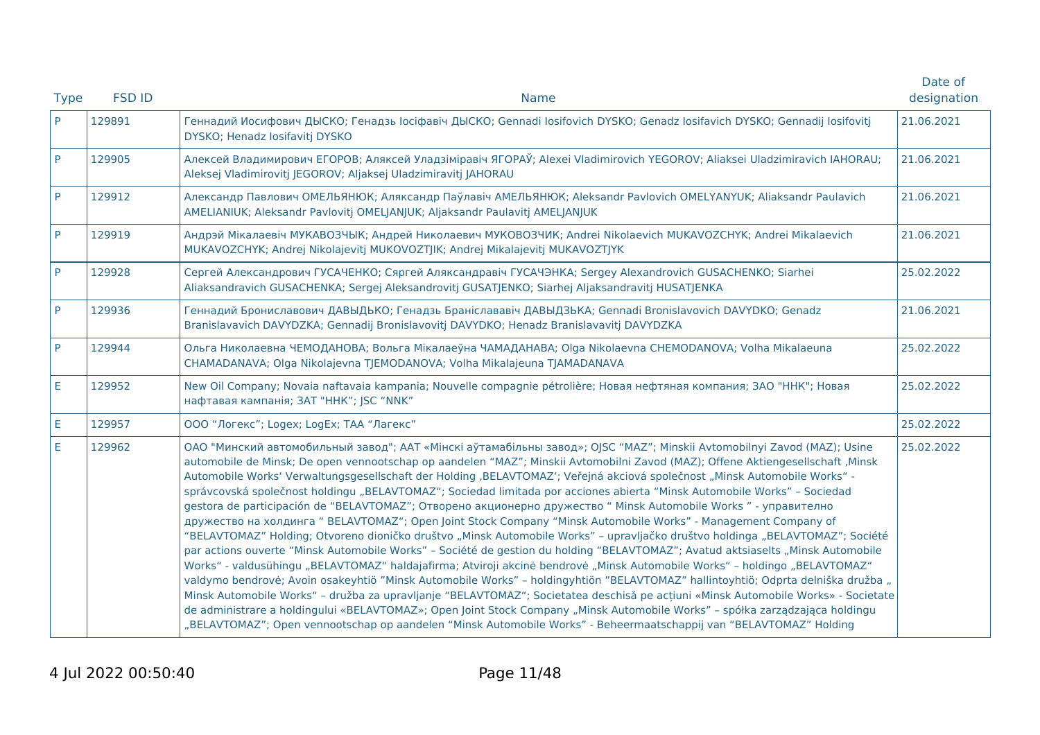| Type | FSD ID | Name | Date of designation |
|---|---|---|---|
| P | 129891 | Геннадий Иосифович ДЫСКО; Генадзь Іосіфавіч ДЫСКО; Gennadi Iosifovich DYSKO; Genadz Iosifavich DYSKO; Gennadij Iosifovitj DYSKO; Henadz Iosifavitj DYSKO | 21.06.2021 |
| P | 129905 | Алексей Владимирович ЕГОРОВ; Аляксей Уладзіміравіч ЯГОРАЎ; Alexei Vladimirovich YEGOROV; Aliaksei Uladzimiravich IAHORAU; Aleksej Vladimirovitj JEGOROV; Aljaksej Uladzimiravitj JAHORAU | 21.06.2021 |
| P | 129912 | Александр Павлович ОМЕЛЬЯНЮК; Аляксандр Паўлавіч АМЕЛЬЯНЮК; Aleksandr Pavlovich OMELYANYUK; Aliaksandr Paulavich AMELIANIUK; Aleksandr Pavlovitj OMELJANJUK; Aljaksandr Paulavitj AMELJANJUK | 21.06.2021 |
| P | 129919 | Андрэй Мікалаевіч МУКАВОЗЧЫК; Андрей Николаевич МУКОВОЗЧИК; Andrei Nikolaevich MUKAVOZCHYK; Andrei Mikalaevich MUKAVOZCHYK; Andrej Nikolajevitj MUKOVOZTJIK; Andrej Mikalajevitj MUKAVOZTJYK | 21.06.2021 |
| P | 129928 | Сергей Александрович ГУСАЧЕНКО; Сяргей Аляксандравіч ГУСАЧЭНКА; Sergey Alexandrovich GUSACHENKO; Siarhei Aliaksandravich GUSACHENKA; Sergej Aleksandrovitj GUSATJENKO; Siarhej Aljaksandravitj HUSATJENKA | 25.02.2022 |
| P | 129936 | Геннадий Брониславович ДАВЫДЬКО; Генадзь Браніслававіч ДАВЫДЗЬКА; Gennadi Bronislavovich DAVYDKO; Genadz Branislavavich DAVYDZKA; Gennadij Bronislavovitj DAVYDKO; Henadz Branislavavitj DAVYDZKA | 21.06.2021 |
| P | 129944 | Ольга Николаевна ЧЕМОДАНОВА; Вольга Мікалаеўна ЧАМАДАНАВА; Olga Nikolaevna CHEMODANOVA; Volha Mikalaeuna CHAMADANAVA; Olga Nikolajevna TJEMODANOVA; Volha Mikalajeuna TJAMADANAVA | 25.02.2022 |
| E | 129952 | New Oil Company; Novaia naftavaia kampania; Nouvelle compagnie pétrolière; Новая нефтяная компания; ЗАО "ННК"; Новая нафтавая кампанія; ЗАТ "ННК"; JSC "NNK" | 25.02.2022 |
| E | 129957 | ООО "Логекс"; Logex; LogEx; ТАА "Лагекс" | 25.02.2022 |
| E | 129962 | ОАО "Минский автомобильный завод"; ААТ «Мінскі аўтамабільны завод»; OJSC "MAZ"; Minskii Avtomobilnyi Zavod (MAZ); Usine automobile de Minsk; De open vennootschap op aandelen "MAZ"; Minskii Avtomobilni Zavod (MAZ); Offene Aktiengesellschaft ‚Minsk Automobile Works' Verwaltungsgesellschaft der Holding ‚BELAVTOMAZ'; Veřejná akciová společnost „Minsk Automobile Works" - správcovská společnost holdingu „BELAVTOMAZ"; Sociedad limitada por acciones abierta "Minsk Automobile Works" – Sociedad gestora de participación de "BELAVTOMAZ"; Отворено акционерно дружество " Minsk Automobile Works " - управително дружество на холдинга " BELAVTOMAZ"; Open Joint Stock Company "Minsk Automobile Works" - Management Company of "BELAVTOMAZ" Holding; Otvoreno dioničko društvo „Minsk Automobile Works" – upravljačko društvo holdinga „BELAVTOMAZ"; Société par actions ouverte "Minsk Automobile Works" – Société de gestion du holding "BELAVTOMAZ"; Avatud aktsiaselts „Minsk Automobile Works" - valdusühingu „BELAVTOMAZ" haldajafirma; Atviroji akcinė bendrovė „Minsk Automobile Works" – holdingo „BELAVTOMAZ" valdymo bendrovė; Avoin osakeyhtiö "Minsk Automobile Works" – holdingyhtiön "BELAVTOMAZ" hallintoyhtiö; Odprta delniška družba „ Minsk Automobile Works" – družba za upravljanje "BELAVTOMAZ"; Societatea deschisă pe acțiuni «Minsk Automobile Works» - Societate de administrare a holdingului «BELAVTOMAZ»; Open Joint Stock Company „Minsk Automobile Works" – spółka zarządzająca holdingu „BELAVTOMAZ"; Open vennootschap op aandelen "Minsk Automobile Works" - Beheermaatschappij van "BELAVTOMAZ" Holding | 25.02.2022 |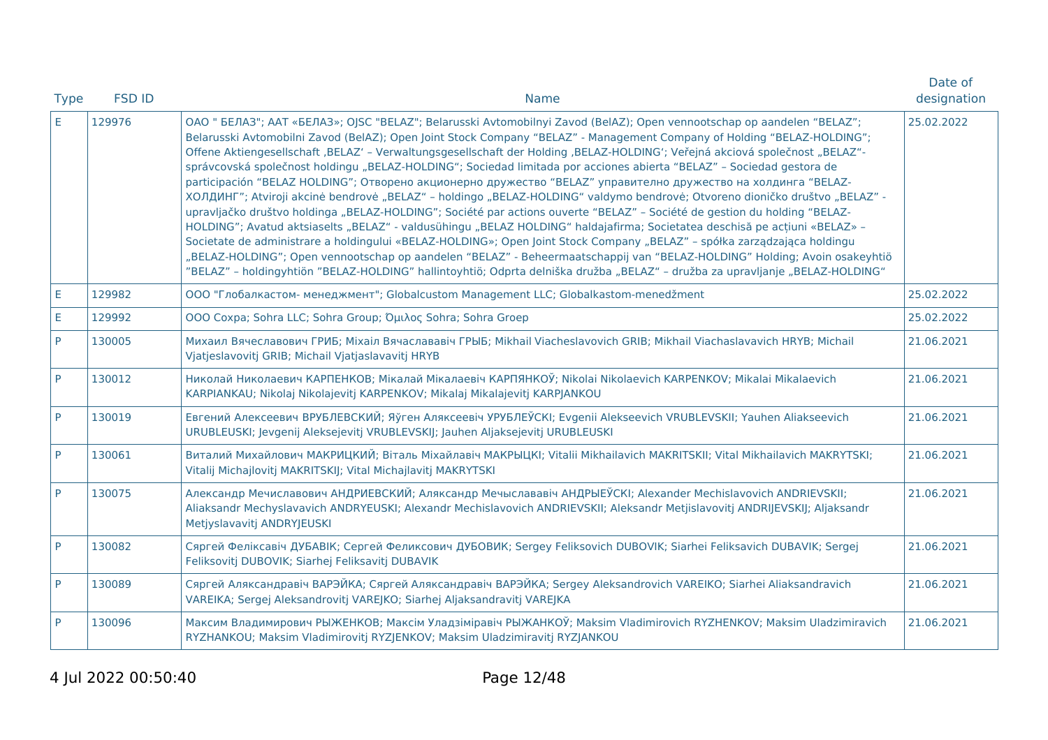| Type | FSD ID | Name | Date of designation |
| --- | --- | --- | --- |
| E | 129976 | ОАО " БЕЛАЗ"; ААТ «БЕЛАЗ»; OJSC "BELAZ"; Belarusski Avtomobilnyi Zavod (BelAZ); Open vennootschap op aandelen “BELAZ”; Belarusski Avtomobilni Zavod (BelAZ); Open Joint Stock Company “BELAZ” - Management Company of Holding “BELAZ-HOLDING”; Offene Aktiengesellschaft ‚BELAZ‘ – Verwaltungsgesellschaft der Holding ‚BELAZ-HOLDING‘; Veřejná akciová společnost „BELAZ“-správcovská společnost holdingu „BELAZ-HOLDING“; Sociedad limitada por acciones abierta “BELAZ” – Sociedad gestora de participación “BELAZ HOLDING”; Отворено акционерно дружество “BELAZ” управително дружество на холдинга “BELAZ-ХОЛДИНГ”; Atviroji akcinė bendrovė „BELAZ“ – holdingo „BELAZ-HOLDING“ valdymo bendrovė; Otvoreno dioničko društvo „BELAZ” - upravljačko društvo holdinga „BELAZ-HOLDING”; Société par actions ouverte “BELAZ” – Société de gestion du holding “BELAZ-HOLDING”; Avatud aktsiaselts „BELAZ“ - valdusühingu „BELAZ HOLDING“ haldajafirma; Societatea deschisă pe acțiuni «BELAZ» – Societate de administrare a holdingului «BELAZ-HOLDING»; Open Joint Stock Company „BELAZ” – spółka zarządzająca holdingu „BELAZ-HOLDING”; Open vennootschap op aandelen “BELAZ” - Beheermaatschappij van “BELAZ-HOLDING” Holding; Avoin osakeyhtiö ”BELAZ” – holdingyhtiön ”BELAZ-HOLDING” hallintoyhtiö; Odprta delniška družba „BELAZ“ – družba za upravljanje „BELAZ-HOLDING“ | 25.02.2022 |
| E | 129982 | ООО "Глобалкастом- менеджмент"; Globalcustom Management LLC; Globalkastom-menedžment | 25.02.2022 |
| E | 129992 | ООО Сохра; Sohra LLC; Sohra Group; Όμιλος Sohra; Sohra Groep | 25.02.2022 |
| P | 130005 | Михаил Вячеславович ГРИБ; Міхаіл Вячаслававіч ГРЫБ; Mikhail Viacheslavovich GRIB; Mikhail Viachaslavavich HRYB; Michail Vjatjeslavovitj GRIB; Michail Vjatjaslavavitj HRYB | 21.06.2021 |
| P | 130012 | Николай Николаевич КАРПЕНКОВ; Мікалай Мікалаевіч КАРПЯНКОЎ; Nikolai Nikolaevich KARPENKOV; Mikalai Mikalaevich KARPIANKAU; Nikolaj Nikolajevitj KARPENKOV; Mikalaj Mikalajevitj KARPJANKOU | 21.06.2021 |
| P | 130019 | Евгений Алексеевич ВРУБЛЕВСКИЙ; Яўген Аляксеевіч УРУБЛЕЎСКІ; Evgenii Alekseevich VRUBLEVSKII; Yauhen Aliakseevich URUBLEUSKI; Jevgenij Aleksejevitj VRUBLEVSKIJ; Jauhen Aljaksejevitj URUBLEUSKI | 21.06.2021 |
| P | 130061 | Виталий Михайлович МАКРИЦКИЙ; Віталь Міхайлавіч МАКРЫЦКІ; Vitalii Mikhailavich MAKRITSKII; Vital Mikhailavich MAKRYTSKI; Vitalij Michajlovitj MAKRITSKIJ; Vital Michajlavitj MAKRYTSKI | 21.06.2021 |
| P | 130075 | Александр Мечиславович АНДРИЕВСКИЙ; Аляксандр Мечыслававіч АНДРЫЕЎСКІ; Alexander Mechislavovich ANDRIEVSKII; Aliaksandr Mechyslavavich ANDRYEUSKI; Alexandr Mechislavovich ANDRIEVSKII; Aleksandr Metjislavovitj ANDRIJEVSKIJ; Aljaksandr Metjyslavavitj ANDRYJEUSKI | 21.06.2021 |
| P | 130082 | Сяргей Феліксавіч ДУБАВІК; Сергей Феликсович ДУБОВИК; Sergey Feliksovich DUBOVIK; Siarhei Feliksavich DUBAVIK; Sergej Feliksovitj DUBOVIK; Siarhej Feliksavitj DUBAVIK | 21.06.2021 |
| P | 130089 | Сяргей Аляксандравіч ВАРЭЙКА; Сяргей Аляксандравіч ВАРЭЙКА; Sergey Aleksandrovich VAREIKO; Siarhei Aliaksandravich VAREIKA; Sergej Aleksandrovitj VAREJKO; Siarhej Aljaksandravitj VAREJKA | 21.06.2021 |
| P | 130096 | Максим Владимирович РЫЖЕНКОВ; Максім Уладзіміравіч РЫЖАНКОЎ; Maksim Vladimirovich RYZHENKOV; Maksim Uladzimiravich RYZHANKOU; Maksim Vladimirovitj RYZJENKOV; Maksim Uladzimiravitj RYZJANKOU | 21.06.2021 |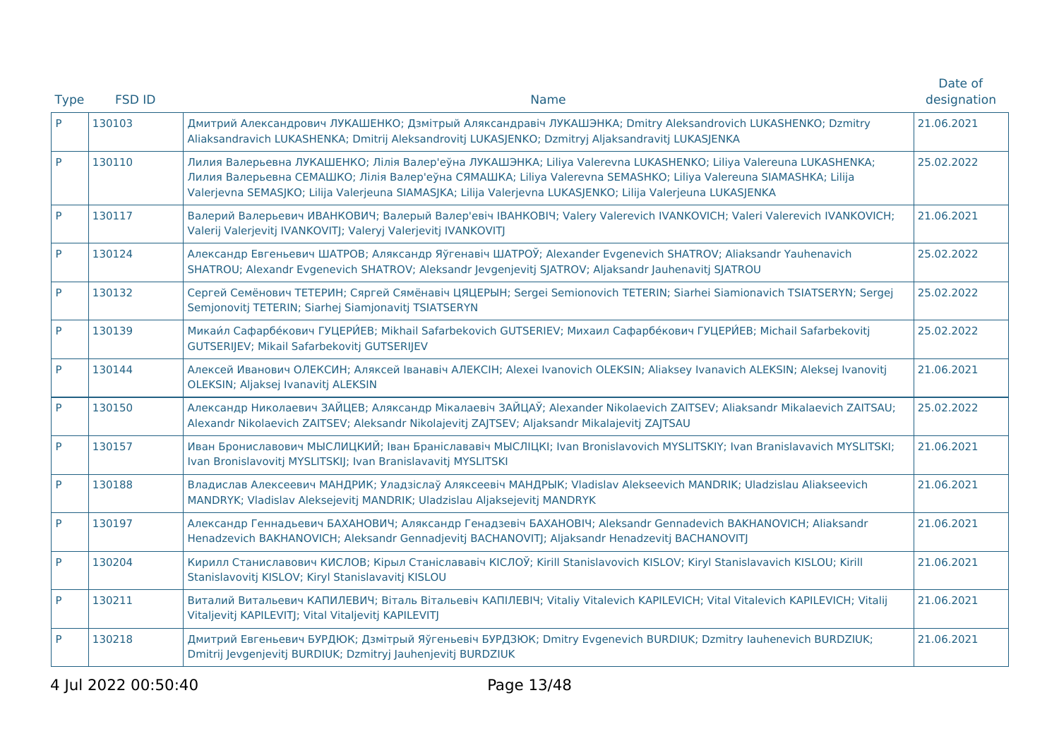| Type | FSD ID | Name | Date of designation |
|---|---|---|---|
| P | 130103 | Дмитрий Александрович ЛУКАШЕНКО; Дзмітрый Аляксандравіч ЛУКАШЭНКА; Dmitry Aleksandrovich LUKASHENKO; Dzmitry Aliaksandravich LUKASHENKA; Dmitrij Aleksandrovitj LUKASJENKO; Dzmitryj Aljaksandravitj LUKASJENKA | 21.06.2021 |
| P | 130110 | Лилия Валерьевна ЛУКАШЕНКО; Лілія Валер'еўна ЛУКАШЭНКА; Liliya Valerevna LUKASHENKO; Liliya Valereuna LUKASHENKA; Лилия Валерьевна СЕМАШКО; Лілія Валер'еўна СЯМАШКА; Liliya Valerevna SEMASHKO; Liliya Valereuna SIAMASHKA; Lilija Valerjevna SEMASJKO; Lilija Valerjeuna SIAMASJKA; Lilija Valerjevna LUKASJENKO; Lilija Valerjeuna LUKASJENKA | 25.02.2022 |
| P | 130117 | Валерий Валерьевич ИВАНКОВИЧ; Валерый Валер'евіч ІВАНКОВІЧ; Valery Valerevich IVANKOVICH; Valeri Valerevich IVANKOVICH; Valerij Valerjevitj IVANKOVITJ; Valeryj Valerjevitj IVANKOVITJ | 21.06.2021 |
| P | 130124 | Александр Евгеньевич ШАТРОВ; Аляксандр Яўгенавіч ШАТРОЎ; Alexander Evgenevich SHATROV; Aliaksandr Yauhenavich SHATROU; Alexandr Evgenevich SHATROV; Aleksandr Jevgenjevitj SJATROV; Aljaksandr Jauhenavitj SJATROU | 25.02.2022 |
| P | 130132 | Сергей Семёнович ТЕТЕРИН; Сяргей Сямёнавіч ЦЯЦЕРЫН; Sergei Semionovich TETERIN; Siarhei Siamionavich TSIATSERYN; Sergej Semjonovitj TETERIN; Siarhej Siamjonavitj TSIATSERYN | 25.02.2022 |
| P | 130139 | Микаил Сафарбекович ГУЦЕРИЕВ; Mikhail Safarbekovich GUTSERIEV; Михаил Сафарбекович ГУЦЕРИЕВ; Michail Safarbekovitj GUTSERIJEV; Mikail Safarbekovitj GUTSERIJEV | 25.02.2022 |
| P | 130144 | Алексей Иванович ОЛЕКСИН; Аляксей Іванавіч АЛЕКСІН; Alexei Ivanovich OLEKSIN; Aliaksey Ivanavich ALEKSIN; Aleksej Ivanovitj OLEKSIN; Aljaksej Ivanavitj ALEKSIN | 21.06.2021 |
| P | 130150 | Александр Николаевич ЗАЙЦЕВ; Аляксандр Мікалаевіч ЗАЙЦАЎ; Alexander Nikolaevich ZAITSEV; Aliaksandr Mikalaevich ZAITSAU; Alexandr Nikolaevich ZAITSEV; Aleksandr Nikolajevitj ZAJTSEV; Aljaksandr Mikalajevitj ZAJTSAU | 25.02.2022 |
| P | 130157 | Иван Брониславович МЫСЛИЦКИЙ; Іван Браніслававіч МЫСЛІЦКІ; Ivan Bronislavovich MYSLITSKIY; Ivan Branislavavich MYSLITSKI; Ivan Bronislavovitj MYSLITSKIJ; Ivan Branislavavitj MYSLITSKI | 21.06.2021 |
| P | 130188 | Владислав Алексеевич МАНДРИК; Уладзіслаў Аляксеевіч МАНДРЫК; Vladislav Alekseevich MANDRIK; Uladzislau Aliakseevich MANDRYK; Vladislav Aleksejevitj MANDRIK; Uladzislau Aljaksejevitj MANDRYK | 21.06.2021 |
| P | 130197 | Александр Геннадьевич БАХАНОВИЧ; Аляксандр Генадзевіч БАХАНОВІЧ; Aleksandr Gennadevich BAKHANOVICH; Aliaksandr Henadzevich BAKHANOVICH; Aleksandr Gennadjevitj BACHANOVITJ; Aljaksandr Henadzevitj BACHANOVITJ | 21.06.2021 |
| P | 130204 | Кирилл Станиславович КИСЛОВ; Кірыл Станіслававіч КІСЛОЎ; Kirill Stanislavovich KISLOV; Kiryl Stanislavavich KISLOU; Kirill Stanislavovitj KISLOV; Kiryl Stanislavavitj KISLOU | 21.06.2021 |
| P | 130211 | Виталий Витальевич КАПИЛЕВИЧ; Віталь Вітальевіч КАПІЛЕВІЧ; Vitaliy Vitalevich KAPILEVICH; Vital Vitalevich KAPILEVICH; Vitalij Vitaljevitj KAPILEVITJ; Vital Vitaljevitj KAPILEVITJ | 21.06.2021 |
| P | 130218 | Дмитрий Евгеньевич БУРДЮК; Дзмітрый Яўгеньевіч БУРДЗЮК; Dmitry Evgenevich BURDIUK; Dzmitry Iauhenevich BURDZIUK; Dmitrij Jevgenjevitj BURDIUK; Dzmitryj Jauhenjevitj BURDZIUK | 21.06.2021 |

4 Jul 2022 00:50:40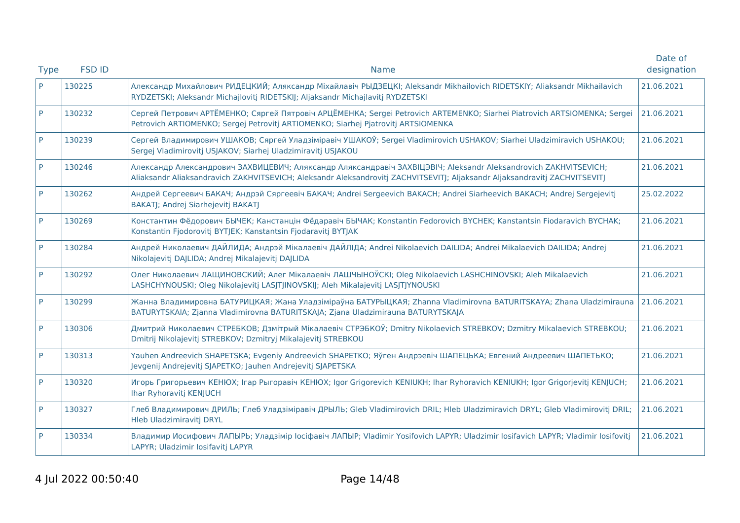| Type | FSD ID | Name | Date of designation |
|---|---|---|---|
| P | 130225 | Александр Михайлович РИДЕЦКИЙ; Аляксандр Міхайлавіч РЫДЗЕЦКІ; Aleksandr Mikhailovich RIDETSKIY; Aliaksandr Mikhailavich RYDZETSKI; Aleksandr Michajlovitj RIDETSKIJ; Aljaksandr Michajlavitj RYDZETSKI | 21.06.2021 |
| P | 130232 | Сергей Петрович АРТЁМЕНКО; Сяргей Пятровіч АРЦЁМЕНКА; Sergei Petrovich ARTEMENKO; Siarhei Piatrovich ARTSIOMENKA; Sergei Petrovich ARTIOMENKO; Sergej Petrovitj ARTIOMENKO; Siarhej Pjatrovitj ARTSIOMENKA | 21.06.2021 |
| P | 130239 | Сергей Владимирович УШАКОВ; Сяргей Уладзіміравіч УШАКОЎ; Sergei Vladimirovich USHAKOV; Siarhei Uladzimiravich USHAKOU; Sergej Vladimirovitj USJAKOV; Siarhej Uladzimiravitj USJAKOU | 21.06.2021 |
| P | 130246 | Александр Александрович ЗАХВИЦЕВИЧ; Аляксандр Аляксандравіч ЗАХВІЦЭВІЧ; Aleksandr Aleksandrovich ZAKHVITSEVICH; Aliaksandr Aliaksandravich ZAKHVITSEVICH; Aleksandr Aleksandrovitj ZACHVITSEVITJ; Aljaksandr Aljaksandravitj ZACHVITSEVITJ | 21.06.2021 |
| P | 130262 | Андрей Сергеевич БАКАЧ; Андрэй Сяргеевіч БАКАЧ; Andrei Sergeevich BAKACH; Andrei Siarheevich BAKACH; Andrej Sergejevitj BAKATJ; Andrej Siarhejevitj BAKATJ | 25.02.2022 |
| P | 130269 | Константин Фёдорович БЫЧЕК; Канстанцін Фёдаравіч БЫЧАК; Konstantin Fedorovich BYCHEK; Kanstantsin Fiodaravich BYCHAK; Konstantin Fjodorovitj BYTJEK; Kanstantsin Fjodaravitj BYTJAK | 21.06.2021 |
| P | 130284 | Андрей Николаевич ДАЙЛИДА; Андрэй Мікалаевіч ДАЙЛІДА; Andrei Nikolaevich DAILIDA; Andrei Mikalaevich DAILIDA; Andrej Nikolajevitj DAJLIDA; Andrej Mikalajevitj DAJLIDA | 21.06.2021 |
| P | 130292 | Олег Николаевич ЛАЩИНОВСКИЙ; Алег Мікалаевіч ЛАШЧЫНОЎСКІ; Oleg Nikolaevich LASHCHINOVSKI; Aleh Mikalaevich LASHCHYNOUSKI; Oleg Nikolajevitj LASJTJINOVSKIJ; Aleh Mikalajevitj LASJTJYNOUSKI | 21.06.2021 |
| P | 130299 | Жанна Владимировна БАТУРИЦКАЯ; Жана Уладзіміраўна БАТУРЫЦКАЯ; Zhanna Vladimirovna BATURITSKAYA; Zhana Uladzimirauna BATURYTSKAIA; Zjanna Vladimirovna BATURITSKAJA; Zjana Uladzimirauna BATURYTSKAJA | 21.06.2021 |
| P | 130306 | Дмитрий Николаевич СТРЕБКОВ; Дзмітрый Мікалаевіч СТРЭБКОЎ; Dmitry Nikolaevich STREBKOV; Dzmitry Mikalaevich STREBKOU; Dmitrij Nikolajevitj STREBKOV; Dzmitryj Mikalajevitj STREBKOU | 21.06.2021 |
| P | 130313 | Yauhen Andreevich SHAPETSKA; Evgeniy Andreevich SHAPETKO; Яўген Андрэевіч ШАПЕЦЬКА; Евгений Андреевич ШАПЕТЬКО; Jevgenij Andrejevitj SJAPETKO; Jauhen Andrejevitj SJAPETSKA | 21.06.2021 |
| P | 130320 | Игорь Григорьевич КЕНЮХ; Ігар Рыгоравіч КЕНЮХ; Igor Grigorevich KENIUKH; Ihar Ryhoravich KENIUKH; Igor Grigorjevitj KENJUCH; Ihar Ryhoravitj KENJUCH | 21.06.2021 |
| P | 130327 | Глеб Владимирович ДРИЛЬ; Глеб Уладзіміравіч ДРЫЛЬ; Gleb Vladimirovich DRIL; Hleb Uladzimiravich DRYL; Gleb Vladimirovitj DRIL; Hleb Uladzimiravitj DRYL | 21.06.2021 |
| P | 130334 | Владимир Иосифович ЛАПЫРЬ; Уладзімір Іосіфавіч ЛАПЫР; Vladimir Yosifovich LAPYR; Uladzimir Iosifavich LAPYR; Vladimir Iosifovitj LAPYR; Uladzimir Iosifavitj LAPYR | 21.06.2021 |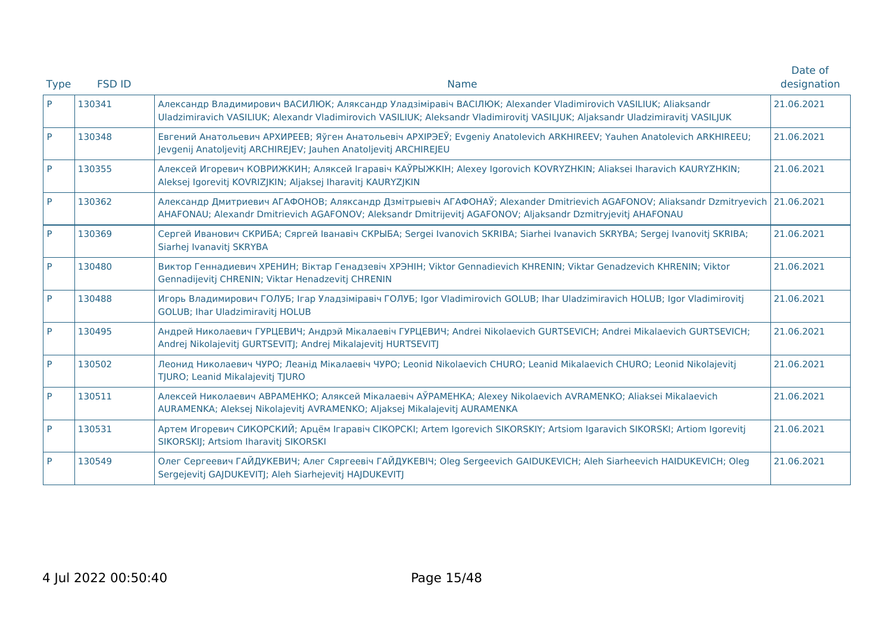| Type | FSD ID | Name | Date of designation |
|---|---|---|---|
| P | 130341 | Александр Владимирович ВАСИЛЮК; Аляксандр Уладзіміравіч ВАСІЛЮК; Alexander Vladimirovich VASILIUK; Aliaksandr Uladzimiravich VASILIUK; Alexandr Vladimirovich VASILIUK; Aleksandr Vladimirovitj VASILJUK; Aljaksandr Uladzimiravitj VASILJUK | 21.06.2021 |
| P | 130348 | Евгений Анатольевич АРХИРЕЕВ; Яўген Анатольевіч АРХІРЭЕЎ; Evgeniy Anatolevich ARKHIREEV; Yauhen Anatolevich ARKHIREEU; Jevgenij Anatoljevitj ARCHIREJEV; Jauhen Anatoljevitj ARCHIREJEU | 21.06.2021 |
| P | 130355 | Алексей Игоревич КОВРИЖКИН; Аляксей Ігаравіч КАЎРЫЖКІН; Alexey Igorovich KOVRYZHKIN; Aliaksei Iharavich KAURYZHKIN; Aleksej Igorevitj KOVRIZJKIN; Aljaksej Iharavitj KAURYZJKIN | 21.06.2021 |
| P | 130362 | Александр Дмитриевич АГАФОНОВ; Аляксандр Дзмітрыевіч АГАФОНАЎ; Alexander Dmitrievich AGAFONOV; Aliaksandr Dzmitryevich AHAFONAU; Alexandr Dmitrievich AGAFONOV; Aleksandr Dmitrijevitj AGAFONOV; Aljaksandr Dzmitryjevitj AHAFONAU | 21.06.2021 |
| P | 130369 | Сергей Иванович СКРИБА; Сяргей Іванавіч СКРЫБА; Sergei Ivanovich SKRIBA; Siarhei Ivanavich SKRYBA; Sergej Ivanovitj SKRIBA; Siarhej Ivanavitj SKRYBA | 21.06.2021 |
| P | 130480 | Виктор Геннадиевич ХРЕНИН; Віктар Генадзевіч ХРЭНІН; Viktor Gennadievich KHRENIN; Viktar Genadzevich KHRENIN; Viktor Gennadijevitj CHRENIN; Viktar Henadzevitj CHRENIN | 21.06.2021 |
| P | 130488 | Игорь Владимирович ГОЛУБ; Ігар Уладзіміравіч ГОЛУБ; Igor Vladimirovich GOLUB; Ihar Uladzimiravich HOLUB; Igor Vladimirovitj GOLUB; Ihar Uladzimiravitj HOLUB | 21.06.2021 |
| P | 130495 | Андрей Николаевич ГУРЦЕВИЧ; Андрэй Мікалаевіч ГУРЦЕВИЧ; Andrei Nikolaevich GURTSEVICH; Andrei Mikalaevich GURTSEVICH; Andrej Nikolajevitj GURTSEVITJ; Andrej Mikalajevitj HURTSEVITJ | 21.06.2021 |
| P | 130502 | Леонид Николаевич ЧУРО; Леанід Мікалаевіч ЧУРО; Leonid Nikolaevich CHURO; Leanid Mikalaevich CHURO; Leonid Nikolajevitj TJURO; Leanid Mikalajevitj TJURO | 21.06.2021 |
| P | 130511 | Алексей Николаевич АВРАМЕНКО; Аляксей Мікалаевіч АЎРАМЕНКА; Alexey Nikolaevich AVRAMENKO; Aliaksei Mikalaevich AURAMENKA; Aleksej Nikolajevitj AVRAMENKO; Aljaksej Mikalajevitj AURAMENKA | 21.06.2021 |
| P | 130531 | Артем Игоревич СИКОРСКИЙ; Арцём Ігаравіч СІКОРСКІ; Artem Igorevich SIKORSKIY; Artsiom Igaravich SIKORSKI; Artiom Igorevitj SIKORSKIJ; Artsiom Iharavitj SIKORSKI | 21.06.2021 |
| P | 130549 | Олег Сергеевич ГАЙДУКЕВИЧ; Алег Сяргеевіч ГАЙДУКЕВІЧ; Oleg Sergeevich GAIDUKEVICH; Aleh Siarheevich HAIDUKEVICH; Oleg Sergejevitj GAJDUKEVITJ; Aleh Siarhejevitj HAJDUKEVITJ | 21.06.2021 |

4 Jul 2022 00:50:40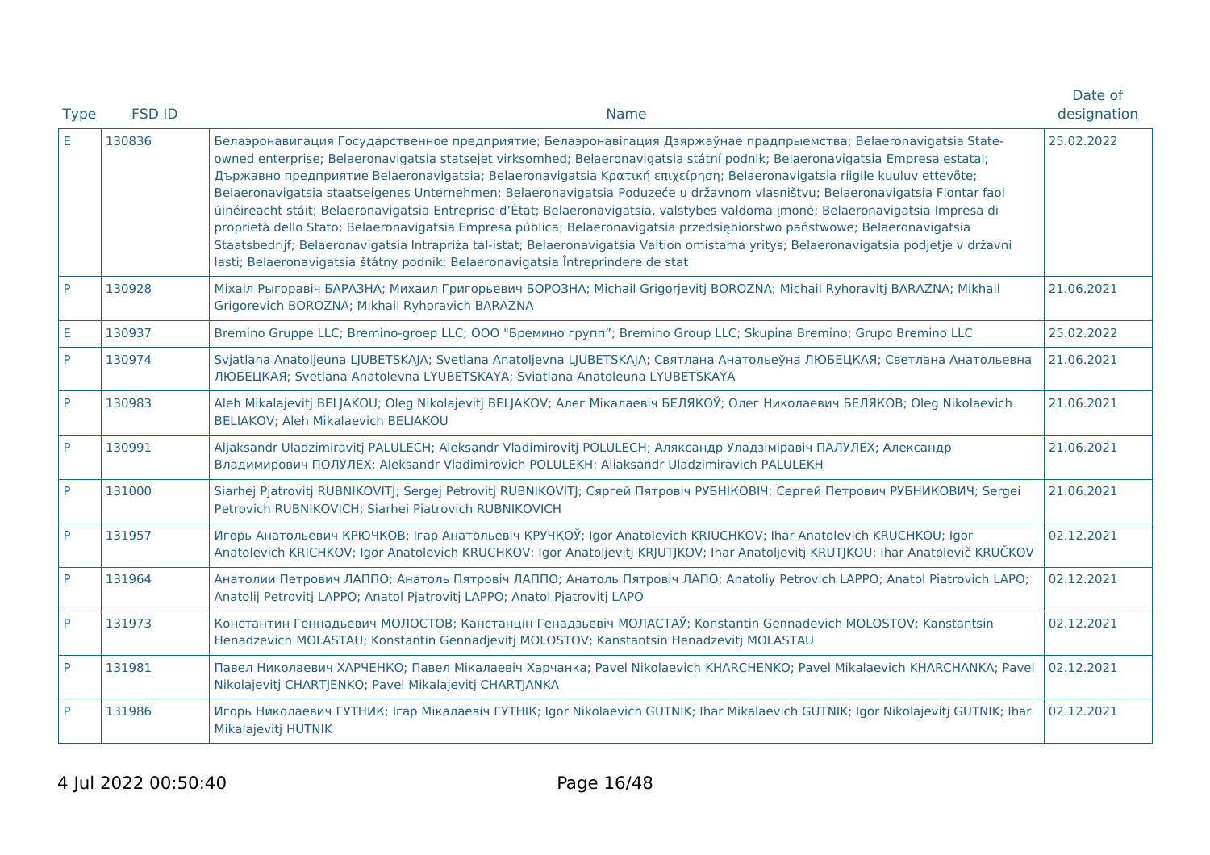| Type | FSD ID | Name | Date of designation |
|---|---|---|---|
| E | 130836 | Белаэронавигация Государственное предприятие; Белаэронавігацыя Дзяржаўнае прадпрыемства; Belaeronavigatsia State-owned enterprise; Belaeronavigatsia statsejet virksomhed; Belaeronavigatsia státní podnik; Belaeronavigatsia Empresa estatal; Държавно предприятие Belaeronavigatsia; Belaeronavigatsia Κρατική επιχείρηση; Belaeronavigatsia riigile kuuluv ettevõte; Belaeronavigatsia staatseigenes Unternehmen; Belaeronavigatsia Poduzeće u državnom vlasništvu; Belaeronavigatsia Fiontar faoi úinéireacht stáit; Belaeronavigatsia Entreprise d'État; Belaeronavigatsia, valstybės valdoma įmonė; Belaeronavigatsia Impresa di proprietà dello Stato; Belaeronavigatsia Empresa pública; Belaeronavigatsia przedsiębiorstwo państwowe; Belaeronavigatsia Staatsbedrijf; Belaeronavigatsia Intrapriża tal-istat; Belaeronavigatsia Valtion omistama yritys; Belaeronavigatsia podjetje v državni lasti; Belaeronavigatsia štátny podnik; Belaeronavigatsia Întreprindere de stat | 25.02.2022 |
| P | 130928 | Міхаіл Рыгоравіч БАРАЗНА; Михаил Григорьевич БОРОЗНА; Michail Grigorjevitj BOROZNA; Michail Ryhoravitj BARAZNA; Mikhail Grigorevich BOROZNA; Mikhail Ryhoravich BARAZNA | 21.06.2021 |
| E | 130937 | Bremino Gruppe LLC; Bremino-groep LLC; ООО "Бремино групп"; Bremino Group LLC; Skupina Bremino; Grupo Bremino LLC | 25.02.2022 |
| P | 130974 | Svjatlana Anatoljeuna LJUBETSKAJA; Svetlana Anatoljevna LJUBETSKAJA; Святлана Анатольеўна ЛЮБЕЦКАЯ; Светлана Анатольевна ЛЮБЕЦКАЯ; Svetlana Anatolevna LYUBETSKAYA; Sviatlana Anatoleuna LYUBETSKAYA | 21.06.2021 |
| P | 130983 | Aleh Mikalajevitj BELJAKOU; Oleg Nikolajevitj BELJAKOV; Алег Мікалаевіч БЕЛЯКОЎ; Олег Николаевич БЕЛЯКОВ; Oleg Nikolaevich BELIAKOV; Aleh Mikalaevich BELIAKOU | 21.06.2021 |
| P | 130991 | Aljaksandr Uladzimiravitj PALULECH; Aleksandr Vladimirovitj POLULECH; Аляксандр Уладзіміравіч ПАЛУЛЕХ; Александр Владимирович ПОЛУЛЕХ; Aleksandr Vladimirovich POLULEKH; Aliaksandr Uladzimiravich PALULEKH | 21.06.2021 |
| P | 131000 | Siarhej Pjatrovitj RUBNIKOVITJ; Sergej Petrovitj RUBNIKOVITJ; Сяргей Пятровіч РУБНІКОВІЧ; Сергей Петрович РУБНИКОВИЧ; Sergei Petrovich RUBNIKOVICH; Siarhei Piatrovich RUBNIKOVICH | 21.06.2021 |
| P | 131957 | Игорь Анатольевич КРЮЧКОВ; Ігар Анатольевіч КРУЧКОЎ; Igor Anatolevich KRIUCHKOV; Ihar Anatolevich KRUCHKOU; Igor Anatolevich KRICHKOV; Igor Anatolevich KRUCHKOV; Igor Anatoljevitj KRJUTJKOV; Ihar Anatoljevitj KRUTJKOU; Ihar Anatolevič KRUČKOV | 02.12.2021 |
| P | 131964 | Анатолии Петрович ЛАППО; Анатоль Пятровіч ЛАППО; Анатоль Пятровіч ЛАПО; Anatoliy Petrovich LAPPO; Anatol Piatrovich LAPO; Anatolij Petrovitj LAPPO; Anatol Pjatrovitj LAPPO; Anatol Pjatrovitj LAPO | 02.12.2021 |
| P | 131973 | Константин Геннадьевич МОЛОСТОВ; Канстанцін Генадзьевіч МОЛАСТАЎ; Konstantin Gennadevich MOLOSTOV; Kanstantsin Henadzevich MOLASTAU; Konstantin Gennadjevitj MOLOSTOV; Kanstantsin Henadzevitj MOLASTAU | 02.12.2021 |
| P | 131981 | Павел Николаевич ХАРЧЕНКО; Павел Мікалаевіч Харчанка; Pavel Nikolaevich KHARCHENKO; Pavel Mikalaevich KHARCHANKA; Pavel Nikolajevitj CHARTJENKO; Pavel Mikalajevitj CHARTJANKA | 02.12.2021 |
| P | 131986 | Игорь Николаевич ГУТНИК; Ігар Мікалаевіч ГУТНІК; Igor Nikolaevich GUTNIK; Ihar Mikalaevich GUTNIK; Igor Nikolajevitj GUTNIK; Ihar Mikalajevitj HUTNIK | 02.12.2021 |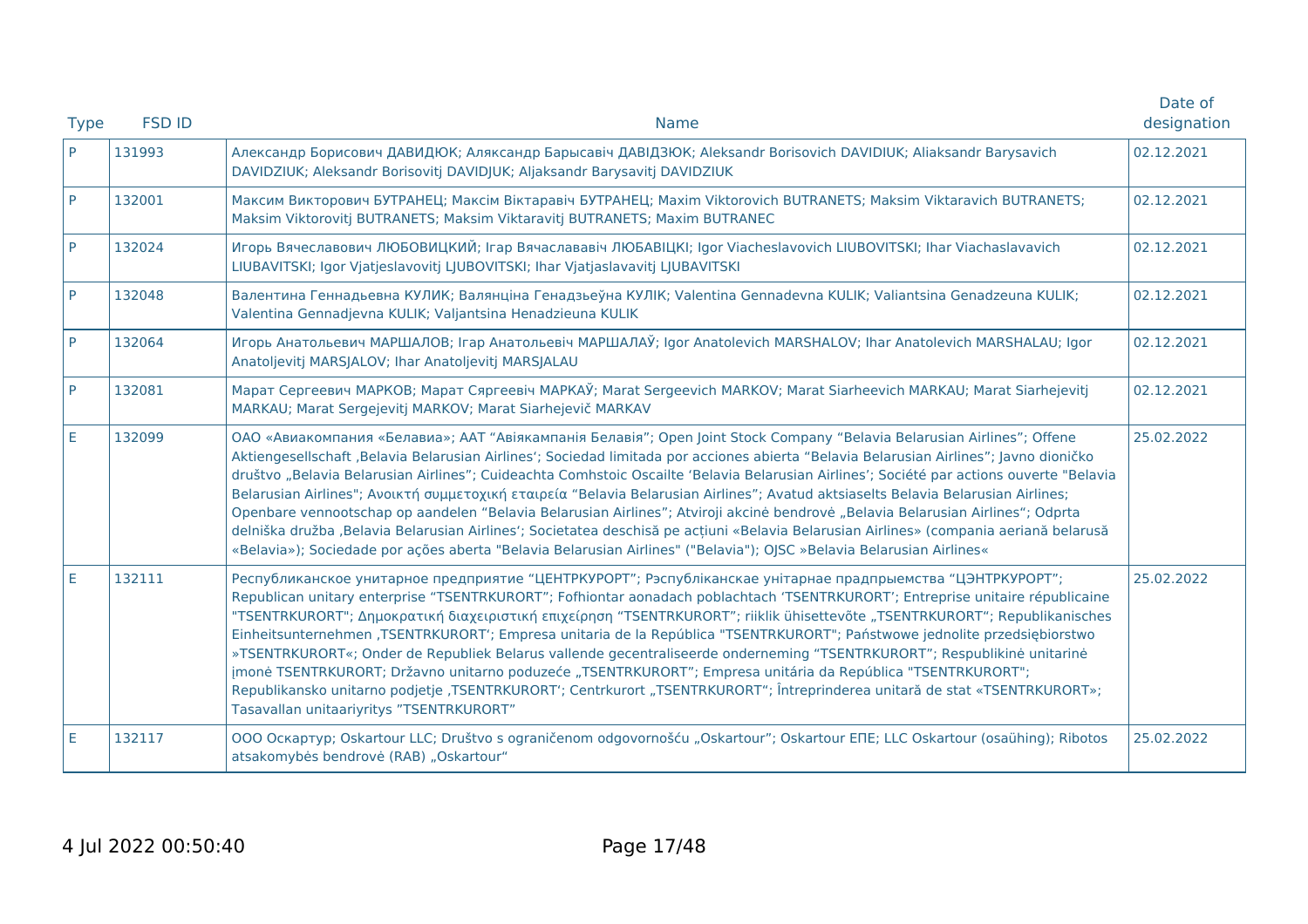| Type | FSD ID | Name | Date of designation |
|---|---|---|---|
| P | 131993 | Александр Борисович ДАВИДЮК; Аляксандр Барысавіч ДАВІДЗЮК; Aleksandr Borisovich DAVIDIUK; Aliaksandr Barysavich DAVIDZIUK; Aleksandr Borisovitj DAVIDJUK; Aljaksandr Barysavitj DAVIDZIUK | 02.12.2021 |
| P | 132001 | Максим Викторович БУТРАНЕЦ; Максім Віктаравіч БУТРАНЕЦ; Maxim Viktorovich BUTRANETS; Maksim Viktaravich BUTRANETS; Maksim Viktorovitj BUTRANETS; Maksim Viktaravitj BUTRANETS; Maxim BUTRANEC | 02.12.2021 |
| P | 132024 | Игорь Вячеславович ЛЮБОВИЦКИЙ; Ігар Вячаслававіч ЛЮБАВІЦКІ; Igor Viacheslavovich LIUBOVITSKI; Ihar Viachaslavavich LIUBAVITSKI; Igor Vjatjeslavovitj LJUBOVITSKI; Ihar Vjatjaslavavitj LJUBAVITSKI | 02.12.2021 |
| P | 132048 | Валентина Геннадьевна КУЛИК; Валянціна Генадзьеўна КУЛІК; Valentina Gennadevna KULIK; Valiantsina Genadzeuna KULIK; Valentina Gennadjevna KULIK; Valjantsina Henadzieuna KULIK | 02.12.2021 |
| P | 132064 | Игорь Анатольевич МАРШАЛОВ; Ігар Анатольевіч МАРШАЛАЎ; Igor Anatolevich MARSHALOV; Ihar Anatolevich MARSHALAU; Igor Anatoljevitj MARSJALOV; Ihar Anatoljevitj MARSJALAU | 02.12.2021 |
| P | 132081 | Марат Сергеевич МАРКОВ; Марат Сяргеевіч МАРКАЎ; Marat Sergeevich MARKOV; Marat Siarheevich MARKAU; Marat Siarhejevitj MARKAU; Marat Sergejevitj MARKOV; Marat Siarhejevič MARKAV | 02.12.2021 |
| E | 132099 | ОАО «Авиакомпания «Белавиа»; ААТ "Авіякампанія Белавія"; Open Joint Stock Company "Belavia Belarusian Airlines"; Offene Aktiengesellschaft ‚Belavia Belarusian Airlines'; Sociedad limitada por acciones abierta "Belavia Belarusian Airlines"; Javno dioničko društvo „Belavia Belarusian Airlines"; Cuideachta Comhstoic Oscailte 'Belavia Belarusian Airlines'; Société par actions ouverte "Belavia Belarusian Airlines"; Ανοικτή συμμετοχική εταιρεία "Belavia Belarusian Airlines"; Avatud aktsiaselts Belavia Belarusian Airlines; Openbare vennootschap op aandelen "Belavia Belarusian Airlines"; Atviroji akcinė bendrovė „Belavia Belarusian Airlines"; Odprta delniška družba ‚Belavia Belarusian Airlines'; Societatea deschisă pe acțiuni «Belavia Belarusian Airlines» (compania aeriană belarusă «Belavia»); Sociedade por ações aberta "Belavia Belarusian Airlines" ("Belavia"); OJSC »Belavia Belarusian Airlines« | 25.02.2022 |
| E | 132111 | Республиканское унитарное предприятие "ЦЕНТРКУРОРТ"; Рэспубліканскае унітарнае прадпрыемства "ЦЭНТРКУРОРТ"; Republican unitary enterprise "TSENTRKURORT"; Fofhiontar aonadach poblachtach 'TSENTRKURORT'; Entreprise unitaire républicaine "TSENTRKURORT"; Δημοκρατική διαχειριστική επιχείρηση "TSENTRKURORT"; riiklik ühisettevõte „TSENTRKURORT"; Republikanisches Einheitsunternehmen ‚TSENTRKURORT'; Empresa unitaria de la República "TSENTRKURORT"; Państwowe jednolite przedsiębiorstwo »TSENTRKURORT«; Onder de Republiek Belarus vallende gecentraliseerde onderneming "TSENTRKURORT"; Respublikinė unitarinė įmonė TSENTRKURORT; Državno unitarno poduzeće „TSENTRKURORT"; Empresa unitária da República "TSENTRKURORT"; Republikansko unitarno podjetje ‚TSENTRKURORT'; Centrkurort „TSENTRKURORT"; Întreprinderea unitară de stat «TSENTRKURORT»; Tasavallan unitaariyritys "TSENTRKURORT" | 25.02.2022 |
| E | 132117 | ООО Оскартур; Oskartour LLC; Društvo s ograničenom odgovornošću „Oskartour"; Oskartour ΕΠΕ; LLC Oskartour (osaühing); Ribotos atsakomybės bendrovė (RAB) „Oskartour" | 25.02.2022 |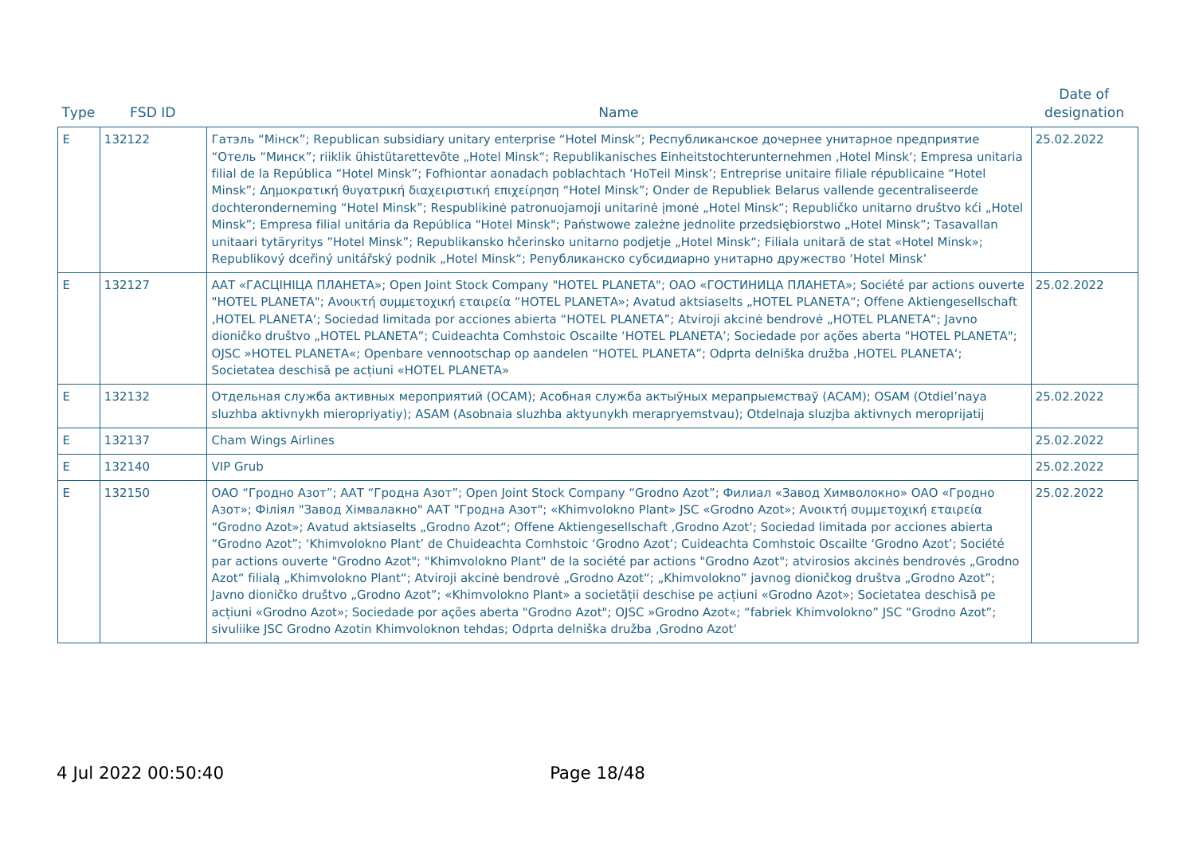| Type | FSD ID | Name | Date of designation |
|---|---|---|---|
| E | 132122 | Гатэль “Мінск”; Republican subsidiary unitary enterprise “Hotel Minsk”; Республиканское дочернее унитарное предприятие “Отель “Минск”; riiklik ühistütarettevõte „Hotel Minsk“; Republikanisches Einheitstochterunternehmen ‚Hotel Minsk‘; Empresa unitaria filial de la República “Hotel Minsk”; Fofhiontar aonadach poblachtach ‘HoTeil Minsk’; Entreprise unitaire filiale républicaine “Hotel Minsk”; Δημοκρατική θυγατρική διαχειριστική επιχείρηση “Hotel Minsk”; Onder de Republiek Belarus vallende gecentraliseerde dochteronderneming “Hotel Minsk”; Respublikinė patronuojamoji unitarinė įmonė „Hotel Minsk“; Republičko unitarno društvo kći „Hotel Minsk”; Empresa filial unitária da República "Hotel Minsk"; Państwowe zależne jednolite przedsiębiorstwo „Hotel Minsk”; Tasavallan unitaari tytäryritys ”Hotel Minsk”; Republikansko hčerinsko unitarno podjetje „Hotel Minsk“; Filiala unitară de stat «Hotel Minsk»; Republikový dceřiný unitářský podnik „Hotel Minsk“; Републиканско субсидиарно унитарно дружество ‘Hotel Minsk’ | 25.02.2022 |
| E | 132127 | ААТ «ГАСЦІНІЦА ПЛАНЕТА»; Open Joint Stock Company "HOTEL PLANETA"; ОАО «ГОСТИНИЦА ПЛАНЕТА»; Société par actions ouverte "HOTEL PLANETA"; Ανοικτή συμμετοχική εταιρεία “HOTEL PLANETA»; Avatud aktsiaselts „HOTEL PLANETA“; Offene Aktiengesellschaft ‚HOTEL PLANETA‘; Sociedad limitada por acciones abierta “HOTEL PLANETA”; Atviroji akcinė bendrovė „HOTEL PLANETA“; Javno dioničko društvo „HOTEL PLANETA”; Cuideachta Comhstoic Oscailte ‘HOTEL PLANETA’; Sociedade por ações aberta "HOTEL PLANETA"; OJSC »HOTEL PLANETA«; Openbare vennootschap op aandelen “HOTEL PLANETA”; Odprta delniška družba ‚HOTEL PLANETA‘; Societatea deschisă pe acțiuni «HOTEL PLANETA» | 25.02.2022 |
| E | 132132 | Отдельная служба активных мероприятий (ОСАМ); Асобная служба актыўных мерапрыемстваў (АСАМ); OSAM (Otdiel’naya sluzhba aktivnykh mieropriyatiy); ASAM (Asobnaia sluzhba aktyunykh merapryemstvau); Otdelnaja sluzjba aktivnych meroprijatij | 25.02.2022 |
| E | 132137 | Cham Wings Airlines | 25.02.2022 |
| E | 132140 | VIP Grub | 25.02.2022 |
| E | 132150 | ОАО “Гродно Азот”; ААТ “Гродна Азот”; Open Joint Stock Company “Grodno Azot”; Филиал «Завод Химволокно» ОАО «Гродно Азот»; Філіял "Завод Хімвалакно" ААТ "Гродна Азот"; «Khimvolokno Plant» JSC «Grodno Azot»; Ανοικτή συμμετοχική εταιρεία “Grodno Azot»; Avatud aktsiaselts „Grodno Azot“; Offene Aktiengesellschaft ‚Grodno Azot‘; Sociedad limitada por acciones abierta “Grodno Azot”; ‘Khimvolokno Plant’ de Chuideachta Comhstoic ‘Grodno Azot’; Cuideachta Comhstoic Oscailte ‘Grodno Azot’; Société par actions ouverte "Grodno Azot"; "Khimvolokno Plant" de la société par actions "Grodno Azot"; atvirosios akcinės bendrovės „Grodno Azot“ filialą „Khimvolokno Plant“; Atviroji akcinė bendrovė „Grodno Azot“; „Khimvolokno” javnog dioničkog društva „Grodno Azot”; Javno dioničko društvo „Grodno Azot”; «Khimvolokno Plant» a societății deschise pe acțiuni «Grodno Azot»; Societatea deschisă pe acțiuni «Grodno Azot»; Sociedade por ações aberta "Grodno Azot"; OJSC »Grodno Azot«; “fabriek Khimvolokno” JSC “Grodno Azot”; sivuliike JSC Grodno Azotin Khimvoloknon tehdas; Odprta delniška družba ‚Grodno Azot‘ | 25.02.2022 |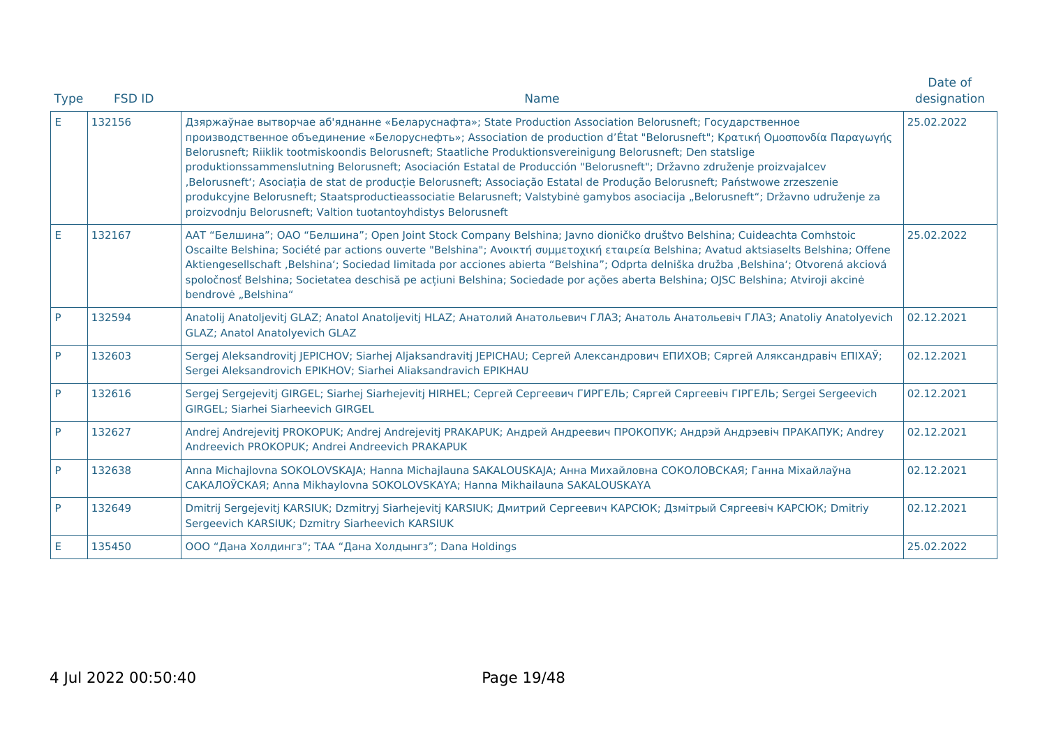| Type | FSD ID | Name | Date of designation |
|---|---|---|---|
| E | 132156 | Дзяржаўнае вытворчае аб'яднанне «Беларуснафта»; State Production Association Belorusneft; Государственное производственное объединение «Белоруснефть»; Association de production d’État "Belorusneft"; Κρατική Ομοσπονδία Παραγωγής Belorusneft; Riiklik tootmiskoondis Belorusneft; Staatliche Produktionsvereinigung Belorusneft; Den statslige produktionssammenslutning Belorusneft; Asociación Estatal de Producción "Belorusneft"; Državno združenje proizvajalcev ‚Belorusneft‘; Asociația de stat de producție Belorusneft; Associação Estatal de Produção Belorusneft; Państwowe zrzeszenie produkcyjne Belorusneft; Staatsproductieassociatie Belarusneft; Valstybinė gamybos asociacija „Belorusneft“; Državno udruženje za proizvodnju Belorusneft; Valtion tuotantoyhdistys Belorusneft | 25.02.2022 |
| E | 132167 | ААТ “Белшина”; ОАО “Белшина”; Open Joint Stock Company Belshina; Javno dioničko društvo Belshina; Cuideachta Comhstoic Oscailte Belshina; Société par actions ouverte "Belshina"; Ανοικτή συμμετοχική εταιρεία Belshina; Avatud aktsiaselts Belshina; Offene Aktiengesellschaft ‚Belshina‘; Sociedad limitada por acciones abierta “Belshina”; Odprta delniška družba ‚Belshina‘; Otvorená akciová spoločnosť Belshina; Societatea deschisă pe acțiuni Belshina; Sociedade por ações aberta Belshina; OJSC Belshina; Atviroji akcinė bendrovė „Belshina“ | 25.02.2022 |
| P | 132594 | Anatolij Anatoljevitj GLAZ; Anatol Anatoljevitj HLAZ; Анатолий Анатольевич ГЛАЗ; Анатоль Анатольевіч ГЛАЗ; Anatoliy Anatolyevich GLAZ; Anatol Anatolyevich GLAZ | 02.12.2021 |
| P | 132603 | Sergej Aleksandrovitj JEPICHOV; Siarhej Aljaksandravitj JEPICHAU; Сергей Александрович ЕПИХОВ; Сяргей Аляксандравіч ЕПІХАЎ; Sergei Aleksandrovich EPIKHOV; Siarhei Aliaksandravich EPIKHAU | 02.12.2021 |
| P | 132616 | Sergej Sergejevitj GIRGEL; Siarhej Siarhejevitj HIRHEL; Сергей Сергеевич ГИРГЕЛЬ; Сяргей Сяргеевіч ГІРГЕЛЬ; Sergei Sergeevich GIRGEL; Siarhei Siarheevich GIRGEL | 02.12.2021 |
| P | 132627 | Andrej Andrejevitj PROKOPUK; Andrej Andrejevitj PRAKAPUK; Андрей Андреевич ПРОКОПУК; Андрэй Андрэевіч ПРАКАПУК; Andrey Andreevich PROKOPUK; Andrei Andreevich PRAKAPUK | 02.12.2021 |
| P | 132638 | Anna Michajlovna SOKOLOVSKAJA; Hanna Michajlauna SAKALOUSKAJA; Анна Михайловна СОКОЛОВСКАЯ; Ганна Міхайлаўна САКАЛОЎСКАЯ; Anna Mikhaylovna SOKOLOVSKAYA; Hanna Mikhailauna SAKALOUSKAYA | 02.12.2021 |
| P | 132649 | Dmitrij Sergejevitj KARSIUK; Dzmitryj Siarhejevitj KARSIUK; Дмитрий Сергеевич КАРСЮК; Дзмітрый Сяргеевіч КАРСЮК; Dmitriy Sergeevich KARSIUK; Dzmitry Siarheevich KARSIUK | 02.12.2021 |
| E | 135450 | ООО “Дана Холдингз”; ТАА “Дана Холдынгз”; Dana Holdings | 25.02.2022 |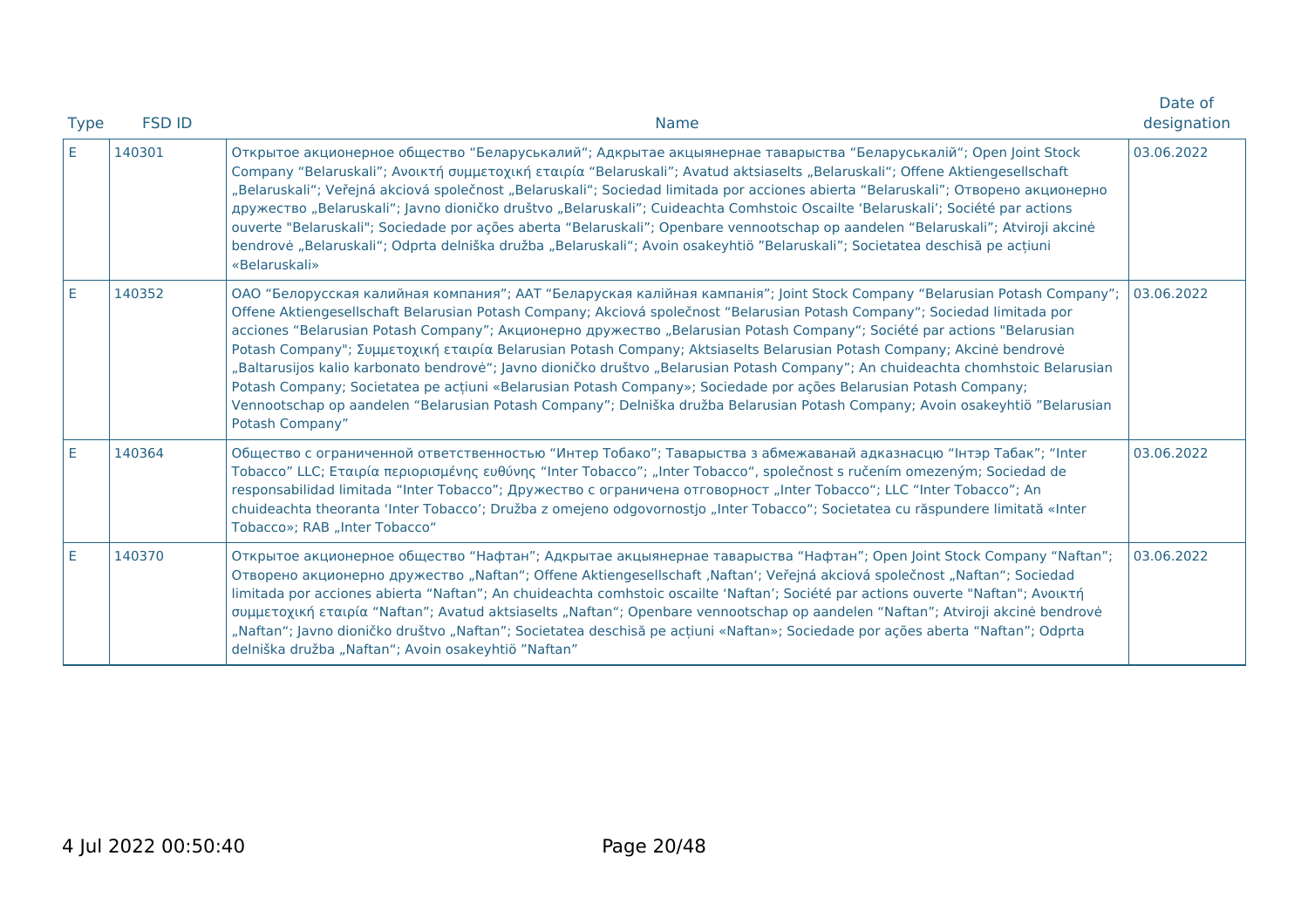| Type | FSD ID | Name | Date of designation |
|---|---|---|---|
| E | 140301 | Открытое акционерное общество “Беларуськалий“; Адкрытае акцыянернае таварыства “Беларуськалій“; Open Joint Stock Company “Belaruskali”; Ανοικτή συμμετοχική εταιρία “Belaruskali”; Avatud aktsiaselts „Belaruskali"; Offene Aktiengesellschaft „Belaruskali“; Veřejná akciová společnost „Belaruskali“; Sociedad limitada por acciones abierta “Belaruskali”; Отворено акционерно дружество „Belaruskali“; Javno dioničko društvo „Belaruskali”; Cuideachta Comhstoic Oscailte ‘Belaruskali’; Société par actions ouverte "Belaruskali"; Sociedade por ações aberta “Belaruskali”; Openbare vennootschap op aandelen “Belaruskali”; Atviroji akcinė bendrovė „Belaruskali“; Odprta delniška družba „Belaruskali“; Avoin osakeyhtiö ”Belaruskali”; Societatea deschisă pe acțiuni «Belaruskali» | 03.06.2022 |
| E | 140352 | ОАО “Белорусская калийная компания”; ААТ “Беларуская калійная кампанія”; Joint Stock Company “Belarusian Potash Company”; Offene Aktiengesellschaft Belarusian Potash Company; Akciová společnost “Belarusian Potash Company“; Sociedad limitada por acciones “Belarusian Potash Company”; Акционерно дружество „Belarusian Potash Company“; Société par actions "Belarusian Potash Company"; Συμμετοχική εταιρία Belarusian Potash Company; Aktsiaselts Belarusian Potash Company; Akcinė bendrovė „Baltarusijos kalio karbonato bendrovė“; Javno dioničko društvo „Belarusian Potash Company”; An chuideachta chomhstoic Belarusian Potash Company; Societatea pe acțiuni «Belarusian Potash Company»; Sociedade por ações Belarusian Potash Company; Vennootschap op aandelen “Belarusian Potash Company”; Delniška družba Belarusian Potash Company; Avoin osakeyhtiö ”Belarusian Potash Company” | 03.06.2022 |
| E | 140364 | Общество с ограниченной ответственностью “Интер Тобако”; Таварыства з абмежаванай адказнасцю “Інтэр Табак”; “Inter Tobacco” LLC; Εταιρία περιορισμένης ευθύνης “Inter Tobacco”; „Inter Tobacco“, společnost s ručením omezeným; Sociedad de responsabilidad limitada “Inter Tobacco”; Дружество с ограничена отговорност „Inter Tobacco“; LLC “Inter Tobacco”; An chuideachta theoranta ‘Inter Tobacco’; Družba z omejeno odgovornostjo „Inter Tobacco“; Societatea cu răspundere limitată «Inter Tobacco»; RAB „Inter Tobacco“ | 03.06.2022 |
| E | 140370 | Открытое акционерное общество “Нафтан”; Адкрытае акцыянернае таварыства “Нафтан”; Open Joint Stock Company “Naftan”; Отворено акционерно дружество „Naftan“; Offene Aktiengesellschaft ‚Naftan‘; Veřejná akciová společnost „Naftan“; Sociedad limitada por acciones abierta “Naftan”; An chuideachta comhstoic oscailte ‘Naftan’; Société par actions ouverte "Naftan"; Ανοικτή συμμετοχική εταιρία “Naftan”; Avatud aktsiaselts „Naftan“; Openbare vennootschap op aandelen “Naftan”; Atviroji akcinė bendrovė „Naftan“; Javno dioničko društvo „Naftan”; Societatea deschisă pe acțiuni «Naftan»; Sociedade por ações aberta “Naftan”; Odprta delniška družba „Naftan“; Avoin osakeyhtiö ”Naftan” | 03.06.2022 |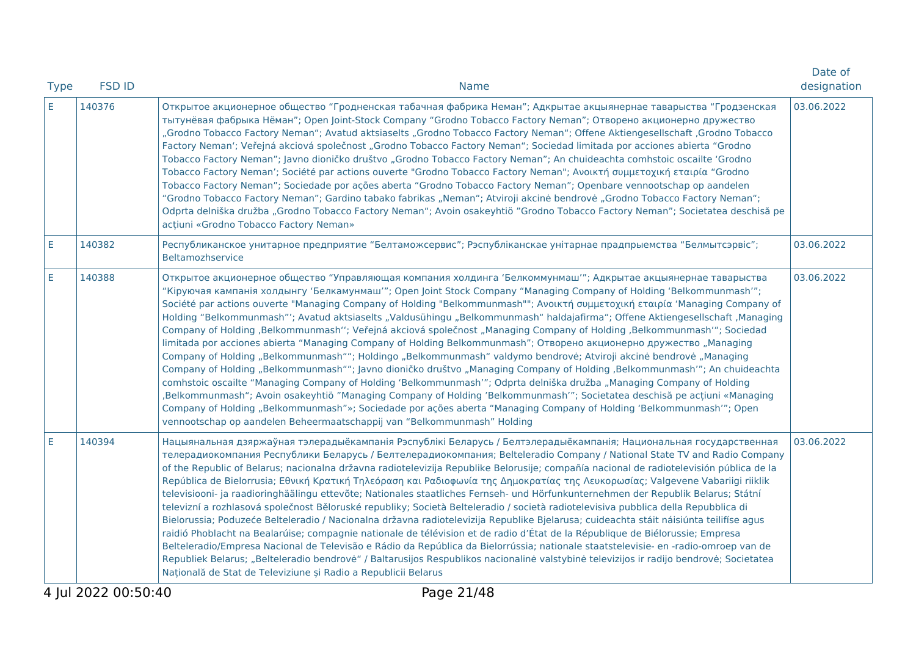| Type | FSD ID | Name | Date of designation |
|---|---|---|---|
| E | 140376 | Открытое акционерное общество “Гродненская табачная фабрика Неман”; Адкрытае акцыянернае таварыства “Гродзенская тытунёвая фабрыка Нёман”; Open Joint-Stock Company “Grodno Tobacco Factory Neman”; Отворено акционерно дружество „Grodno Tobacco Factory Neman“; Avatud aktsiaselts „Grodno Tobacco Factory Neman“; Offene Aktiengesellschaft ‚Grodno Tobacco Factory Neman‘; Veřejná akciová společnost „Grodno Tobacco Factory Neman“; Sociedad limitada por acciones abierta “Grodno Tobacco Factory Neman”; Javno dioničko društvo „Grodno Tobacco Factory Neman”; An chuideachta comhstoic oscailte ‘Grodno Tobacco Factory Neman’; Société par actions ouverte "Grodno Tobacco Factory Neman"; Ανοικτή συμμετοχική εταιρία “Grodno Tobacco Factory Neman”; Sociedade por ações aberta “Grodno Tobacco Factory Neman”; Openbare vennootschap op aandelen “Grodno Tobacco Factory Neman”; Gardino tabako fabrikas „Neman“; Atviroji akcinė bendrovė „Grodno Tobacco Factory Neman“; Odprta delniška družba „Grodno Tobacco Factory Neman“; Avoin osakeyhtiö ”Grodno Tobacco Factory Neman”; Societatea deschisă pe acțiuni «Grodno Tobacco Factory Neman» | 03.06.2022 |
| E | 140382 | Республиканское унитарное предприятие “Белтаможсервис”; Рэспубліканскае унітарнае прадпрыемства “Белмытсэрвіс”; Beltamozhservice | 03.06.2022 |
| E | 140388 | Открытое акционерное общество “Управляющая компания холдинга ‘Белкоммунмаш’”; Адкрытае акцыянернае таварыства “Кіруючая кампанія холдынгу ‘Белкамунмаш’”; Open Joint Stock Company “Managing Company of Holding ‘Belkommunmash’”; Société par actions ouverte "Managing Company of Holding "Belkommunmash""; Ανοικτή συμμετοχική εταιρία ‘Managing Company of Holding “Belkommunmash”’; Avatud aktsiaselts „Valdusühingu „Belkommunmash“ haldajafirma“; Offene Aktiengesellschaft ‚Managing Company of Holding ‚Belkommunmash‘‘; Veřejná akciová společnost „Managing Company of Holding ‚Belkommunmash‘“; Sociedad limitada por acciones abierta “Managing Company of Holding Belkommunmash”; Отворено акционерно дружество „Managing Company of Holding „Belkommunmash““; Holdingo „Belkommunmash“ valdymo bendrovė; Atviroji akcinė bendrovė „Managing Company of Holding „Belkommunmash““; Javno dioničko društvo „Managing Company of Holding ‚Belkommunmash’”; An chuideachta comhstoic oscailte “Managing Company of Holding ‘Belkommunmash’”; Odprta delniška družba „Managing Company of Holding ‚Belkommunmash“; Avoin osakeyhtiö ”Managing Company of Holding ’Belkommunmash’”; Societatea deschisă pe acțiuni «Managing Company of Holding „Belkommunmash”»; Sociedade por ações aberta “Managing Company of Holding ‘Belkommunmash’”; Open vennootschap op aandelen Beheermaatschappij van “Belkommunmash” Holding | 03.06.2022 |
| E | 140394 | Нацыянальная дзяржаўная тэлерадыёкампанія Рэспублікі Беларусь / Белтэлерадыёкампанія; Национальная государственная телерадиокомпания Республики Беларусь / Белтелерадиокомпания; Belteleradio Company / National State TV and Radio Company of the Republic of Belarus; nacionalna državna radiotelevizija Republike Belorusije; compañía nacional de radiotelevisión pública de la República de Bielorrusia; Εθνική Κρατική Τηλεόραση και Ραδιοφωνία της Δημοκρατίας της Λευκορωσίας; Valgevene Vabariigi riiklik televisiooni- ja raadioringhäälingu ettevõte; Nationales staatliches Fernseh- und Hörfunkunternehmen der Republik Belarus; Státní televizní a rozhlasová společnost Běloruské republiky; Società Belteleradio / società radiotelevisiva pubblica della Repubblica di Bielorussia; Poduzeće Belteleradio / Nacionalna državna radiotelevizija Republike Bjelarusa; cuideachta stáit náisiúnta teilifíse agus raidió Phoblacht na Bealarúise; compagnie nationale de télévision et de radio d’État de la République de Biélorussie; Empresa Belteleradio/Empresa Nacional de Televisão e Rádio da República da Bielorrússia; nationale staatstelevisie- en -radio-omroep van de Republiek Belarus; „Belteleradio bendrovė“ / Baltarusijos Respublikos nacionalinė valstybinė televizijos ir radijo bendrovė; Societatea Națională de Stat de Televiziune și Radio a Republicii Belarus | 03.06.2022 |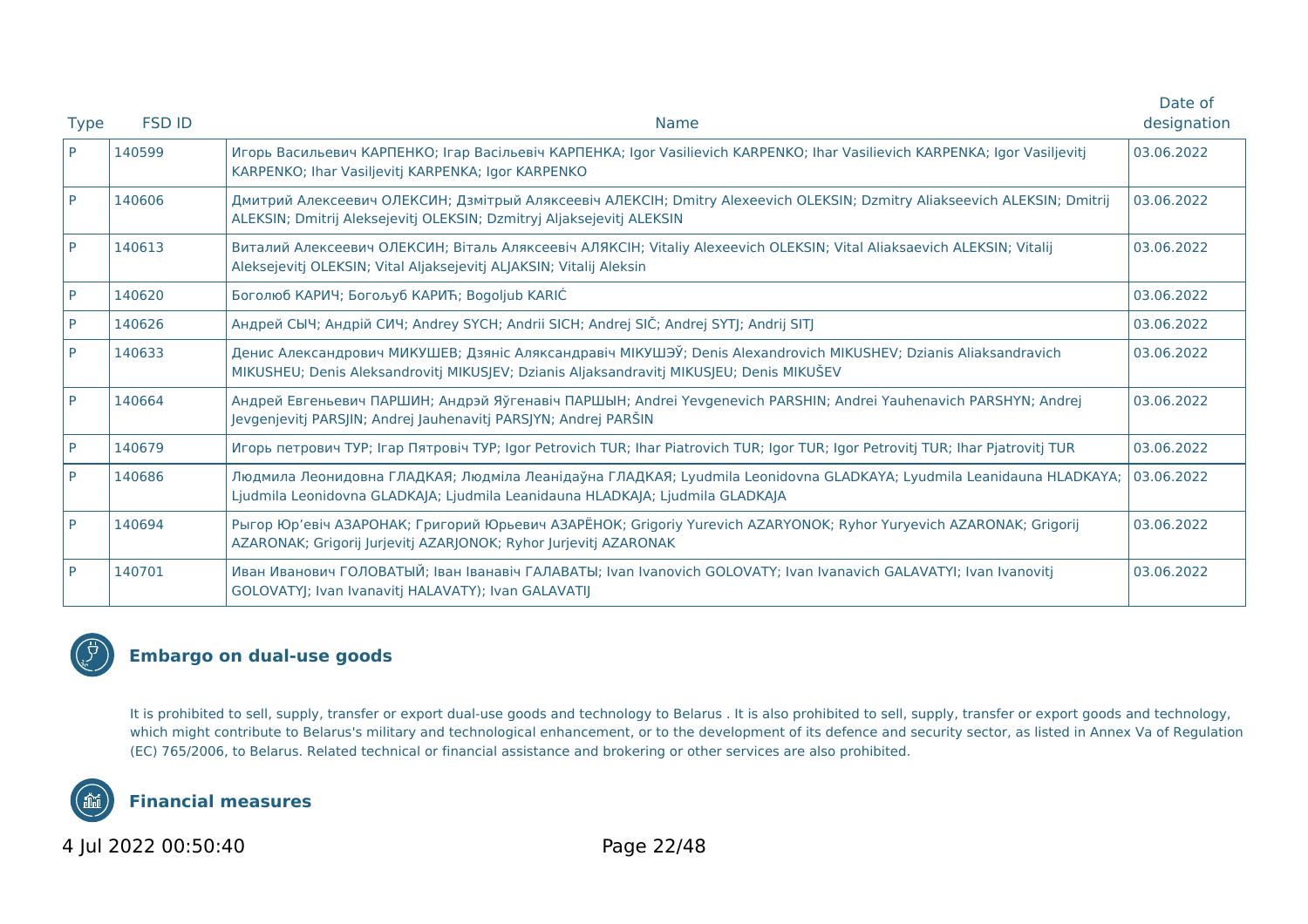| Type | FSD ID | Name | Date of designation |
|---|---|---|---|
| P | 140599 | Игорь Васильевич КАРПЕНКО; Ігар Васільевіч КАРПЕНКА; Igor Vasilievich KARPENKO; Ihar Vasilievich KARPENKA; Igor Vasiljevitj KARPENKO; Ihar Vasiljevitj KARPENKA; Igor KARPENKO | 03.06.2022 |
| P | 140606 | Дмитрий Алексеевич ОЛЕКСИН; Дзмітрый Аляксеевіч АЛЕКСІН; Dmitry Alexeevich OLEKSIN; Dzmitry Aliakseevich ALEKSIN; Dmitrij ALEKSIN; Dmitrij Aleksejevitj OLEKSIN; Dzmitryj Aljaksejevitj ALEKSIN | 03.06.2022 |
| P | 140613 | Виталий Алексеевич ОЛЕКСИН; Віталь Аляксеевіч АЛЯКСІН; Vitaliy Alexeevich OLEKSIN; Vital Aliaksaevich ALEKSIN; Vitalij Aleksejevitj OLEKSIN; Vital Aljaksejevitj ALJAKSIN; Vitalij Aleksin | 03.06.2022 |
| P | 140620 | Боголюб КАРИЧ; Богољуб КАРИЋ; Bogoljub KARIĆ | 03.06.2022 |
| P | 140626 | Андрей СЫЧ; Андрій СИЧ; Andrey SYCH; Andrii SICH; Andrej SIČ; Andrej SYTJ; Andrij SITJ | 03.06.2022 |
| P | 140633 | Денис Александрович МИКУШЕВ; Дзяніс Аляксандравіч МІКУШЭЎ; Denis Alexandrovich MIKUSHEV; Dzianis Aliaksandravich MIKUSHEU; Denis Aleksandrovitj MIKUSJEV; Dzianis Aljaksandravitj MIKUSJEU; Denis MIKUŠEV | 03.06.2022 |
| P | 140664 | Андрей Евгеньевич ПАРШИН; Андрэй Яўгенавіч ПАРШЫН; Andrei Yevgenevich PARSHIN; Andrei Yauhenavich PARSHYN; Andrej Jevgenjevitj PARSJIN; Andrej Jauhenavitj PARSJYN; Andrej PARŠIN | 03.06.2022 |
| P | 140679 | Игорь петрович ТУР; Ігар Пятровіч ТУР; Igor Petrovich TUR; Ihar Piatrovich TUR; Igor TUR; Igor Petrovitj TUR; Ihar Pjatrovitj TUR | 03.06.2022 |
| P | 140686 | Людмила Леонидовна ГЛАДКАЯ; Людміла Леанідаўна ГЛАДКАЯ; Lyudmila Leonidovna GLADKAYA; Lyudmila Leanidauna HLADKAYA; Ljudmila Leonidovna GLADKAJA; Ljudmila Leanidauna HLADKAJA; Ljudmila GLADKAJA | 03.06.2022 |
| P | 140694 | Рыгор Юр'евіч АЗАРОНАК; Григорий Юрьевич АЗАРЁНОК; Grigoriy Yurevich AZARYONOK; Ryhor Yuryevich AZARONAK; Grigorij AZARONAK; Grigorij Jurjevitj AZARJONOK; Ryhor Jurjevitj AZARONAK | 03.06.2022 |
| P | 140701 | Иван Иванович ГОЛОВАТЫЙ; Іван Іванавіч ГАЛАВАТЫ; Ivan Ivanovich GOLOVATY; Ivan Ivanavich GALAVATYI; Ivan Ivanovitj GOLOVATYJ; Ivan Ivanavitj HALAVATY); Ivan GALAVATIJ | 03.06.2022 |

## Embargo on dual-use goods

It is prohibited to sell, supply, transfer or export dual-use goods and technology to Belarus . It is also prohibited to sell, supply, transfer or export goods and technology, which might contribute to Belarus's military and technological enhancement, or to the development of its defence and security sector, as listed in Annex Va of Regulation (EC) 765/2006, to Belarus. Related technical or financial assistance and brokering or other services are also prohibited.

## Financial measures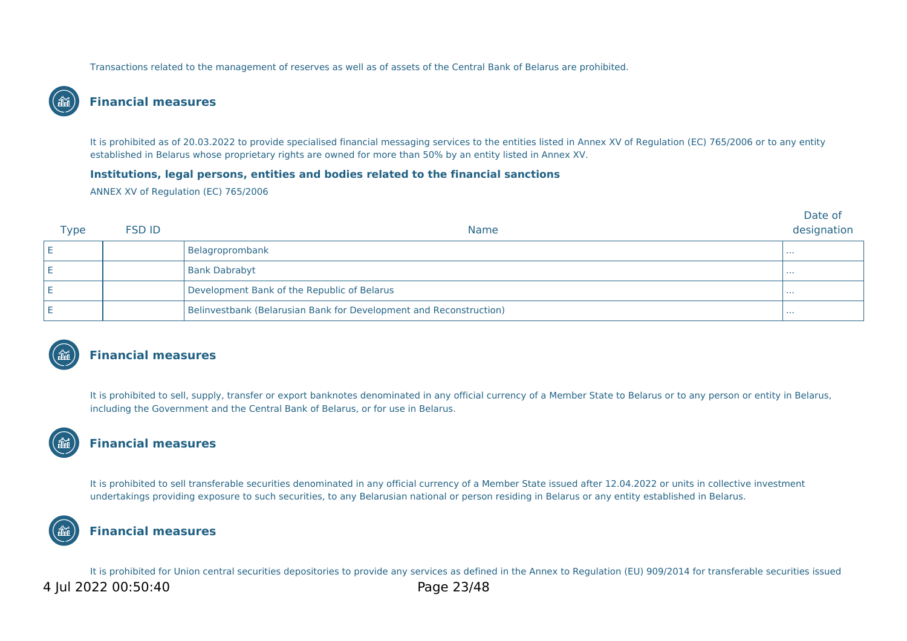Transactions related to the management of reserves as well as of assets of the Central Bank of Belarus are prohibited.

## Financial measures

It is prohibited as of 20.03.2022 to provide specialised financial messaging services to the entities listed in Annex XV of Regulation (EC) 765/2006 or to any entity established in Belarus whose proprietary rights are owned for more than 50% by an entity listed in Annex XV.

**Institutions, legal persons, entities and bodies related to the financial sanctions**

ANNEX XV of Regulation (EC) 765/2006

| Type | FSD ID | Name | Date of designation |
|---|---|---|---|
| E | | Belagroprombank | ... |
| E | | Bank Dabrabyt | ... |
| E | | Development Bank of the Republic of Belarus | ... |
| E | | Belinvestbank (Belarusian Bank for Development and Reconstruction) | ... |

## Financial measures

It is prohibited to sell, supply, transfer or export banknotes denominated in any official currency of a Member State to Belarus or to any person or entity in Belarus, including the Government and the Central Bank of Belarus, or for use in Belarus.

## Financial measures

It is prohibited to sell transferable securities denominated in any official currency of a Member State issued after 12.04.2022 or units in collective investment undertakings providing exposure to such securities, to any Belarusian national or person residing in Belarus or any entity established in Belarus.

## Financial measures

It is prohibited for Union central securities depositories to provide any services as defined in the Annex to Regulation (EU) 909/2014 for transferable securities issued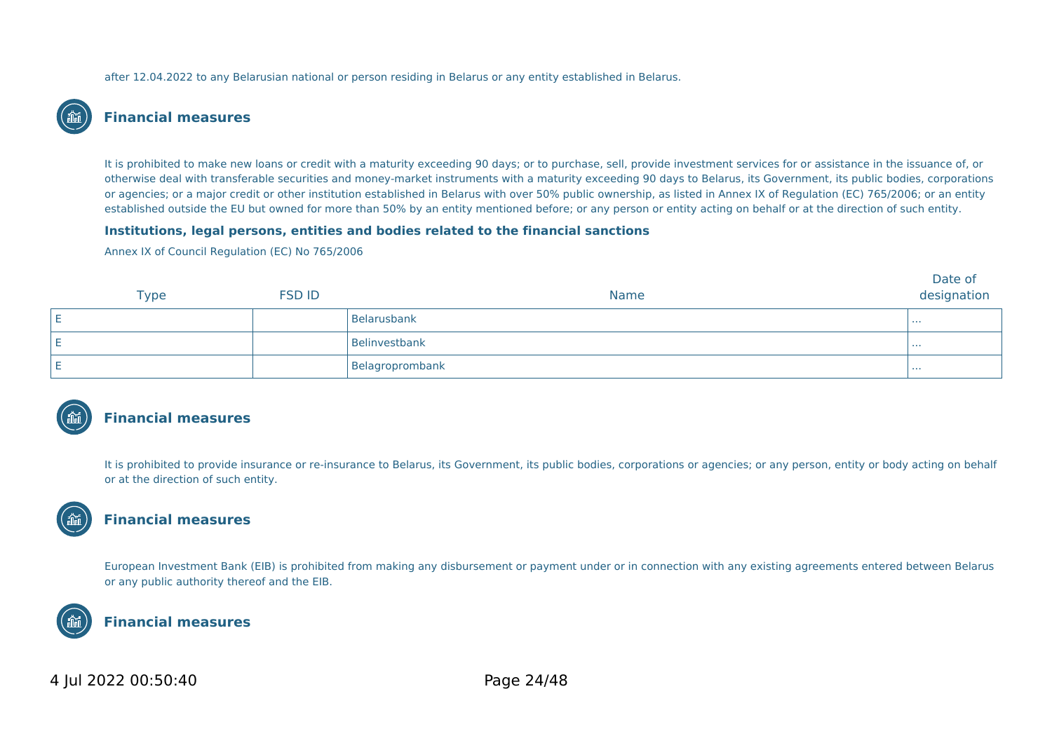after 12.04.2022 to any Belarusian national or person residing in Belarus or any entity established in Belarus.

## Financial measures

It is prohibited to make new loans or credit with a maturity exceeding 90 days; or to purchase, sell, provide investment services for or assistance in the issuance of, or otherwise deal with transferable securities and money-market instruments with a maturity exceeding 90 days to Belarus, its Government, its public bodies, corporations or agencies; or a major credit or other institution established in Belarus with over 50% public ownership, as listed in Annex IX of Regulation (EC) 765/2006; or an entity established outside the EU but owned for more than 50% by an entity mentioned before; or any person or entity acting on behalf or at the direction of such entity.

### Institutions, legal persons, entities and bodies related to the financial sanctions

Annex IX of Council Regulation (EC) No 765/2006

| Type | FSD ID | Name | Date of designation |
|---|---|---|---|
| E | | Belarusbank | ... |
| E | | Belinvestbank | ... |
| E | | Belagroprombank | ... |

## Financial measures

It is prohibited to provide insurance or re-insurance to Belarus, its Government, its public bodies, corporations or agencies; or any person, entity or body acting on behalf or at the direction of such entity.

## Financial measures

European Investment Bank (EIB) is prohibited from making any disbursement or payment under or in connection with any existing agreements entered between Belarus or any public authority thereof and the EIB.

## Financial measures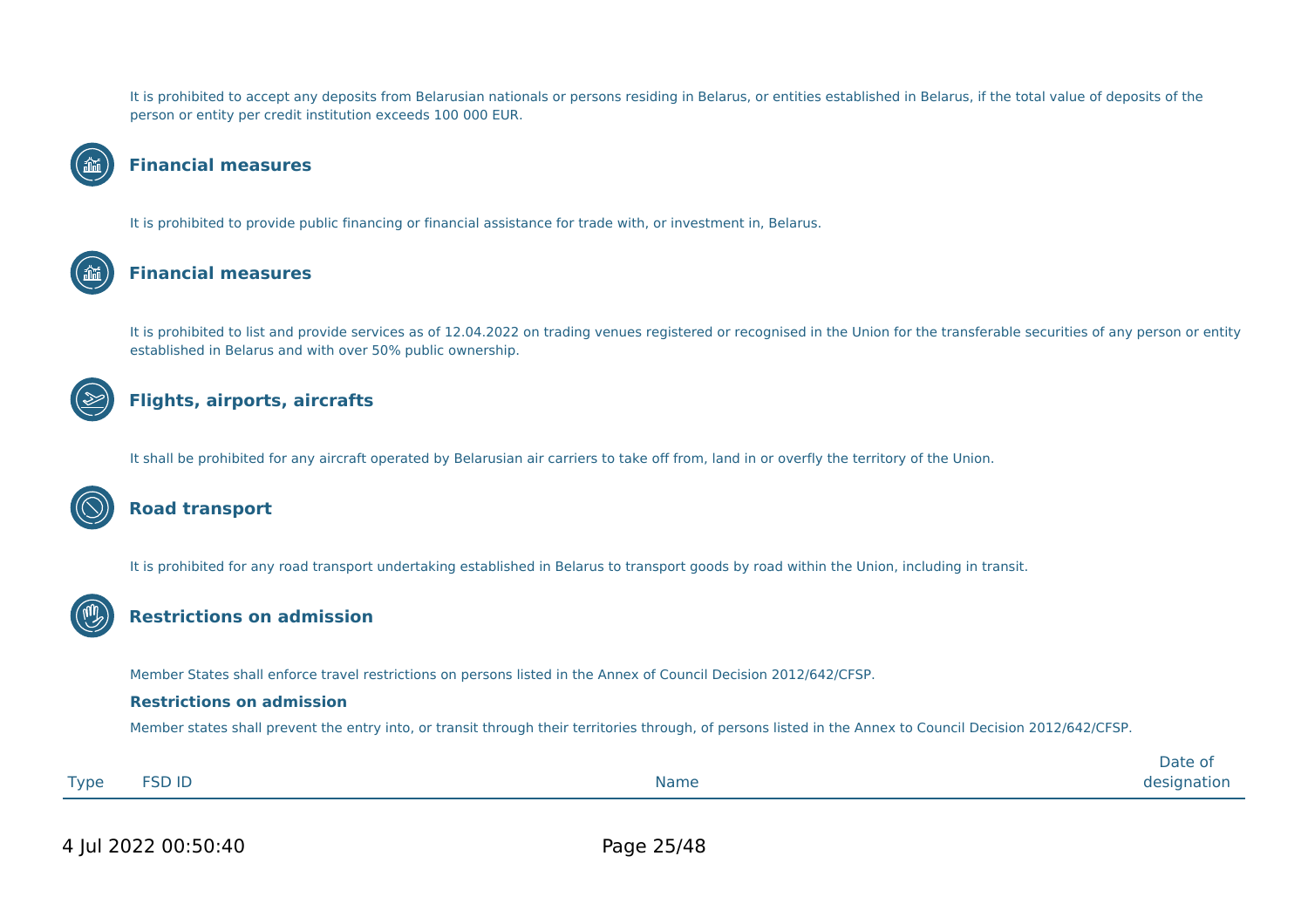It is prohibited to accept any deposits from Belarusian nationals or persons residing in Belarus, or entities established in Belarus, if the total value of deposits of the person or entity per credit institution exceeds 100 000 EUR.

## Financial measures

It is prohibited to provide public financing or financial assistance for trade with, or investment in, Belarus.

## Financial measures

It is prohibited to list and provide services as of 12.04.2022 on trading venues registered or recognised in the Union for the transferable securities of any person or entity established in Belarus and with over 50% public ownership.

## Flights, airports, aircrafts

It shall be prohibited for any aircraft operated by Belarusian air carriers to take off from, land in or overfly the territory of the Union.

## Road transport

It is prohibited for any road transport undertaking established in Belarus to transport goods by road within the Union, including in transit.

## Restrictions on admission

Member States shall enforce travel restrictions on persons listed in the Annex of Council Decision 2012/642/CFSP.

**Restrictions on admission**

Member states shall prevent the entry into, or transit through their territories through, of persons listed in the Annex to Council Decision 2012/642/CFSP.

| Type | FSD ID | Name | Date of designation |
|---|---|---|---|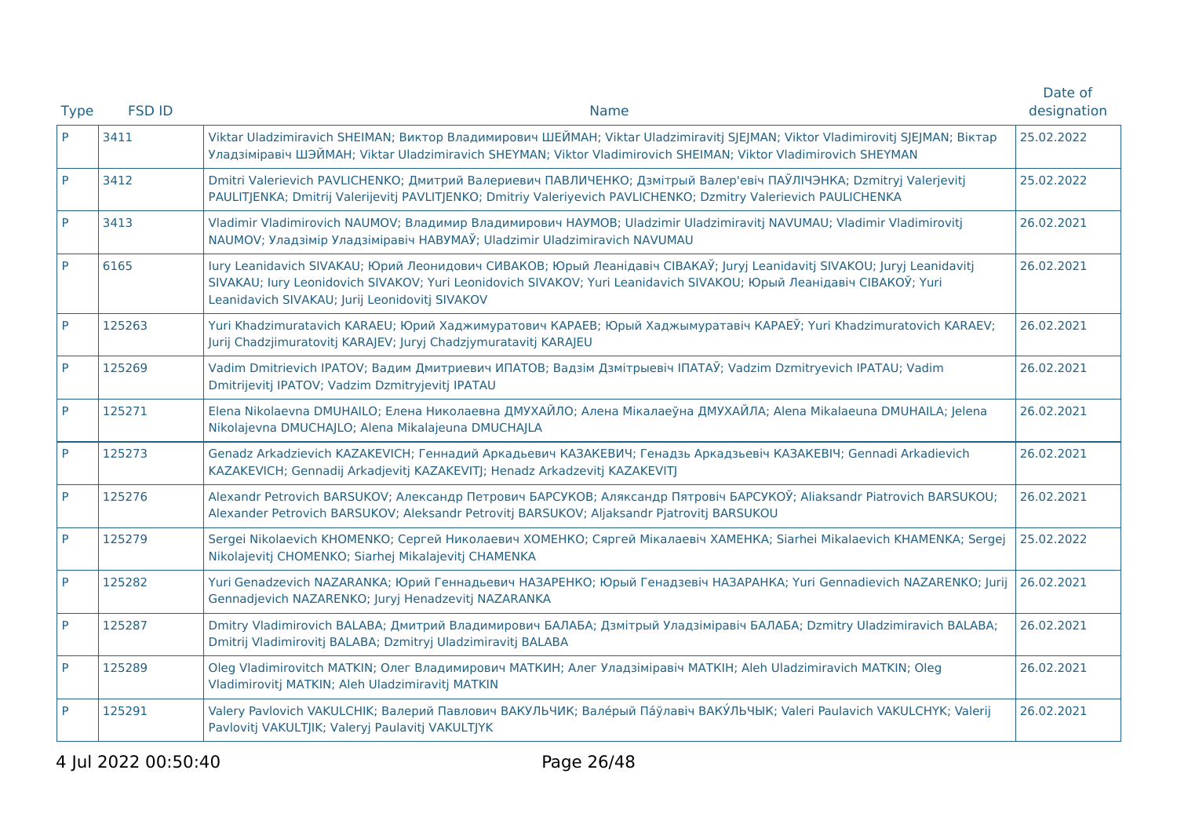| Type | FSD ID | Name | Date of designation |
| --- | --- | --- | --- |
| P | 3411 | Viktar Uladzimiravich SHEIMAN; Виктор Владимирович ШЕЙМАН; Viktar Uladzimiravitj SJEJMAN; Viktor Vladimirovitj SJEJMAN; Віктар Уладзіміравіч ШЭЙМАН; Viktar Uladzimiravich SHEYMAN; Viktor Vladimirovich SHEIMAN; Viktor Vladimirovich SHEYMAN | 25.02.2022 |
| P | 3412 | Dmitri Valerievich PAVLICHENKO; Дмитрий Валериевич ПАВЛИЧЕНКО; Дзмітрый Валер'евіч ПАЎЛІЧЭНКА; Dzmitryj Valerjevitj PAULITJENKA; Dmitrij Valerijevitj PAVLITJENKO; Dmitriy Valeriyevich PAVLICHENKO; Dzmitry Valerievich PAULICHENKA | 25.02.2022 |
| P | 3413 | Vladimir Vladimirovich NAUMOV; Владимир Владимирович НАУМОВ; Uladzimir Uladzimiravitj NAVUMAU; Vladimir Vladimirovitj NAUMOV; Уладзімір Уладзіміравіч НАВУМАЎ; Uladzimir Uladzimiravich NAVUMAU | 26.02.2021 |
| P | 6165 | Iury Leanidavich SIVAKAU; Юрий Леонидович СИВАКОВ; Юрый Леанідавіч СІВАКАЎ; Juryj Leanidavitj SIVAKOU; Juryj Leanidavitj SIVAKAU; Iury Leonidovich SIVAKOV; Yuri Leonidovich SIVAKOV; Yuri Leanidavich SIVAKOU; Юрый Леанідавіч СІВАКОЎ; Yuri Leanidavich SIVAKAU; Jurij Leonidovitj SIVAKOV | 26.02.2021 |
| P | 125263 | Yuri Khadzimuratavich KARAEU; Юрий Хаджимуратович КАРАЕВ; Юрый Хаджымуратавіч КАРАЕЎ; Yuri Khadzimuratovich KARAEV; Jurij Chadzjimuratovitj KARAJEV; Juryj Chadzjymuratavitj KARAJEU | 26.02.2021 |
| P | 125269 | Vadim Dmitrievich IPATOV; Вадим Дмитриевич ИПАТОВ; Вадзім Дзмітрыевіч ІПАТАЎ; Vadzim Dzmitryevich IPATAU; Vadim Dmitrijevitj IPATOV; Vadzim Dzmitryjevitj IPATAU | 26.02.2021 |
| P | 125271 | Elena Nikolaevna DMUHAILO; Елена Николаевна ДМУХАЙЛО; Алена Мікалаеўна ДМУХАЙЛА; Alena Mikalaeuna DMUHAILA; Jelena Nikolajevna DMUCHAJLO; Alena Mikalajeuna DMUCHAJLA | 26.02.2021 |
| P | 125273 | Genadz Arkadzievich KAZAKEVICH; Геннадий Аркадьевич КАЗАКЕВИЧ; Генадзь Аркадзьевіч КАЗАКЕВІЧ; Gennadi Arkadievich KAZAKEVICH; Gennadij Arkadjevitj KAZAKEVITJ; Henadz Arkadzevitj KAZAKEVITJ | 26.02.2021 |
| P | 125276 | Alexandr Petrovich BARSUKOV; Александр Петрович БАРСУКОВ; Аляксандр Пятровіч БАРСУКОЎ; Aliaksandr Piatrovich BARSUKOU; Alexander Petrovich BARSUKOV; Aleksandr Petrovitj BARSUKOV; Aljaksandr Pjatrovitj BARSUKOU | 26.02.2021 |
| P | 125279 | Sergei Nikolaevich KHOMENKO; Сергей Николаевич ХОМЕНКО; Сяргей Мікалаевіч ХАМЕНКА; Siarhei Mikalaevich KHAMENKA; Sergej Nikolajevitj CHOMENKO; Siarhej Mikalajevitj CHAMENKA | 25.02.2022 |
| P | 125282 | Yuri Genadzevich NAZARANKA; Юрий Геннадьевич НАЗАРЕНКО; Юрый Генадзевіч НАЗАРАНКА; Yuri Gennadievich NAZARENKO; Jurij Gennadjevich NAZARENKO; Juryj Henadzevitj NAZARANKA | 26.02.2021 |
| P | 125287 | Dmitry Vladimirovich BALABA; Дмитрий Владимирович БАЛАБА; Дзмітрый Уладзіміравіч БАЛАБА; Dzmitry Uladzimiravich BALABA; Dmitrij Vladimirovitj BALABA; Dzmitryj Uladzimiravitj BALABA | 26.02.2021 |
| P | 125289 | Oleg Vladimirovitch MATKIN; Олег Владимирович МАТКИН; Алег Уладзіміравіч МАТКІН; Aleh Uladzimiravich MATKIN; Oleg Vladimirovitj MATKIN; Aleh Uladzimiravitj MATKIN | 26.02.2021 |
| P | 125291 | Valery Pavlovich VAKULCHIK; Валерий Павлович ВАКУЛЬЧИК; Вале́рый Па́ўлавіч ВАКУ́ЛЬЧЫК; Valeri Paulavich VAKULCHYK; Valerij Pavlovitj VAKULTJIK; Valeryj Paulavitj VAKULTJYK | 26.02.2021 |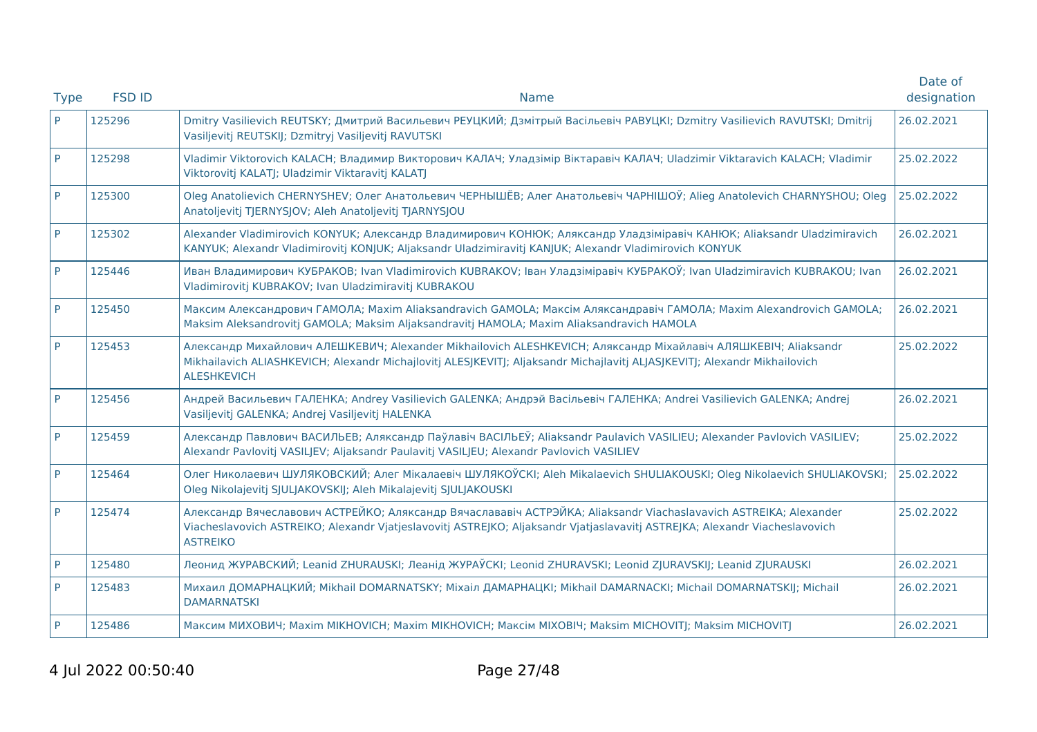| Type | FSD ID | Name | Date of designation |
|---|---|---|---|
| P | 125296 | Dmitry Vasilievich REUTSKY; Дмитрий Васильевич РЕУЦКИЙ; Дзмітрый Васільевіч РАВУЦКІ; Dzmitry Vasilievich RAVUTSKI; Dmitrij Vasiljevitj REUTSKIJ; Dzmitryj Vasiljevitj RAVUTSKI | 26.02.2021 |
| P | 125298 | Vladimir Viktorovich KALACH; Владимир Викторович КАЛАЧ; Уладзімір Віктаравіч КАЛАЧ; Uladzimir Viktaravich KALACH; Vladimir Viktorovitj KALATJ; Uladzimir Viktaravitj KALATJ | 25.02.2022 |
| P | 125300 | Oleg Anatolievich CHERNYSHEV; Олег Анатольевич ЧЕРНЫШЁВ; Алег Анатольевіч ЧАРНІШОЎ; Alieg Anatolevich CHARNYSHOU; Oleg Anatoljevitj TJERNYSJOV; Aleh Anatoljevitj TJARNYSJOU | 25.02.2022 |
| P | 125302 | Alexander Vladimirovich KONYUK; Александр Владимирович КОНЮК; Аляксандр Уладзіміравіч КАНЮК; Aliaksandr Uladzimiravich KANYUK; Alexandr Vladimirovitj KONJUK; Aljaksandr Uladzimiravitj KANJUK; Alexandr Vladimirovich KONYUK | 26.02.2021 |
| P | 125446 | Иван Владимирович КУБРАКОВ; Ivan Vladimirovich KUBRAKOV; Іван Уладзіміравіч КУБРАКОЎ; Ivan Uladzimiravich KUBRAKOU; Ivan Vladimirovitj KUBRAKOV; Ivan Uladzimiravitj KUBRAKOU | 26.02.2021 |
| P | 125450 | Максим Александрович ГАМОЛА; Maxim Aliaksandravich GAMOLA; Максім Аляксандравіч ГАМОЛА; Maxim Alexandrovich GAMOLA; Maksim Aleksandrovitj GAMOLA; Maksim Aljaksandravitj HAMOLA; Maxim Aliaksandravich HAMOLA | 26.02.2021 |
| P | 125453 | Александр Михайлович АЛЕШКЕВИЧ; Alexander Mikhailovich ALESHKEVICH; Аляксандр Міхайлавіч АЛЯШКЕВІЧ; Aliaksandr Mikhailavich ALIASHKEVICH; Alexandr Michajlovitj ALESJKEVITJ; Aljaksandr Michajlavitj ALJASJKEVITJ; Alexandr Mikhailovich ALESHKEVICH | 25.02.2022 |
| P | 125456 | Андрей Васильевич ГАЛЕНКА; Andrey Vasilievich GALENKA; Андрэй Васільевіч ГАЛЕНКА; Andrei Vasilievich GALENKA; Andrej Vasiljevitj GALENKA; Andrej Vasiljevitj HALENKA | 26.02.2021 |
| P | 125459 | Александр Павлович ВАСИЛЬЕВ; Аляксандр Паўлавіч ВАСІЛЬЕЎ; Aliaksandr Paulavich VASILIEU; Alexander Pavlovich VASILIEV; Alexandr Pavlovitj VASILJEV; Aljaksandr Paulavitj VASILJEU; Alexandr Pavlovich VASILIEV | 25.02.2022 |
| P | 125464 | Олег Николаевич ШУЛЯКОВСКИЙ; Алег Мікалаевіч ШУЛЯКОЎСКІ; Aleh Mikalaevich SHULIAKOUSKI; Oleg Nikolaevich SHULIAKOVSKI; Oleg Nikolajevitj SJULJAKOVSKIJ; Aleh Mikalajevitj SJULJAKOUSKI | 25.02.2022 |
| P | 125474 | Александр Вячеславович АСТРЕЙКО; Аляксандр Вячаслававіч АСТРЭЙКА; Aliaksandr Viachaslavavich ASTREIKA; Alexander Viacheslavovich ASTREIKO; Alexandr Vjatjeslavovitj ASTREJKO; Aljaksandr Vjatjaslavavitj ASTREJKA; Alexandr Viacheslavovich ASTREIKO | 25.02.2022 |
| P | 125480 | Леонид ЖУРАВСКИЙ; Leanid ZHURAUSKI; Леанід ЖУРАЎСКІ; Leonid ZHURAVSKI; Leonid ZJURAVSKIJ; Leanid ZJURAUSKI | 26.02.2021 |
| P | 125483 | Михаил ДОМАРНАЦКИЙ; Mikhail DOMARNATSKY; Міхаіл ДАМАРНАЦКІ; Mikhail DAMARNACKI; Michail DOMARNATSKIJ; Michail DAMARNATSKI | 26.02.2021 |
| P | 125486 | Максим МИХОВИЧ; Maxim MIKHOVICH; Maxim MIKHOVICH; Максім МІХОВІЧ; Maksim MICHOVITJ; Maksim MICHOVITJ | 26.02.2021 |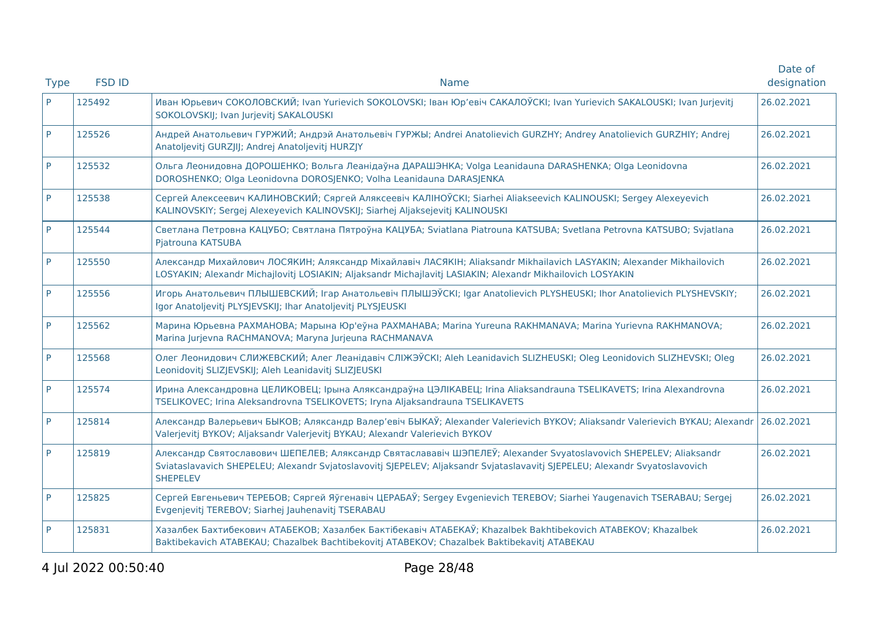| Type | FSD ID | Name | Date of designation |
| --- | --- | --- | --- |
| P | 125492 | Иван Юрьевич СОКОЛОВСКИЙ; Ivan Yurievich SOKOLOVSKI; Іван Юр'евіч САКАЛОЎСКІ; Ivan Yurievich SAKALOUSKI; Ivan Jurjevitj SOKOLOVSKIJ; Ivan Jurjevitj SAKALOUSKI | 26.02.2021 |
| P | 125526 | Андрей Анатольевич ГУРЖИЙ; Андрэй Анатольевіч ГУРЖЫ; Andrei Anatolievich GURZHY; Andrey Anatolievich GURZHIY; Andrej Anatoljevitj GURZJIJ; Andrej Anatoljevitj HURZJY | 26.02.2021 |
| P | 125532 | Ольга Леонидовна ДОРОШЕНКО; Вольга Леанідаўна ДАРАШЭНКА; Volga Leanidauna DARASHENKA; Olga Leonidovna DOROSHENKO; Olga Leonidovna DOROSJENKO; Volha Leanidauna DARASJENKA | 26.02.2021 |
| P | 125538 | Сергей Алексеевич КАЛИНОВСКИЙ; Сяргей Аляксеевіч КАЛІНОЎСКІ; Siarhei Aliakseevich KALINOUSKI; Sergey Alexeyevich KALINOVSKIY; Sergej Alexeyevich KALINOVSKIJ; Siarhej Aljaksejevitj KALINOUSKI | 26.02.2021 |
| P | 125544 | Светлана Петровна КАЦУБО; Святлана Пятроўна КАЦУБА; Sviatlana Piatrouna KATSUBA; Svetlana Petrovna KATSUBO; Svjatlana Pjatrouna KATSUBA | 26.02.2021 |
| P | 125550 | Александр Михайлович ЛОСЯКИН; Аляксандр Міхайлавіч ЛАСЯКІН; Aliaksandr Mikhailavich LASYAKIN; Alexander Mikhailovich LOSYAKIN; Alexandr Michajlovitj LOSIAKIN; Aljaksandr Michajlavitj LASIAKIN; Alexandr Mikhailovich LOSYAKIN | 26.02.2021 |
| P | 125556 | Игорь Анатольевич ПЛЫШЕВСКИЙ; Ігар Анатольевіч ПЛЫШЭЎСКІ; Igar Anatolievich PLYSHEUSKI; Ihor Anatolievich PLYSHEVSKIY; Igor Anatoljevitj PLYSJEVSKIJ; Ihar Anatoljevitj PLYSJEUSKI | 26.02.2021 |
| P | 125562 | Марина Юрьевна РАХМАНОВА; Марына Юр'еўна РАХМАНАВА; Marina Yureuna RAKHMANAVA; Marina Yurievna RAKHMANOVA; Marina Jurjevna RACHMANOVA; Maryna Jurjeuna RACHMANAVA | 26.02.2021 |
| P | 125568 | Олег Леонидович СЛИЖЕВСКИЙ; Алег Леанідавіч СЛІЖЭЎСКІ; Aleh Leanidavich SLIZHEUSKI; Oleg Leonidovich SLIZHEVSKI; Oleg Leonidovitj SLIZJEVSKIJ; Aleh Leanidavitj SLIZJEUSKI | 26.02.2021 |
| P | 125574 | Ирина Александровна ЦЕЛИКОВЕЦ; Ірына Аляксандраўна ЦЭЛІКАВЕЦ; Irina Aliaksandrauna TSELIKAVETS; Irina Alexandrovna TSELIKOVEC; Irina Aleksandrovna TSELIKOVETS; Iryna Aljaksandrauna TSELIKAVETS | 26.02.2021 |
| P | 125814 | Александр Валерьевич БЫКОВ; Аляксандр Валер'евіч БЫКАЎ; Alexander Valerievich BYKOV; Aliaksandr Valerievich BYKAU; Alexandr Valerjevitj BYKOV; Aljaksandr Valerjevitj BYKAU; Alexandr Valerievich BYKOV | 26.02.2021 |
| P | 125819 | Александр Святославович ШЕПЕЛЕВ; Аляксандр Святаслававіч ШЭПЕЛЕЎ; Alexander Svyatoslavovich SHEPELEV; Aliaksandr Sviataslavavich SHEPELEU; Alexandr Svjatoslavovitj SJEPELEV; Aljaksandr Svjataslavavitj SJEPELEU; Alexandr Svyatoslavovich SHEPELEV | 26.02.2021 |
| P | 125825 | Сергей Евгеньевич ТЕРЕБОВ; Сяргей Яўгенавіч ЦЕРАБАЎ; Sergey Evgenievich TEREBOV; Siarhei Yaugenavich TSERABAU; Sergej Evgenjevitj TEREBOV; Siarhej Jauhenavitj TSERABAU | 26.02.2021 |
| P | 125831 | Хазалбек Бахтибекович АТАБЕКОВ; Хазалбек Бактібекавіч АТАБЕКАЎ; Khazalbek Bakhtibekovich ATABEKOV; Khazalbek Baktibekavich ATABEKAU; Chazalbek Bachtibekovitj ATABEKOV; Chazalbek Baktibekavitj ATABEKAU | 26.02.2021 |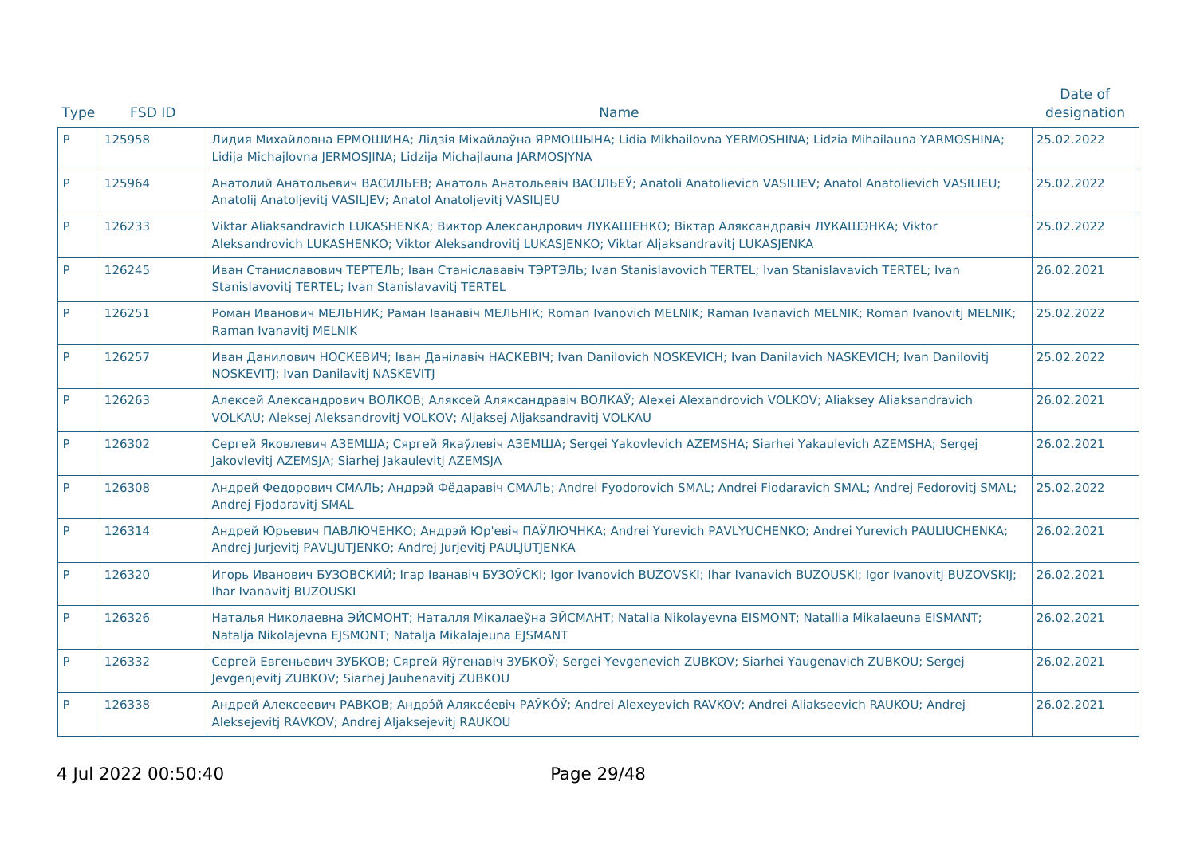| Type | FSD ID | Name | Date of designation |
|---|---|---|---|
| P | 125958 | Лидия Михайловна ЕРМОШИНА; Лідзія Міхайлаўна ЯРМОШЫНА; Lidia Mikhailovna YERMOSHINA; Lidzia Mihailauna YARMOSHINA; Lidija Michajlovna JERMOSJINA; Lidzija Michajlauna JARMOSJYNA | 25.02.2022 |
| P | 125964 | Анатолий Анатольевич ВАСИЛЬЕВ; Анатоль Анатольевіч ВАСІЛЬЕЎ; Anatoli Anatolievich VASILIEV; Anatol Anatolievich VASILIEU; Anatolij Anatoljevitj VASILJEV; Anatol Anatoljevitj VASILJEU | 25.02.2022 |
| P | 126233 | Viktar Aliaksandravich LUKASHENKA; Виктор Александрович ЛУКАШЕНКО; Віктар Аляксандравіч ЛУКАШЭНКА; Viktor Aleksandrovich LUKASHENKO; Viktor Aleksandrovitj LUKASJENKO; Viktar Aljaksandravitj LUKASJENKA | 25.02.2022 |
| P | 126245 | Иван Станиславович ТЕРТЕЛЬ; Іван Станіслававіч ТЭРТЭЛЬ; Ivan Stanislavovich TERTEL; Ivan Stanislavavich TERTEL; Ivan Stanislavovitj TERTEL; Ivan Stanislavavitj TERTEL | 26.02.2021 |
| P | 126251 | Роман Иванович МЕЛЬНИК; Раман Іванавіч МЕЛЬНІК; Roman Ivanovich MELNIK; Raman Ivanavich MELNIK; Roman Ivanovitj MELNIK; Raman Ivanavitj MELNIK | 25.02.2022 |
| P | 126257 | Иван Данилович НОСКЕВИЧ; Іван Данілавіч НАСКЕВІЧ; Ivan Danilovich NOSKEVICH; Ivan Danilavich NASKEVICH; Ivan Danilovitj NOSKEVITJ; Ivan Danilavitj NASKEVITJ | 25.02.2022 |
| P | 126263 | Алексей Александрович ВОЛКОВ; Аляксей Аляксандравіч ВОЛКАЎ; Alexei Alexandrovich VOLKOV; Aliaksey Aliaksandravich VOLKAU; Aleksej Aleksandrovitj VOLKOV; Aljaksej Aljaksandravitj VOLKAU | 26.02.2021 |
| P | 126302 | Сергей Яковлевич АЗЕМША; Сяргей Якаўлевіч АЗЕМША; Sergei Yakovlevich AZEMSHA; Siarhei Yakaulevich AZEMSHA; Sergej Jakovlevitj AZEMSJA; Siarhej Jakaulevitj AZEMSJA | 26.02.2021 |
| P | 126308 | Андрей Федорович СМАЛЬ; Андрэй Фёдаравіч СМАЛЬ; Andrei Fyodorovich SMAL; Andrei Fiodaravich SMAL; Andrej Fedorovitj SMAL; Andrej Fjodaravitj SMAL | 25.02.2022 |
| P | 126314 | Андрей Юрьевич ПАВЛЮЧЕНКО; Андрэй Юр'евіч ПАЎЛЮЧНКА; Andrei Yurevich PAVLYUCHENKO; Andrei Yurevich PAULIUCHENKA; Andrej Jurjevitj PAVLJUTJENKO; Andrej Jurjevitj PAULJUTJENKA | 26.02.2021 |
| P | 126320 | Игорь Иванович БУЗОВСКИЙ; Ігар Іванавіч БУЗОЎСКІ; Igor Ivanovich BUZOVSKI; Ihar Ivanavich BUZOUSKI; Igor Ivanovitj BUZOVSKIJ; Ihar Ivanavitj BUZOUSKI | 26.02.2021 |
| P | 126326 | Наталья Николаевна ЭЙСМОНТ; Наталля Мікалаеўна ЭЙСМАНТ; Natalia Nikolayevna EISMONT; Natallia Mikalaeuna EISMANT; Natalja Nikolajevna EJSMONT; Natalja Mikalajeuna EJSMANT | 26.02.2021 |
| P | 126332 | Сергей Евгеньевич ЗУБКОВ; Сяргей Яўгенавіч ЗУБКОЎ; Sergei Yevgenevich ZUBKOV; Siarhei Yaugenavich ZUBKOU; Sergej Jevgenjevitj ZUBKOV; Siarhej Jauhenavitj ZUBKOU | 26.02.2021 |
| P | 126338 | Андрей Алексеевич РАВКОВ; Андрэ́й Аляксе́евіч РАЎКО́Ў; Andrei Alexeyevich RAVKOV; Andrei Aliakseevich RAUKOU; Andrej Aleksejevitj RAVKOV; Andrej Aljaksejevitj RAUKOU | 26.02.2021 |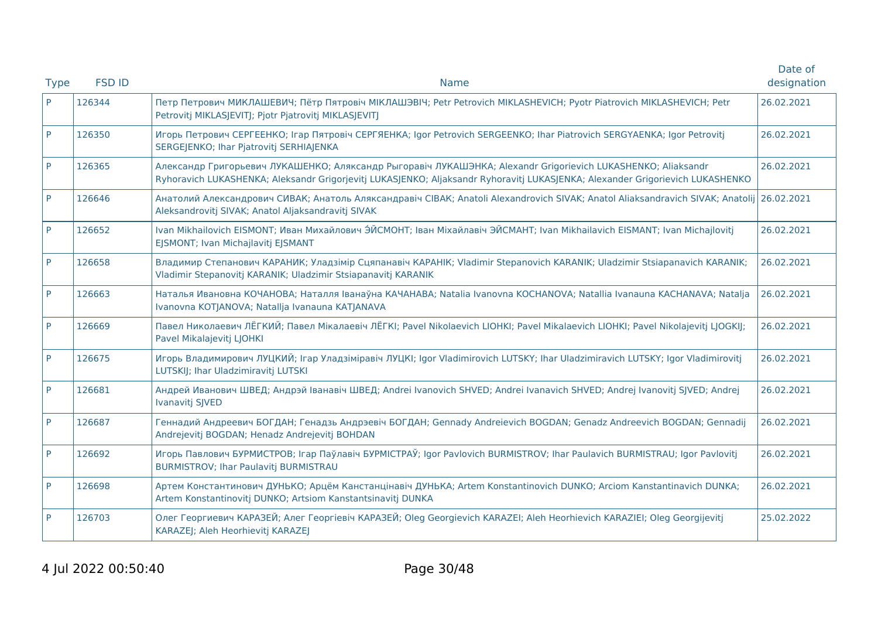| Type | FSD ID | Name | Date of designation |
|---|---|---|---|
| P | 126344 | Петр Петрович МИКЛАШЕВИЧ; Пётр Пятровіч МІКЛАШЭВІЧ; Petr Petrovich MIKLASHEVICH; Pyotr Piatrovich MIKLASHEVICH; Petr Petrovitj MIKLASJEVITJ; Pjotr Pjatrovitj MIKLASJEVITJ | 26.02.2021 |
| P | 126350 | Игорь Петрович СЕРГЕЕНКО; Ігар Пятровіч СЕРГЯЕНКА; Igor Petrovich SERGEENKO; Ihar Piatrovich SERGYAENKA; Igor Petrovitj SERGEJENKO; Ihar Pjatrovitj SERHIAJENKA | 26.02.2021 |
| P | 126365 | Александр Григорьевич ЛУКАШЕНКО; Аляксандр Рыгоравіч ЛУКАШЭНКА; Alexandr Grigorievich LUKASHENKO; Aliaksandr Ryhoravich LUKASHENKA; Aleksandr Grigorjevitj LUKASJENKO; Aljaksandr Ryhoravitj LUKASJENKA; Alexander Grigorievich LUKASHENKO | 26.02.2021 |
| P | 126646 | Анатолий Александрович СИВАК; Анатоль Аляксандравіч СІВАК; Anatoli Alexandrovich SIVAK; Anatol Aliaksandravich SIVAK; Anatolij Aleksandrovitj SIVAK; Anatol Aljaksandravitj SIVAK | 26.02.2021 |
| P | 126652 | Ivan Mikhailovich EISMONT; Иван Михайлович Э́ЙСМОНТ; Іван Міхайлавіч ЭЙСМАНТ; Ivan Mikhailavich EISMANT; Ivan Michajlovitj EJSMONT; Ivan Michajlavitj EJSMANT | 26.02.2021 |
| P | 126658 | Владимир Степанович КАРАНИК; Уладзімір Сцяпанавіч КАРАНІК; Vladimir Stepanovich KARANIK; Uladzimir Stsiapanavich KARANIK; Vladimir Stepanovitj KARANIK; Uladzimir Stsiapanavitj KARANIK | 26.02.2021 |
| P | 126663 | Наталья Ивановна КОЧАНОВА; Наталля Іванаўна КАЧАНАВА; Natalia Ivanovna KOCHANOVA; Natallia Ivanauna KACHANAVA; Natalja Ivanovna KOTJANOVA; Natallja Ivanauna KATJANAVA | 26.02.2021 |
| P | 126669 | Павел Николаевич ЛЁГКИЙ; Павел Мікалаевіч ЛЁГКІ; Pavel Nikolaevich LIOHKI; Pavel Mikalaevich LIOHKI; Pavel Nikolajevitj LJOGKIJ; Pavel Mikalajevitj LJOHKI | 26.02.2021 |
| P | 126675 | Игорь Владимирович ЛУЦКИЙ; Ігар Уладзіміравіч ЛУЦКІ; Igor Vladimirovich LUTSKY; Ihar Uladzimiravich LUTSKY; Igor Vladimirovitj LUTSKIJ; Ihar Uladzimiravitj LUTSKI | 26.02.2021 |
| P | 126681 | Андрей Иванович ШВЕД; Андрэй Іванавіч ШВЕД; Andrei Ivanovich SHVED; Andrei Ivanavich SHVED; Andrej Ivanovitj SJVED; Andrej Ivanavitj SJVED | 26.02.2021 |
| P | 126687 | Геннадий Андреевич БОГДАН; Генадзь Андрэевіч БОГДАН; Gennady Andreievich BOGDAN; Genadz Andreevich BOGDAN; Gennadij Andrejevitj BOGDAN; Henadz Andrejevitj BOHDAN | 26.02.2021 |
| P | 126692 | Игорь Павлович БУРМИСТРОВ; Ігар Паўлавіч БУРМІСТРАЎ; Igor Pavlovich BURMISTROV; Ihar Paulavich BURMISTRAU; Igor Pavlovitj BURMISTROV; Ihar Paulavitj BURMISTRAU | 26.02.2021 |
| P | 126698 | Артем Константинович ДУНЬКО; Арцём Канстанцінавіч ДУНЬКА; Artem Konstantinovich DUNKO; Arciom Kanstantinavich DUNKA; Artem Konstantinovitj DUNKO; Artsiom Kanstantsinavitj DUNKA | 26.02.2021 |
| P | 126703 | Олег Георгиевич КАРАЗЕЙ; Алег Георгіевіч КАРАЗЕЙ; Oleg Georgievich KARAZEI; Aleh Heorhievich KARAZIEI; Oleg Georgijevitj KARAZEJ; Aleh Heorhievitj KARAZEJ | 25.02.2022 |

4 Jul 2022 00:50:40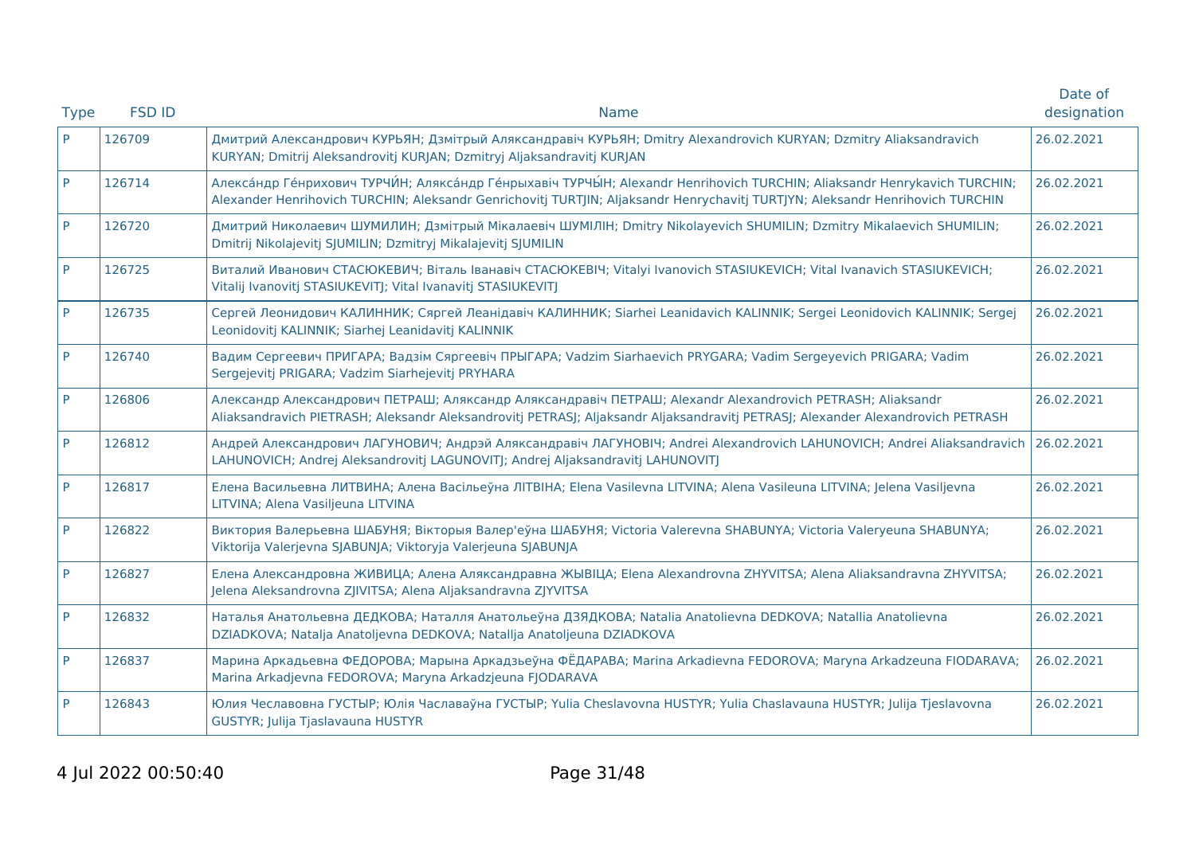| Type | FSD ID | Name | Date of designation |
|---|---|---|---|
| P | 126709 | Дмитрий Александрович КУРЬЯН; Дзмітрый Аляксандравіч КУРЬЯН; Dmitry Alexandrovich KURYAN; Dzmitry Aliaksandravich KURYAN; Dmitrij Aleksandrovitj KURJAN; Dzmitryj Aljaksandravitj KURJAN | 26.02.2021 |
| P | 126714 | Алекса́ндр Ге́нрихович ТУРЧИ́Н; Аляксáндр Гéнрыхавіч ТУРЧЫ́Н; Alexandr Henrihovich TURCHIN; Aliaksandr Henrykavich TURCHIN; Alexander Henrihovich TURCHIN; Aleksandr Genrichovitj TURTJIN; Aljaksandr Henrychavitj TURTJYN; Aleksandr Henrihovich TURCHIN | 26.02.2021 |
| P | 126720 | Дмитрий Николаевич ШУМИЛИН; Дзмітрый Мікалаевіч ШУМІЛІН; Dmitry Nikolayevich SHUMILIN; Dzmitry Mikalaevich SHUMILIN; Dmitrij Nikolajevitj SJUMILIN; Dzmitryj Mikalajevitj SJUMILIN | 26.02.2021 |
| P | 126725 | Виталий Иванович СТАСЮКЕВИЧ; Віталь Іванавіч СТАСЮКЕВІЧ; Vitalyi Ivanovich STASIUKEVICH; Vital Ivanavich STASIUKEVICH; Vitalij Ivanovitj STASIUKEVITJ; Vital Ivanavitj STASIUKEVITJ | 26.02.2021 |
| P | 126735 | Сергей Леонидович КАЛИННИК; Сяргей Леанідавіч КАЛИННИК; Siarhei Leanidavich KALINNIK; Sergei Leonidovich KALINNIK; Sergej Leonidovitj KALINNIK; Siarhej Leanidavitj KALINNIK | 26.02.2021 |
| P | 126740 | Вадим Сергеевич ПРИГАРА; Вадзім Сяргеевіч ПРЫГАРА; Vadzim Siarhaevich PRYGARA; Vadim Sergeyevich PRIGARA; Vadim Sergejevitj PRIGARA; Vadzim Siarhejevitj PRYHARA | 26.02.2021 |
| P | 126806 | Александр Александрович ПЕТРАШ; Аляксандр Аляксандравіч ПЕТРАШ; Alexandr Alexandrovich PETRASH; Aliaksandr Aliaksandravich PIETRASH; Aleksandr Aleksandrovitj PETRASJ; Aljaksandr Aljaksandravitj PETRASJ; Alexander Alexandrovich PETRASH | 26.02.2021 |
| P | 126812 | Андрей Александрович ЛАГУНОВИЧ; Андрэй Аляксандравіч ЛАГУНОВІЧ; Andrei Alexandrovich LAHUNOVICH; Andrei Aliaksandravich LAHUNOVICH; Andrej Aleksandrovitj LAGUNOVITJ; Andrej Aljaksandravitj LAHUNOVITJ | 26.02.2021 |
| P | 126817 | Елена Васильевна ЛИТВИНА; Алена Васільеўна ЛІТВІНА; Elena Vasilevna LITVINA; Alena Vasileuna LITVINA; Jelena Vasiljevna LITVINA; Alena Vasiljeuna LITVINA | 26.02.2021 |
| P | 126822 | Виктория Валерьевна ШАБУНЯ; Вікторыя Валер'еўна ШАБУНЯ; Victoria Valerevna SHABUNYA; Victoria Valeryeuna SHABUNYA; Viktorija Valerjevna SJABUNJA; Viktoryja Valerjeuna SJABUNJA | 26.02.2021 |
| P | 126827 | Елена Александровна ЖИВИЦА; Алена Аляксандравна ЖЫВІЦА; Elena Alexandrovna ZHYVITSA; Alena Aliaksandravna ZHYVITSA; Jelena Aleksandrovna ZJIVITSA; Alena Aljaksandravna ZJYVITSA | 26.02.2021 |
| P | 126832 | Наталья Анатольевна ДЕДКОВА; Наталля Анатольеўна ДЗЯДКОВА; Natalia Anatolievna DEDKOVA; Natallia Anatolievna DZIADKOVA; Natalja Anatoljevna DEDKOVA; Natallja Anatoljeuna DZIADKOVA | 26.02.2021 |
| P | 126837 | Марина Аркадьевна ФЕДОРОВА; Марына Аркадзьеўна ФЁДАРАВА; Marina Arkadievna FEDOROVA; Maryna Arkadzeuna FIODARAVA; Marina Arkadjevna FEDOROVA; Maryna Arkadzjeuna FJODARAVA | 26.02.2021 |
| P | 126843 | Юлия Чеславовна ГУСТЫР; Юлія Чаславаўна ГУСТЫР; Yulia Cheslavovna HUSTYR; Yulia Chaslavauna HUSTYR; Julija Tjeslavovna GUSTYR; Julija Tjaslavauna HUSTYR | 26.02.2021 |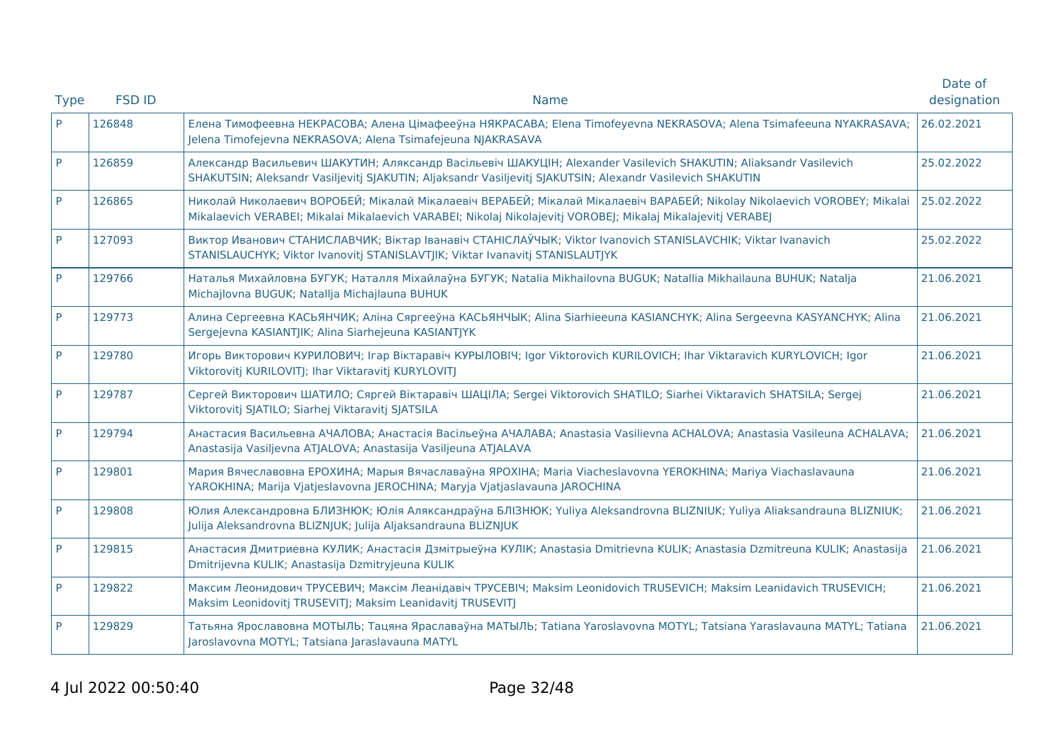| Type | FSD ID | Name | Date of designation |
|---|---|---|---|
| P | 126848 | Елена Тимофеевна НЕКРАСОВА; Алена Цімафееўна НЯКРАСАВА; Elena Timofeyevna NEKRASOVA; Alena Tsimafeeuna NYAKRASAVA; Jelena Timofejevna NEKRASOVA; Alena Tsimafejeuna NJAKRASAVA | 26.02.2021 |
| P | 126859 | Александр Васильевич ШАКУТИН; Аляксандр Васільевіч ШАКУЦІН; Alexander Vasilevich SHAKUTIN; Aliaksandr Vasilevich SHAKUTSIN; Aleksandr Vasiljevitj SJAKUTIN; Aljaksandr Vasiljevitj SJAKUTSIN; Alexandr Vasilevich SHAKUTIN | 25.02.2022 |
| P | 126865 | Николай Николаевич ВОРОБЕЙ; Мікалай Мікалаевіч ВЕРАБЕЙ; Мікалай Мікалаевіч ВАРАБЕЙ; Nikolay Nikolaevich VOROBEY; Mikalai Mikalaevich VERABEI; Mikalai Mikalaevich VARABEI; Nikolaj Nikolajevitj VOROBEJ; Mikalaj Mikalajevitj VERABEJ | 25.02.2022 |
| P | 127093 | Виктор Иванович СТАНИСЛАВЧИК; Віктар Іванавіч СТАНІСЛАЎЧЫК; Viktor Ivanovich STANISLAVCHIK; Viktar Ivanavich STANISLAUCHYK; Viktor Ivanovitj STANISLAVTJIK; Viktar Ivanavitj STANISLAUTJYK | 25.02.2022 |
| P | 129766 | Наталья Михайловна БУГУК; Наталля Міхайлаўна БУГУК; Natalia Mikhailovna BUGUK; Natallia Mikhailauna BUHUK; Natalja Michajlovna BUGUK; Natallja Michajlauna BUHUK | 21.06.2021 |
| P | 129773 | Алина Сергеевна КАСЬЯНЧИК; Аліна Сяргееўна КАСЬЯНЧЫК; Alina Siarhieeuna KASIANCHYK; Alina Sergeevna KASYANCHYK; Alina Sergejevna KASIANTJIK; Alina Siarhejeuna KASIANTJYK | 21.06.2021 |
| P | 129780 | Игорь Викторович КУРИЛОВИЧ; Ігар Віктаравіч КУРЫЛОВІЧ; Igor Viktorovich KURILOVICH; Ihar Viktaravich KURYLOVICH; Igor Viktorovitj KURILOVITJ; Ihar Viktaravitj KURYLOVITJ | 21.06.2021 |
| P | 129787 | Сергей Викторович ШАТИЛО; Сяргей Віктаравіч ШАЦІЛА; Sergei Viktorovich SHATILO; Siarhei Viktaravich SHATSILA; Sergej Viktorovitj SJATILO; Siarhej Viktaravitj SJATSILA | 21.06.2021 |
| P | 129794 | Анастасия Васильевна АЧАЛОВА; Анастасія Васільеўна АЧАЛАВА; Anastasia Vasilievna ACHALOVA; Anastasia Vasileuna ACHALAVA; Anastasija Vasiljevna ATJALOVA; Anastasija Vasiljeuna ATJALAVA | 21.06.2021 |
| P | 129801 | Мария Вячеславовна ЕРОХИНА; Марыя Вячаславаўна ЯРОХІНА; Maria Viacheslavovna YEROKHINA; Mariya Viachaslavauna YAROKHINA; Marija Vjatjeslavovna JEROCHINA; Maryja Vjatjaslavauna JAROCHINA | 21.06.2021 |
| P | 129808 | Юлия Александровна БЛИЗНЮК; Юлія Аляксандраўна БЛІЗНЮК; Yuliya Aleksandrovna BLIZNIUK; Yuliya Aliaksandrauna BLIZNIUK; Julija Aleksandrovna BLIZNJUK; Julija Aljaksandrauna BLIZNJUK | 21.06.2021 |
| P | 129815 | Анастасия Дмитриевна КУЛИК; Анастасія Дзмітрыеўна КУЛІК; Anastasia Dmitrievna KULIK; Anastasia Dzmitreuna KULIK; Anastasija Dmitrijevna KULIK; Anastasija Dzmitryjeuna KULIK | 21.06.2021 |
| P | 129822 | Максим Леонидович ТРУСЕВИЧ; Максім Леанідавіч ТРУСЕВІЧ; Maksim Leonidovich TRUSEVICH; Maksim Leanidavich TRUSEVICH; Maksim Leonidovitj TRUSEVITJ; Maksim Leanidavitj TRUSEVITJ | 21.06.2021 |
| P | 129829 | Татьяна Ярославовна МОТЫЛЬ; Тацяна Яраславаўна МАТЫЛЬ; Tatiana Yaroslavovna MOTYL; Tatsiana Yaraslavauna MATYL; Tatiana Jaroslavovna MOTYL; Tatsiana Jaraslavauna MATYL | 21.06.2021 |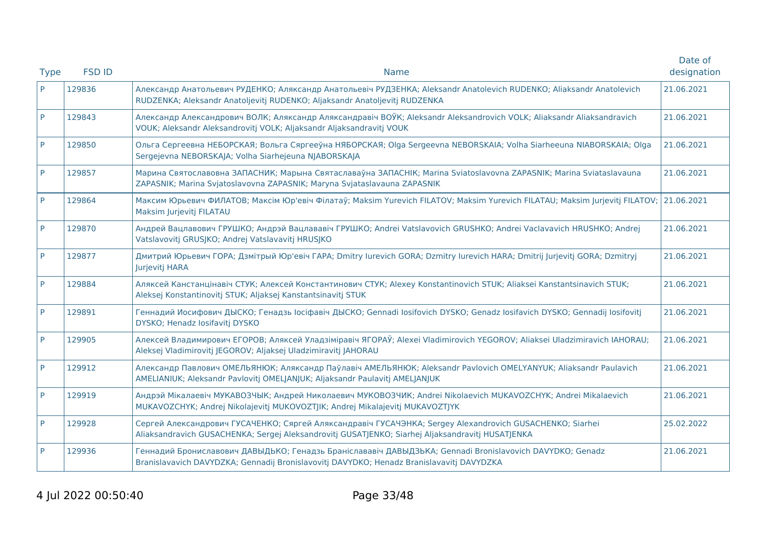| Type | FSD ID | Name | Date of designation |
|---|---|---|---|
| P | 129836 | Александр Анатольевич РУДЕНКО; Аляксандр Анатольевіч РУДЗЕНКА; Aleksandr Anatolevich RUDENKO; Aliaksandr Anatolevich RUDZENKA; Aleksandr Anatoljevitj RUDENKO; Aljaksandr Anatoljevitj RUDZENKA | 21.06.2021 |
| P | 129843 | Александр Александрович ВОЛК; Аляксандр Аляксандравіч ВОЎК; Aleksandr Aleksandrovich VOLK; Aliaksandr Aliaksandravich VOUK; Aleksandr Aleksandrovitj VOLK; Aljaksandr Aljaksandravitj VOUK | 21.06.2021 |
| P | 129850 | Ольга Сергеевна НЕБОРСКАЯ; Вольга Сяргееўна НЯБОРСКАЯ; Olga Sergeevna NEBORSKAIA; Volha Siarheeuna NIABORSKAIA; Olga Sergejevna NEBORSKAJA; Volha Siarhejeuna NJABORSKAJA | 21.06.2021 |
| P | 129857 | Марина Святославовна ЗАПАСНИК; Марына Святаславаўна ЗАПАСНІК; Marina Sviatoslavovna ZAPASNIK; Marina Sviataslavauna ZAPASNIK; Marina Svjatoslavovna ZAPASNIK; Maryna Svjataslavauna ZAPASNIK | 21.06.2021 |
| P | 129864 | Максим Юрьевич ФИЛАТОВ; Максім Юр'евіч Філатаў; Maksim Yurevich FILATOV; Maksim Yurevich FILATAU; Maksim Jurjevitj FILATOV; Maksim Jurjevitj FILATAU | 21.06.2021 |
| P | 129870 | Андрей Вацлавович ГРУШКО; Андрэй Вацлававіч ГРУШКО; Andrei Vatslavovich GRUSHKO; Andrei Vaclavavich HRUSHKO; Andrej Vatslavovitj GRUSJKO; Andrej Vatslavavitj HRUSJKO | 21.06.2021 |
| P | 129877 | Дмитрий Юрьевич ГОРА; Дзмітрый Юр'евіч ГАРА; Dmitry Iurevich GORA; Dzmitry Iurevich HARA; Dmitrij Jurjevitj GORA; Dzmitryj Jurjevitj HARA | 21.06.2021 |
| P | 129884 | Аляксей Канстанцінавіч СТУК; Алексей Константинович СТУК; Alexey Konstantinovich STUK; Aliaksei Kanstantsinavich STUK; Aleksej Konstantinovitj STUK; Aljaksej Kanstantsinavitj STUK | 21.06.2021 |
| P | 129891 | Геннадий Иосифович ДЫСКО; Генадзь Іосіфавіч ДЫСКО; Gennadi Iosifovich DYSKO; Genadz Iosifavich DYSKO; Gennadij Iosifovitj DYSKO; Henadz Iosifavitj DYSKO | 21.06.2021 |
| P | 129905 | Алексей Владимирович ЕГОРОВ; Аляксей Уладзіміравіч ЯГОРАЎ; Alexei Vladimirovich YEGOROV; Aliaksei Uladzimiravich IAHORAU; Aleksej Vladimirovitj JEGOROV; Aljaksej Uladzimiravitj JAHORAU | 21.06.2021 |
| P | 129912 | Александр Павлович ОМЕЛЬЯНЮК; Аляксандр Паўлавіч АМЕЛЬЯНЮК; Aleksandr Pavlovich OMELYANYUK; Aliaksandr Paulavich AMELIANIUK; Aleksandr Pavlovitj OMELJANJUK; Aljaksandr Paulavitj AMELJANJUK | 21.06.2021 |
| P | 129919 | Андрэй Мікалаевіч МУКАВОЗЧЫК; Андрей Николаевич МУКОВОЗЧИК; Andrei Nikolaevich MUKAVOZCHYK; Andrei Mikalaevich MUKAVOZCHYK; Andrej Nikolajevitj MUKOVOZTJIK; Andrej Mikalajevitj MUKAVOZTJYK | 21.06.2021 |
| P | 129928 | Сергей Александрович ГУСАЧЕНКО; Сяргей Аляксандравіч ГУСАЧЭНКА; Sergey Alexandrovich GUSACHENKO; Siarhei Aliaksandravich GUSACHENKA; Sergej Aleksandrovitj GUSATJENKO; Siarhej Aljaksandravitj HUSATJENKA | 25.02.2022 |
| P | 129936 | Геннадий Брониславович ДАВЫДЬКО; Генадзь Браніслававіч ДАВЫДЗЬКА; Gennadi Bronislavovich DAVYDKO; Genadz Branislavavich DAVYDZKA; Gennadij Bronislavovitj DAVYDKO; Henadz Branislavavitj DAVYDZKA | 21.06.2021 |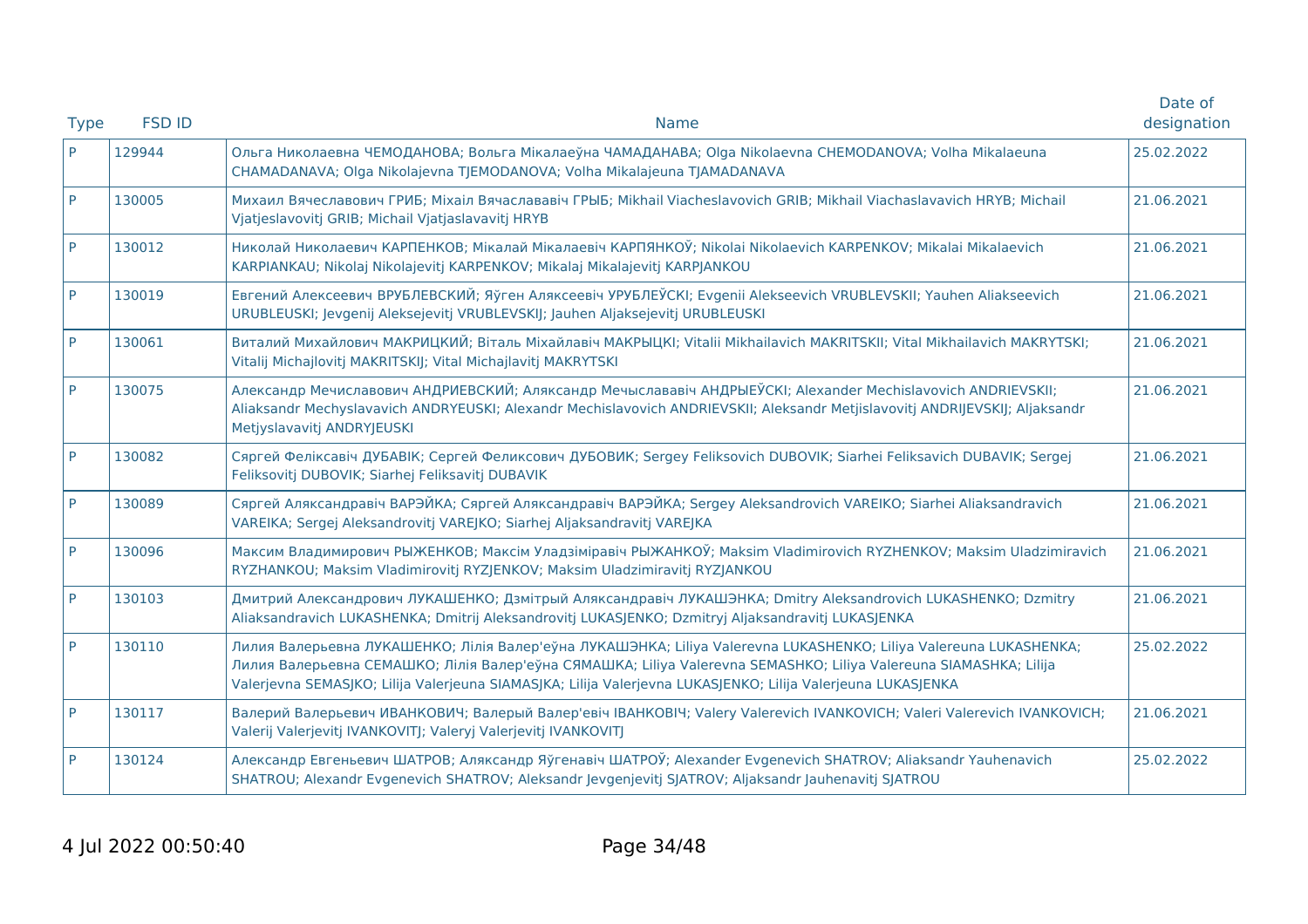| Type | FSD ID | Name | Date of designation |
|---|---|---|---|
| P | 129944 | Ольга Николаевна ЧЕМОДАНОВА; Вольга Мікалаеўна ЧАМАДАНАВА; Olga Nikolaevna CHEMODANOVA; Volha Mikalaeuna CHAMADANAVA; Olga Nikolajevna TJEMODANOVA; Volha Mikalajeuna TJAMADANAVA | 25.02.2022 |
| P | 130005 | Михаил Вячеславович ГРИБ; Міхаіл Вячаслававіч ГРЫБ; Mikhail Viacheslavovich GRIB; Mikhail Viachaslavavich HRYB; Michail Vjatjeslavovitj GRIB; Michail Vjatjaslavavitj HRYB | 21.06.2021 |
| P | 130012 | Николай Николаевич КАРПЕНКОВ; Мікалай Мікалаевіч КАРПЯНКОЎ; Nikolai Nikolaevich KARPENKOV; Mikalai Mikalaevich KARPIANKAU; Nikolaj Nikolajevitj KARPENKOV; Mikalaj Mikalajevitj KARPJANKOU | 21.06.2021 |
| P | 130019 | Евгений Алексеевич ВРУБЛЕВСКИЙ; Яўген Аляксеевіч УРУБЛЕЎСКІ; Evgenii Alekseevich VRUBLEVSKII; Yauhen Aliakseevich URUBLEUSKI; Jevgenij Aleksejevitj VRUBLEVSKIJ; Jauhen Aljaksejevitj URUBLEUSKI | 21.06.2021 |
| P | 130061 | Виталий Михайлович МАКРИЦКИЙ; Віталь Міхайлавіч МАКРЫЦКІ; Vitalii Mikhailavich MAKRITSKII; Vital Mikhailavich MAKRYTSKI; Vitalij Michajlovitj MAKRITSKIJ; Vital Michajlavitj MAKRYTSKI | 21.06.2021 |
| P | 130075 | Александр Мечиславович АНДРИЕВСКИЙ; Аляксандр Мечыслававіч АНДРЫЕЎСКІ; Alexander Mechislavovich ANDRIEVSKII; Aliaksandr Mechyslavavich ANDRYEUSKI; Alexandr Mechislavovich ANDRIEVSKII; Aleksandr Metjislavovitj ANDRIJEVSKIJ; Aljaksandr Metjyslavavitj ANDRYJEUSKI | 21.06.2021 |
| P | 130082 | Сяргей Феліксавіч ДУБАВІК; Сергей Феликсович ДУБОВИК; Sergey Feliksovich DUBOVIK; Siarhei Feliksavich DUBAVIK; Sergej Feliksovitj DUBOVIK; Siarhej Feliksavitj DUBAVIK | 21.06.2021 |
| P | 130089 | Сяргей Аляксандравіч ВАРЭЙКА; Сяргей Аляксандравіч ВАРЭЙКА; Sergey Aleksandrovich VAREIKO; Siarhei Aliaksandravich VAREIKA; Sergej Aleksandrovitj VAREJKO; Siarhej Aljaksandravitj VAREJKA | 21.06.2021 |
| P | 130096 | Максим Владимирович РЫЖЕНКОВ; Максім Уладзіміравіч РЫЖАНКОЎ; Maksim Vladimirovich RYZHENKOV; Maksim Uladzimiravich RYZHANKOU; Maksim Vladimirovitj RYZJENKOV; Maksim Uladzimiravitj RYZJANKOU | 21.06.2021 |
| P | 130103 | Дмитрий Александрович ЛУКАШЕНКО; Дзмітрый Аляксандравіч ЛУКАШЭНКА; Dmitry Aleksandrovich LUKASHENKO; Dzmitry Aliaksandravich LUKASHENKA; Dmitrij Aleksandrovitj LUKASJENKO; Dzmitryj Aljaksandravitj LUKASJENKA | 21.06.2021 |
| P | 130110 | Лилия Валерьевна ЛУКАШЕНКО; Лілія Валер'еўна ЛУКАШЭНКА; Liliya Valerevna LUKASHENKO; Liliya Valereuna LUKASHENKA; Лилия Валерьевна СЕМАШКО; Лілія Валер'еўна СЯМАШКА; Liliya Valerevna SEMASHKO; Liliya Valereuna SIAMASHKA; Lilija Valerjevna SEMASJKO; Lilija Valerjeuna SIAMASJKA; Lilija Valerjevna LUKASJENKO; Lilija Valerjeuna LUKASJENKA | 25.02.2022 |
| P | 130117 | Валерий Валерьевич ИВАНКОВИЧ; Валерый Валер'евіч ІВАНКОВІЧ; Valery Valerevich IVANKOVICH; Valeri Valerevich IVANKOVICH; Valerij Valerjevitj IVANKOVITJ; Valeryj Valerjevitj IVANKOVITJ | 21.06.2021 |
| P | 130124 | Александр Евгеньевич ШАТРОВ; Аляксандр Яўгенавіч ШАТРОЎ; Alexander Evgenevich SHATROV; Aliaksandr Yauhenavich SHATROU; Alexandr Evgenevich SHATROV; Aleksandr Jevgenjevitj SJATROV; Aljaksandr Jauhenavitj SJATROU | 25.02.2022 |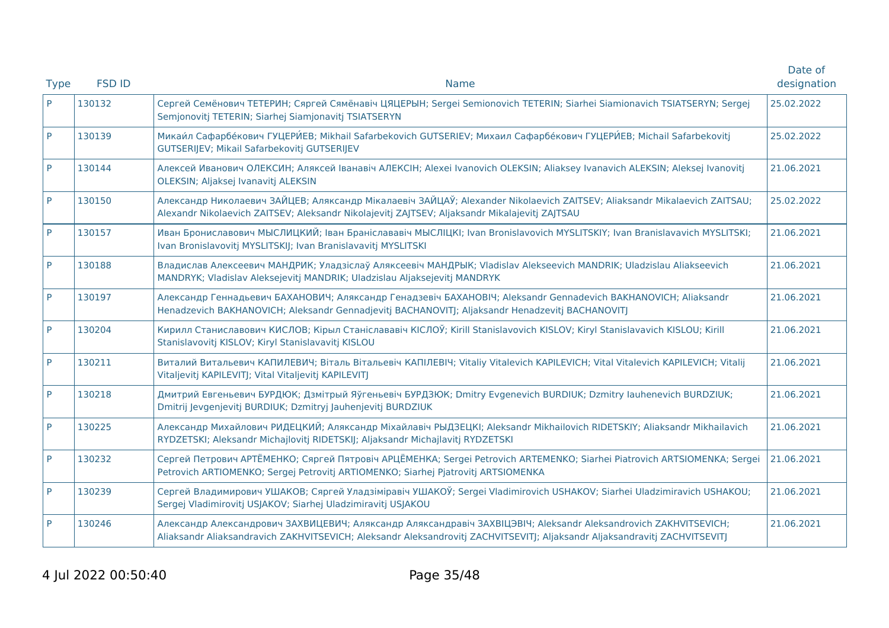| Type | FSD ID | Name | Date of designation |
|---|---|---|---|
| P | 130132 | Сергей Семёнович ТЕТЕРИН; Сяргей Сямёнавіч ЦЯЦЕРЫН; Sergei Semionovich TETERIN; Siarhei Siamionavich TSIATSERYN; Sergej Semjonovitj TETERIN; Siarhej Siamjonavitj TSIATSERYN | 25.02.2022 |
| P | 130139 | Микаи́л Сафарбе́кович ГУЦЕРИ́ЕВ; Mikhail Safarbekovich GUTSERIEV; Михаил Сафарбе́кович ГУЦЕРИ́ЕВ; Michail Safarbekovitj GUTSERIJEV; Mikail Safarbekovitj GUTSERIJEV | 25.02.2022 |
| P | 130144 | Алексей Иванович ОЛЕКСИН; Аляксей Іванавіч АЛЕКСІН; Alexei Ivanovich OLEKSIN; Aliaksey Ivanavich ALEKSIN; Aleksej Ivanovitj OLEKSIN; Aljaksej Ivanavitj ALEKSIN | 21.06.2021 |
| P | 130150 | Александр Николаевич ЗАЙЦЕВ; Аляксандр Мікалаевіч ЗАЙЦАЎ; Alexander Nikolaevich ZAITSEV; Aliaksandr Mikalaevich ZAITSAU; Alexandr Nikolaevich ZAITSEV; Aleksandr Nikolajevitj ZAJTSEV; Aljaksandr Mikalajevitj ZAJTSAU | 25.02.2022 |
| P | 130157 | Иван Брониславович МЫСЛИЦКИЙ; Іван Браніслававіч МЫСЛІЦКІ; Ivan Bronislavovich MYSLITSKIY; Ivan Branislavavich MYSLITSKI; Ivan Bronislavovitj MYSLITSKIJ; Ivan Branislavavitj MYSLITSKI | 21.06.2021 |
| P | 130188 | Владислав Алексеевич МАНДРИК; Уладзіслаў Аляксеевіч МАНДРЫК; Vladislav Alekseevich MANDRIK; Uladzislau Aliakseevich MANDRYK; Vladislav Aleksejevitj MANDRIK; Uladzislau Aljaksejevitj MANDRYK | 21.06.2021 |
| P | 130197 | Александр Геннадьевич БАХАНОВИЧ; Аляксандр Генадзевіч БАХАНОВІЧ; Aleksandr Gennadevich BAKHANOVICH; Aliaksandr Henadzevich BAKHANOVICH; Aleksandr Gennadjevitj BACHANOVITJ; Aljaksandr Henadzevitj BACHANOVITJ | 21.06.2021 |
| P | 130204 | Кирилл Станиславович КИСЛОВ; Кірыл Станіслававіч КІСЛОЎ; Kirill Stanislavovich KISLOV; Kiryl Stanislavavich KISLOU; Kirill Stanislavovitj KISLOV; Kiryl Stanislavavitj KISLOU | 21.06.2021 |
| P | 130211 | Виталий Витальевич КАПИЛЕВИЧ; Віталь Вітальевіч КАПІЛЕВІЧ; Vitaliy Vitalevich KAPILEVICH; Vital Vitalevich KAPILEVICH; Vitalij Vitaljevitj KAPILEVITJ; Vital Vitaljevitj KAPILEVITJ | 21.06.2021 |
| P | 130218 | Дмитрий Евгеньевич БУРДЮК; Дзмітрый Яўгеньевіч БУРДЗЮК; Dmitry Evgenevich BURDIUK; Dzmitry Iauhenevich BURDZIUK; Dmitrij Jevgenjevitj BURDIUK; Dzmitryj Jauhenjevitj BURDZIUK | 21.06.2021 |
| P | 130225 | Александр Михайлович РИДЕЦКИЙ; Аляксандр Міхайлавіч РЫДЗЕЦКІ; Aleksandr Mikhailovich RIDETSKIY; Aliaksandr Mikhailavich RYDZETSKI; Aleksandr Michajlovitj RIDETSKIJ; Aljaksandr Michajlavitj RYDZETSKI | 21.06.2021 |
| P | 130232 | Сергей Петрович АРТЁМЕНКО; Сяргей Пятровіч АРЦЁМЕНКА; Sergei Petrovich ARTEMENKO; Siarhei Piatrovich ARTSIOMENKA; Sergei Petrovich ARTIOMENKO; Sergej Petrovitj ARTIOMENKO; Siarhej Pjatrovitj ARTSIOMENKA | 21.06.2021 |
| P | 130239 | Сергей Владимирович УШАКОВ; Сяргей Уладзіміравіч УШАКОЎ; Sergei Vladimirovich USHAKOV; Siarhei Uladzimiravich USHAKOU; Sergej Vladimirovitj USJAKOV; Siarhej Uladzimiravitj USJAKOU | 21.06.2021 |
| P | 130246 | Александр Александрович ЗАХВИЦЕВИЧ; Аляксандр Аляксандравіч ЗАХВІЦЭВІЧ; Aleksandr Aleksandrovich ZAKHVITSEVICH; Aliaksandr Aliaksandravich ZAKHVITSEVICH; Aleksandr Aleksandrovitj ZACHVITSEVITJ; Aljaksandr Aljaksandravitj ZACHVITSEVITJ | 21.06.2021 |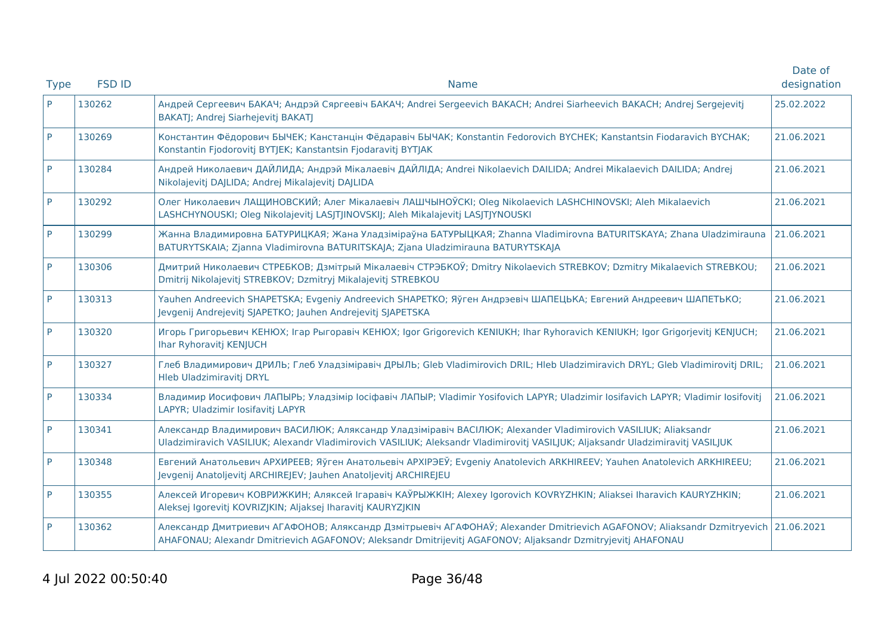| Type | FSD ID | Name | Date of designation |
|---|---|---|---|
| P | 130262 | Андрей Сергеевич БАКАЧ; Андрэй Сяргеевіч БАКАЧ; Andrei Sergeevich BAKACH; Andrei Siarheevich BAKACH; Andrej Sergejevitj BAKATJ; Andrej Siarhejevitj BAKATJ | 25.02.2022 |
| P | 130269 | Константин Фёдорович БЫЧЕК; Канстанцін Фёдаравіч БЫЧАК; Konstantin Fedorovich BYCHEK; Kanstantsin Fiodaravich BYCHAK; Konstantin Fjodorovitj BYTJEK; Kanstantsin Fjodaravitj BYTJAK | 21.06.2021 |
| P | 130284 | Андрей Николаевич ДАЙЛИДА; Андрэй Мікалаевіч ДАЙЛІДА; Andrei Nikolaevich DAILIDA; Andrei Mikalaevich DAILIDA; Andrej Nikolajevitj DAJLIDA; Andrej Mikalajevitj DAJLIDA | 21.06.2021 |
| P | 130292 | Олег Николаевич ЛАЩИНОВСКИЙ; Алег Мікалаевіч ЛАШЧЫНОЎСКІ; Oleg Nikolaevich LASHCHINOVSKI; Aleh Mikalaevich LASHCHYNOUSKI; Oleg Nikolajevitj LASJTJINOVSKIJ; Aleh Mikalajevitj LASJTJYNOUSKI | 21.06.2021 |
| P | 130299 | Жанна Владимировна БАТУРИЦКАЯ; Жана Уладзіміраўна БАТУРЫЦКАЯ; Zhanna Vladimirovna BATURITSKAYA; Zhana Uladzimirauna BATURYTSKAIA; Zjanna Vladimirovna BATURITSKAJA; Zjana Uladzimirauna BATURYTSKAJA | 21.06.2021 |
| P | 130306 | Дмитрий Николаевич СТРЕБКОВ; Дзмітрый Мікалаевіч СТРЭБКОЎ; Dmitry Nikolaevich STREBKOV; Dzmitry Mikalaevich STREBKOU; Dmitrij Nikolajevitj STREBKOV; Dzmitryj Mikalajevitj STREBKOU | 21.06.2021 |
| P | 130313 | Yauhen Andreevich SHAPETSKA; Evgeniy Andreevich SHAPETKO; Яўген Андрэевіч ШАПЕЦЬКА; Евгений Андреевич ШАПЕТЬКО; Jevgenij Andrejevitj SJAPETKO; Jauhen Andrejevitj SJAPETSKA | 21.06.2021 |
| P | 130320 | Игорь Григорьевич КЕНЮХ; Ігар Рыгоравіч КЕНЮХ; Igor Grigorevich KENIUKH; Ihar Ryhoravich KENIUKH; Igor Grigorjevitj KENJUCH; Ihar Ryhoravitj KENJUCH | 21.06.2021 |
| P | 130327 | Глеб Владимирович ДРИЛЬ; Глеб Уладзіміравіч ДРЫЛЬ; Gleb Vladimirovich DRIL; Hleb Uladzimiravich DRYL; Gleb Vladimirovitj DRIL; Hleb Uladzimiravitj DRYL | 21.06.2021 |
| P | 130334 | Владимир Иосифович ЛАПЫРЬ; Уладзімір Іосіфавіч ЛАПЫР; Vladimir Yosifovich LAPYR; Uladzimir Iosifavich LAPYR; Vladimir Iosifovitj LAPYR; Uladzimir Iosifavitj LAPYR | 21.06.2021 |
| P | 130341 | Александр Владимирович ВАСИЛЮК; Аляксандр Уладзіміравіч ВАСІЛЮК; Alexander Vladimirovich VASILIUK; Aliaksandr Uladzimiravich VASILIUK; Alexandr Vladimirovich VASILIUK; Aleksandr Vladimirovitj VASILJUK; Aljaksandr Uladzimiravitj VASILJUK | 21.06.2021 |
| P | 130348 | Евгений Анатольевич АРХИРЕЕВ; Яўген Анатольевіч АРХІРЭЕЎ; Evgeniy Anatolevich ARKHIREEV; Yauhen Anatolevich ARKHIREEU; Jevgenij Anatoljevitj ARCHIREJEV; Jauhen Anatoljevitj ARCHIREJEU | 21.06.2021 |
| P | 130355 | Алексей Игоревич КОВРИЖКИН; Аляксей Ігаравіч КАЎРЫЖКІН; Alexey Igorovich KOVRYZHKIN; Aliaksei Iharavich KAURYZHKIN; Aleksej Igorevitj KOVRIZJKIN; Aljaksej Iharavitj KAURYZJKIN | 21.06.2021 |
| P | 130362 | Александр Дмитриевич АГАФОНОВ; Аляксандр Дзмітрыевіч АГАФОНАЎ; Alexander Dmitrievich AGAFONOV; Aliaksandr Dzmitryevich AHAFONAU; Alexandr Dmitrievich AGAFONOV; Aleksandr Dmitrijevitj AGAFONOV; Aljaksandr Dzmitryjevitj AHAFONAU | 21.06.2021 |

4 Jul 2022 00:50:40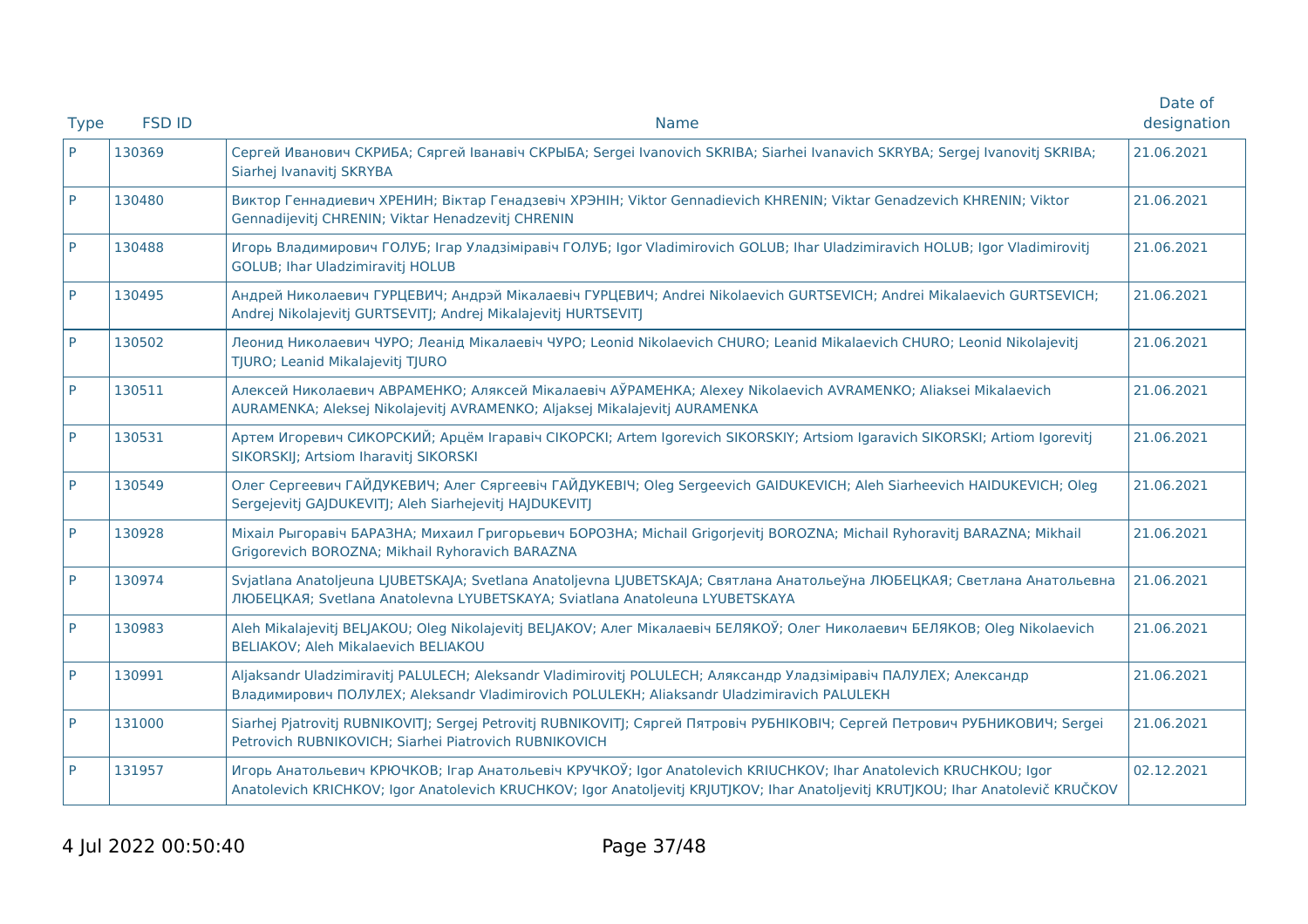| Type | FSD ID | Name | Date of designation |
|---|---|---|---|
| P | 130369 | Сергей Иванович СКРИБА; Сяргей Іванавіч СКРЫБА; Sergei Ivanovich SKRIBA; Siarhei Ivanavich SKRYBA; Sergej Ivanovitj SKRIBA; Siarhej Ivanavitj SKRYBA | 21.06.2021 |
| P | 130480 | Виктор Геннадиевич ХРЕНИН; Віктар Генадзевіч ХРЭНІН; Viktor Gennadievich KHRENIN; Viktar Genadzevich KHRENIN; Viktor Gennadijevitj CHRENIN; Viktar Henadzevitj CHRENIN | 21.06.2021 |
| P | 130488 | Игорь Владимирович ГОЛУБ; Ігар Уладзіміравіч ГОЛУБ; Igor Vladimirovich GOLUB; Ihar Uladzimiravich HOLUB; Igor Vladimirovitj GOLUB; Ihar Uladzimiravitj HOLUB | 21.06.2021 |
| P | 130495 | Андрей Николаевич ГУРЦЕВИЧ; Андрэй Мікалаевіч ГУРЦЕВИЧ; Andrei Nikolaevich GURTSEVICH; Andrei Mikalaevich GURTSEVICH; Andrej Nikolajevitj GURTSEVITJ; Andrej Mikalajevitj HURTSEVITJ | 21.06.2021 |
| P | 130502 | Леонид Николаевич ЧУРО; Леанід Мікалаевіч ЧУРО; Leonid Nikolaevich CHURO; Leanid Mikalaevich CHURO; Leonid Nikolajevitj TJURO; Leanid Mikalajevitj TJURO | 21.06.2021 |
| P | 130511 | Алексей Николаевич АВРАМЕНКО; Аляксей Мікалаевіч АЎРАМЕНКА; Alexey Nikolaevich AVRAMENKO; Aliaksei Mikalaevich AURAMENKA; Aleksej Nikolajevitj AVRAMENKO; Aljaksej Mikalajevitj AURAMENKA | 21.06.2021 |
| P | 130531 | Артем Игоревич СИКОРСКИЙ; Арцём Ігаравіч СІКОРСКІ; Artem Igorevich SIKORSKIY; Artsiom Igaravich SIKORSKI; Artiom Igorevitj SIKORSKIJ; Artsiom Iharavitj SIKORSKI | 21.06.2021 |
| P | 130549 | Олег Сергеевич ГАЙДУКЕВИЧ; Алег Сяргеевіч ГАЙДУКЕВІЧ; Oleg Sergeevich GAIDUKEVICH; Aleh Siarheevich HAIDUKEVICH; Oleg Sergejevitj GAJDUKEVITJ; Aleh Siarhejevitj HAJDUKEVITJ | 21.06.2021 |
| P | 130928 | Міхаіл Рыгоравіч БАРАЗНА; Михаил Григорьевич БОРОЗНА; Michail Grigorjevitj BOROZNA; Michail Ryhoravitj BARAZNA; Mikhail Grigorevich BOROZNA; Mikhail Ryhoravich BARAZNA | 21.06.2021 |
| P | 130974 | Svjatlana Anatoljeuna LJUBETSKAJA; Svetlana Anatoljevna LJUBETSKAJA; Святлана Анатольеўна ЛЮБЕЦКАЯ; Светлана Анатольевна ЛЮБЕЦКАЯ; Svetlana Anatolevna LYUBETSKAYA; Sviatlana Anatoleuna LYUBETSKAYA | 21.06.2021 |
| P | 130983 | Aleh Mikalajevitj BELJAKOU; Oleg Nikolajevitj BELJAKOV; Алег Мікалаевіч БЕЛЯКОЎ; Олег Николаевич БЕЛЯКОВ; Oleg Nikolaevich BELIAKOV; Aleh Mikalaevich BELIAKOU | 21.06.2021 |
| P | 130991 | Aljaksandr Uladzimiravitj PALULECH; Aleksandr Vladimirovitj POLULECH; Аляксандр Уладзіміравіч ПАЛУЛЕХ; Александр Владимирович ПОЛУЛЕХ; Aleksandr Vladimirovich POLULEKH; Aliaksandr Uladzimiravich PALULEKH | 21.06.2021 |
| P | 131000 | Siarhej Pjatrovitj RUBNIKOVITJ; Sergej Petrovitj RUBNIKOVITJ; Сяргей Пятровіч РУБНІКОВІЧ; Сергей Петрович РУБНИКОВИЧ; Sergei Petrovich RUBNIKOVICH; Siarhei Piatrovich RUBNIKOVICH | 21.06.2021 |
| P | 131957 | Игорь Анатольевич КРЮЧКОВ; Ігар Анатольевіч КРУЧКОЎ; Igor Anatolevich KRIUCHKOV; Ihar Anatolevich KRUCHKOU; Igor Anatolevich KRICHKOV; Igor Anatolevich KRUCHKOV; Igor Anatoljevitj KRJUTJKOV; Ihar Anatoljevitj KRUTJKOU; Ihar Anatolevič KRUČKOV | 02.12.2021 |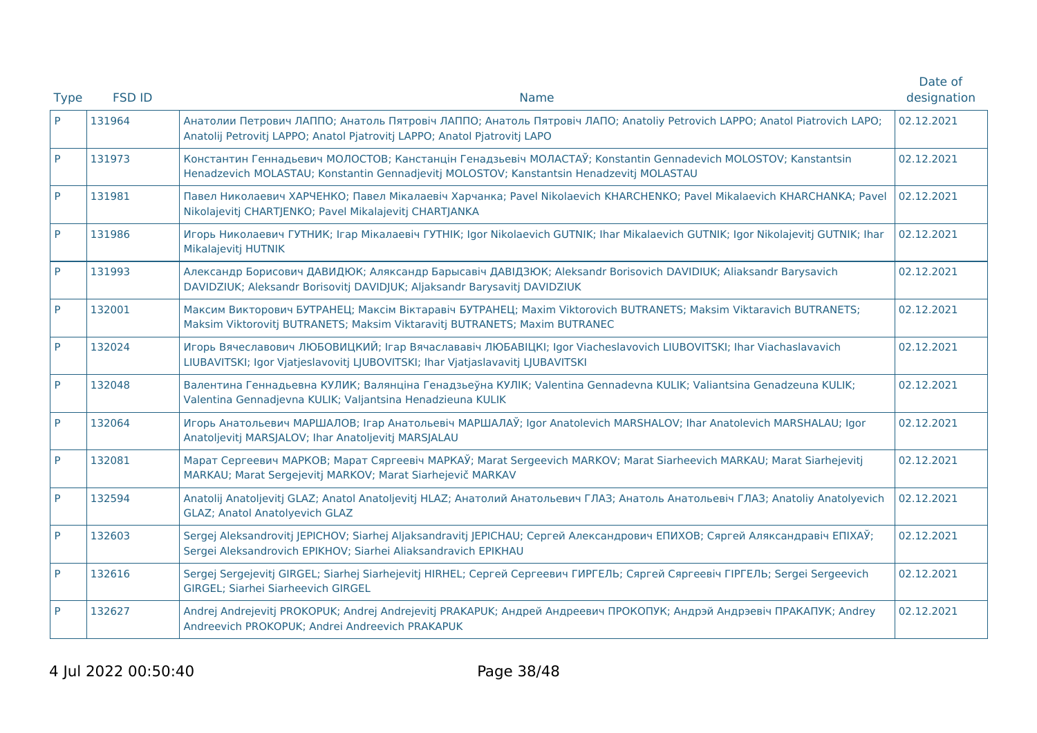| Type | FSD ID | Name | Date of designation |
|---|---|---|---|
| P | 131964 | Анатолии Петрович ЛАППО; Анатоль Пятровіч ЛАППО; Анатоль Пятровіч ЛАПО; Anatoliy Petrovich LAPPO; Anatol Piatrovich LAPO; Anatolij Petrovitj LAPPO; Anatol Pjatrovitj LAPPO; Anatol Pjatrovitj LAPO | 02.12.2021 |
| P | 131973 | Константин Геннадьевич МОЛОСТОВ; Канстанцін Генадзьевіч МОЛАСТАЎ; Konstantin Gennadevich MOLOSTOV; Kanstantsin Henadzevich MOLASTAU; Konstantin Gennadjevitj MOLOSTOV; Kanstantsin Henadzevitj MOLASTAU | 02.12.2021 |
| P | 131981 | Павел Николаевич ХАРЧЕНКО; Павел Мікалаевіч Харчанка; Pavel Nikolaevich KHARCHENKO; Pavel Mikalaevich KHARCHANKA; Pavel Nikolajevitj CHARTJENKO; Pavel Mikalajevitj CHARTJANKA | 02.12.2021 |
| P | 131986 | Игорь Николаевич ГУТНИК; Ігар Мікалаевіч ГУТНІК; Igor Nikolaevich GUTNIK; Ihar Mikalaevich GUTNIK; Igor Nikolajevitj GUTNIK; Ihar Mikalajevitj HUTNIK | 02.12.2021 |
| P | 131993 | Александр Борисович ДАВИДЮК; Аляксандр Барысавіч ДАВІДЗЮК; Aleksandr Borisovich DAVIDIUK; Aliaksandr Barysavich DAVIDZIUK; Aleksandr Borisovitj DAVIDJUK; Aljaksandr Barysavitj DAVIDZIUK | 02.12.2021 |
| P | 132001 | Максим Викторович БУТРАНЕЦ; Максім Віктаравіч БУТРАНЕЦ; Maxim Viktorovich BUTRANETS; Maksim Viktaravich BUTRANETS; Maksim Viktorovitj BUTRANETS; Maksim Viktaravitj BUTRANETS; Maxim BUTRANEC | 02.12.2021 |
| P | 132024 | Игорь Вячеславович ЛЮБОВИЦКИЙ; Ігар Вячаслававіч ЛЮБАВІЦКІ; Igor Viacheslavovich LIUBOVITSKI; Ihar Viachaslavavich LIUBAVITSKI; Igor Vjatjeslavovitj LJUBOVITSKI; Ihar Vjatjaslavavitj LJUBAVITSKI | 02.12.2021 |
| P | 132048 | Валентина Геннадьевна КУЛИК; Валянціна Генадзьеўна КУЛІК; Valentina Gennadevna KULIK; Valiantsina Genadzeuna KULIK; Valentina Gennadjevna KULIK; Valjantsina Henadzieuna KULIK | 02.12.2021 |
| P | 132064 | Игорь Анатольевич МАРШАЛОВ; Ігар Анатольевіч МАРШАЛАЎ; Igor Anatolevich MARSHALOV; Ihar Anatolevich MARSHALAU; Igor Anatoljevitj MARSJALOV; Ihar Anatoljevitj MARSJALAU | 02.12.2021 |
| P | 132081 | Марат Сергеевич МАРКОВ; Марат Сяргеевіч МАРКАЎ; Marat Sergeevich MARKOV; Marat Siarheevich MARKAU; Marat Siarhejevitj MARKAU; Marat Sergejevitj MARKOV; Marat Siarhejevič MARKAV | 02.12.2021 |
| P | 132594 | Anatolij Anatoljevitj GLAZ; Anatol Anatoljevitj HLAZ; Анатолий Анатольевич ГЛАЗ; Анатоль Анатольевіч ГЛАЗ; Anatoliy Anatolyevich GLAZ; Anatol Anatolyevich GLAZ | 02.12.2021 |
| P | 132603 | Sergej Aleksandrovitj JEPICHOV; Siarhej Aljaksandravitj JEPICHAU; Сергей Александрович ЕПИХОВ; Сяргей Аляксандравіч ЕПІХАЎ; Sergei Aleksandrovich EPIKHOV; Siarhei Aliaksandravich EPIKHAU | 02.12.2021 |
| P | 132616 | Sergej Sergejevitj GIRGEL; Siarhej Siarhejevitj HIRHEL; Сергей Сергеевич ГИРГЕЛЬ; Сяргей Сяргеевіч ГІРГЕЛЬ; Sergei Sergeevich GIRGEL; Siarhei Siarheevich GIRGEL | 02.12.2021 |
| P | 132627 | Andrej Andrejevitj PROKOPUK; Andrej Andrejevitj PRAKAPUK; Андрей Андреевич ПРОКОПУК; Андрэй Андрэевіч ПРАКАПУК; Andrey Andreevich PROKOPUK; Andrei Andreevich PRAKAPUK | 02.12.2021 |

4 Jul 2022 00:50:40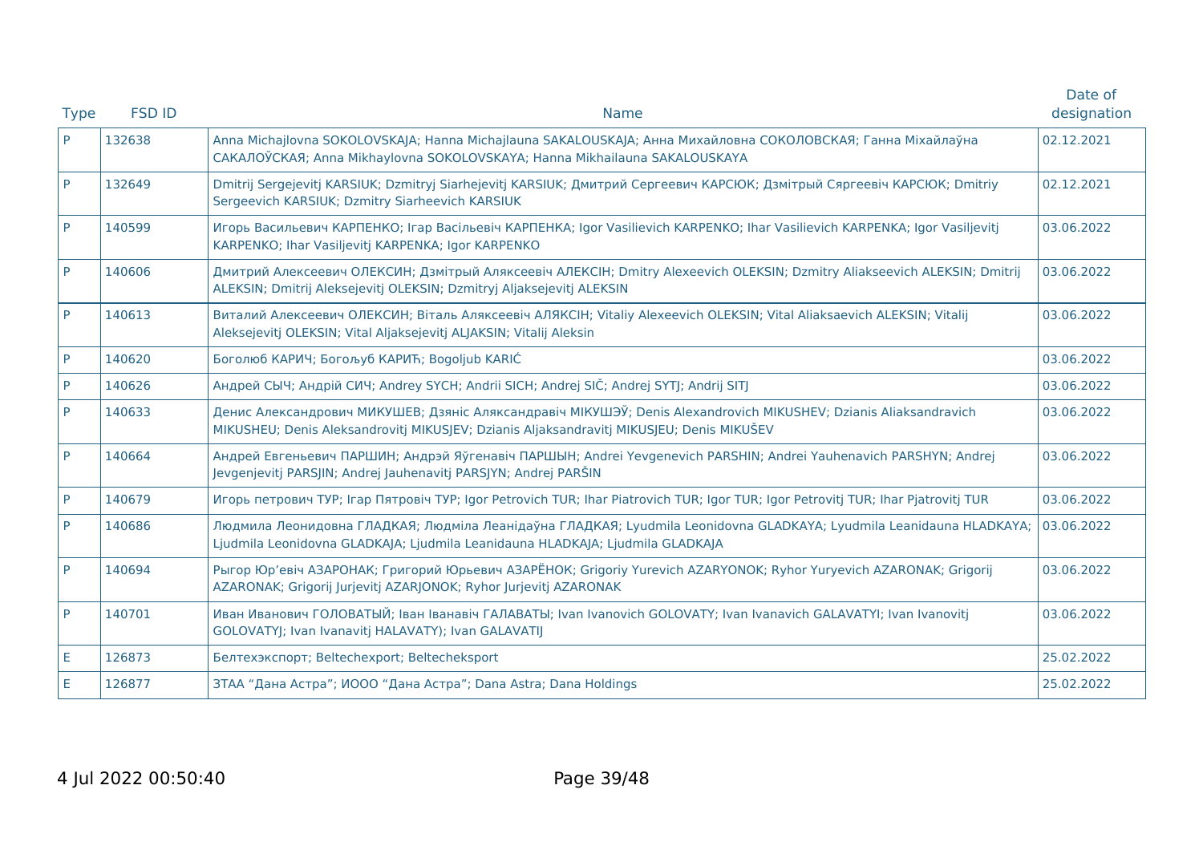| Type | FSD ID | Name | Date of designation |
|---|---|---|---|
| P | 132638 | Anna Michajlovna SOKOLOVSKAJA; Hanna Michajlauna SAKALOUSKAJA; Анна Михайловна СОКОЛОВСКАЯ; Ганна Міхайлаўна САКАЛОЎСКАЯ; Anna Mikhaylovna SOKOLOVSKAYA; Hanna Mikhailauna SAKALOUSKAYA | 02.12.2021 |
| P | 132649 | Dmitrij Sergejevitj KARSIUK; Dzmitryj Siarhejevitj KARSIUK; Дмитрий Сергеевич КАРСЮК; Дзмітрый Сяргеевіч КАРСЮК; Dmitriy Sergeevich KARSIUK; Dzmitry Siarheevich KARSIUK | 02.12.2021 |
| P | 140599 | Игорь Васильевич КАРПЕНКО; Ігар Васільевіч КАРПЕНКА; Igor Vasilievich KARPENKO; Ihar Vasilievich KARPENKA; Igor Vasiljevitj KARPENKO; Ihar Vasiljevitj KARPENKA; Igor KARPENKO | 03.06.2022 |
| P | 140606 | Дмитрий Алексеевич ОЛЕКСИН; Дзмітрый Аляксеевіч АЛЕКСІН; Dmitry Alexeevich OLEKSIN; Dzmitry Aliakseevich ALEKSIN; Dmitrij ALEKSIN; Dmitrij Aleksejevitj OLEKSIN; Dzmitryj Aljaksejevitj ALEKSIN | 03.06.2022 |
| P | 140613 | Виталий Алексеевич ОЛЕКСИН; Віталь Аляксеевіч АЛЯКСІН; Vitaliy Alexeevich OLEKSIN; Vital Aliaksaevich ALEKSIN; Vitalij Aleksejevitj OLEKSIN; Vital Aljaksejevitj ALJAKSIN; Vitalij Aleksin | 03.06.2022 |
| P | 140620 | Боголюб КАРИЧ; Богољуб КАРИЋ; Bogoljub KARIĆ | 03.06.2022 |
| P | 140626 | Андрей СЫЧ; Андрій СИЧ; Andrey SYCH; Andrii SICH; Andrej SIČ; Andrej SYTJ; Andrij SITJ | 03.06.2022 |
| P | 140633 | Денис Александрович МИКУШЕВ; Дзяніс Аляксандравіч МІКУШЭЎ; Denis Alexandrovich MIKUSHEV; Dzianis Aliaksandravich MIKUSHEU; Denis Aleksandrovitj MIKUSJEV; Dzianis Aljaksandravitj MIKUSJEU; Denis MIKUŠEV | 03.06.2022 |
| P | 140664 | Андрей Евгеньевич ПАРШИН; Андрэй Яўгенавіч ПАРШЫН; Andrei Yevgenevich PARSHIN; Andrei Yauhenavich PARSHYN; Andrej Jevgenjevitj PARSJIN; Andrej Jauhenavitj PARSJYN; Andrej PARŠIN | 03.06.2022 |
| P | 140679 | Игорь петрович ТУР; Ігар Пятровіч ТУР; Igor Petrovich TUR; Ihar Piatrovich TUR; Igor TUR; Igor Petrovitj TUR; Ihar Pjatrovitj TUR | 03.06.2022 |
| P | 140686 | Людмила Леонидовна ГЛАДКАЯ; Людміла Леанідаўна ГЛАДКАЯ; Lyudmila Leonidovna GLADKAYA; Lyudmila Leanidauna HLADKAYA; Ljudmila Leonidovna GLADKAJA; Ljudmila Leanidauna HLADKAJA; Ljudmila GLADKAJA | 03.06.2022 |
| P | 140694 | Рыгор Юр'евіч АЗАРОНАК; Григорий Юрьевич АЗАРЁНОК; Grigoriy Yurevich AZARYONOK; Ryhor Yuryevich AZARONAK; Grigorij AZARONAK; Grigorij Jurjevitj AZARJONOK; Ryhor Jurjevitj AZARONAK | 03.06.2022 |
| P | 140701 | Иван Иванович ГОЛОВАТЫЙ; Іван Іванавіч ГАЛАВАТЫ; Ivan Ivanovich GOLOVATY; Ivan Ivanavich GALAVATYI; Ivan Ivanovitj GOLOVATYJ; Ivan Ivanavitj HALAVATY); Ivan GALAVATIJ | 03.06.2022 |
| E | 126873 | Белтехэкспорт; Beltechexport; Beltecheksport | 25.02.2022 |
| E | 126877 | ЗТАА "Дана Астра"; ИООО "Дана Астра"; Dana Astra; Dana Holdings | 25.02.2022 |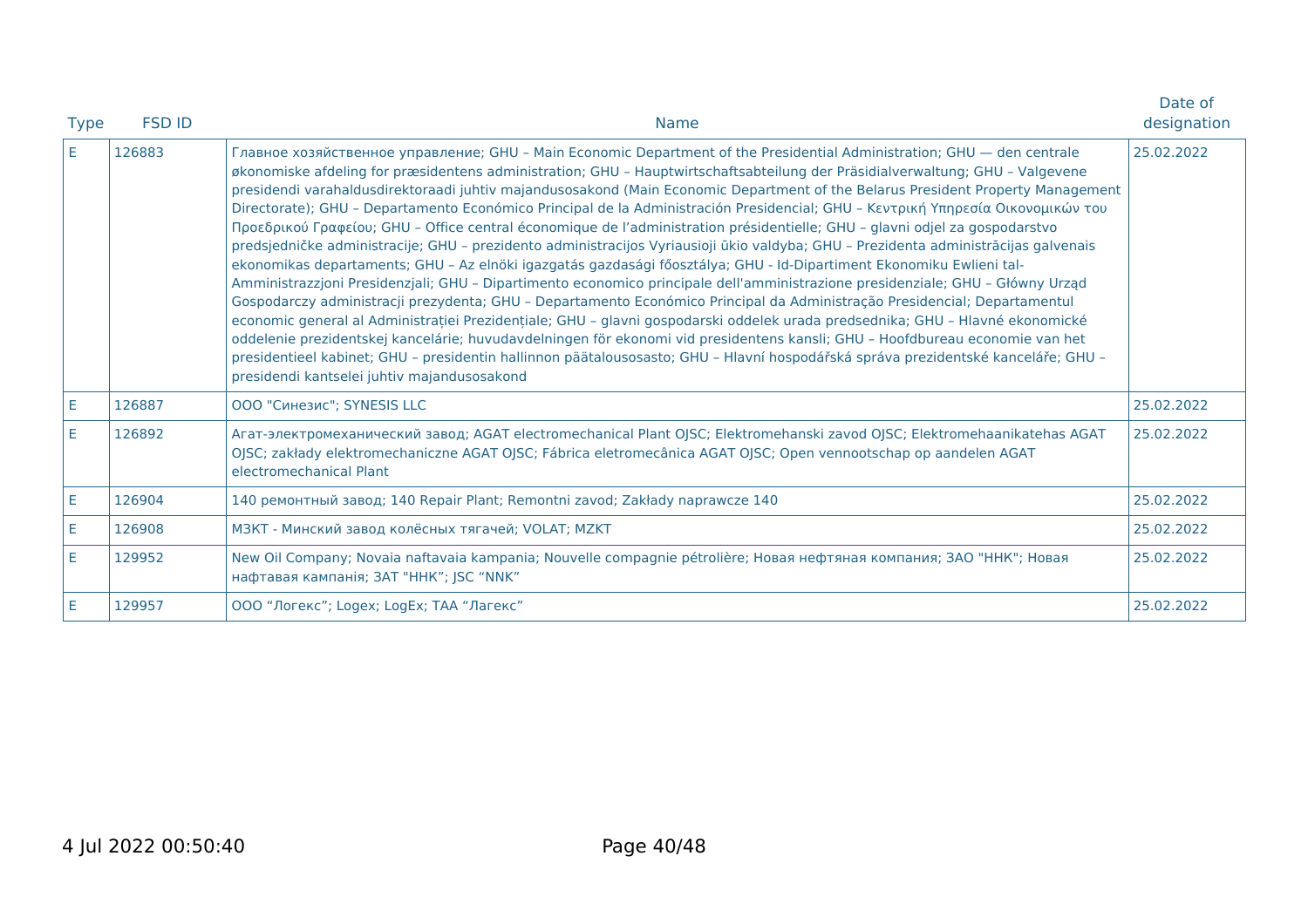| Type | FSD ID | Name | Date of designation |
|---|---|---|---|
| E | 126883 | Главное хозяйственное управление; GHU – Main Economic Department of the Presidential Administration; GHU — den centrale økonomiske afdeling for præsidentens administration; GHU – Hauptwirtschaftsabteilung der Präsidialverwaltung; GHU – Valgevene presidendi varahaldusdirektoraadi juhtiv majandusosakond (Main Economic Department of the Belarus President Property Management Directorate); GHU – Departamento Económico Principal de la Administración Presidencial; GHU – Κεντρική Υπηρεσία Οικονομικών του Προεδρικού Γραφείου; GHU – Office central économique de l'administration présidentielle; GHU – glavni odjel za gospodarstvo predsjedničke administracije; GHU – prezidento administracijos Vyriausioji ūkio valdyba; GHU – Prezidenta administrācijas galvenais ekonomikas departaments; GHU – Az elnöki igazgatás gazdasági főosztálya; GHU - Id-Dipartiment Ekonomiku Ewlieni tal-Amministrazzjoni Presidenzjali; GHU – Dipartimento economico principale dell'amministrazione presidenziale; GHU – Główny Urząd Gospodarczy administracji prezydenta; GHU – Departamento Económico Principal da Administração Presidencial; Departamentul economic general al Administrației Prezidențiale; GHU – glavni gospodarski oddelek urada predsednika; GHU – Hlavné ekonomické oddelenie prezidentskej kancelárie; huvudavdelningen för ekonomi vid presidentens kansli; GHU – Hoofdbureau economie van het presidentieel kabinet; GHU – presidentin hallinnon päätalousosasto; GHU – Hlavní hospodářská správa prezidentské kanceláře; GHU – presidendi kantselei juhtiv majandusosakond | 25.02.2022 |
| E | 126887 | ООО "Синезис"; SYNESIS LLC | 25.02.2022 |
| E | 126892 | Агат-электромеханический завод; AGAT electromechanical Plant OJSC; Elektromehanski zavod OJSC; Elektromehaanikatehas AGAT OJSC; zakłady elektromechaniczne AGAT OJSC; Fábrica eletromecânica AGAT OJSC; Open vennootschap op aandelen AGAT electromechanical Plant | 25.02.2022 |
| E | 126904 | 140 ремонтный завод; 140 Repair Plant; Remontni zavod; Zakłady naprawcze 140 | 25.02.2022 |
| E | 126908 | МЗКТ - Минский завод колёсных тягачей; VOLAT; MZKT | 25.02.2022 |
| E | 129952 | New Oil Company; Novaia naftavaia kampania; Nouvelle compagnie pétrolière; Новая нефтяная компания; ЗАО "ННК"; Новая нафтавая кампанія; ЗАТ "ННК"; JSC "NNK" | 25.02.2022 |
| E | 129957 | ООО "Логекс"; Logex; LogEx; ТАА "Лагекс" | 25.02.2022 |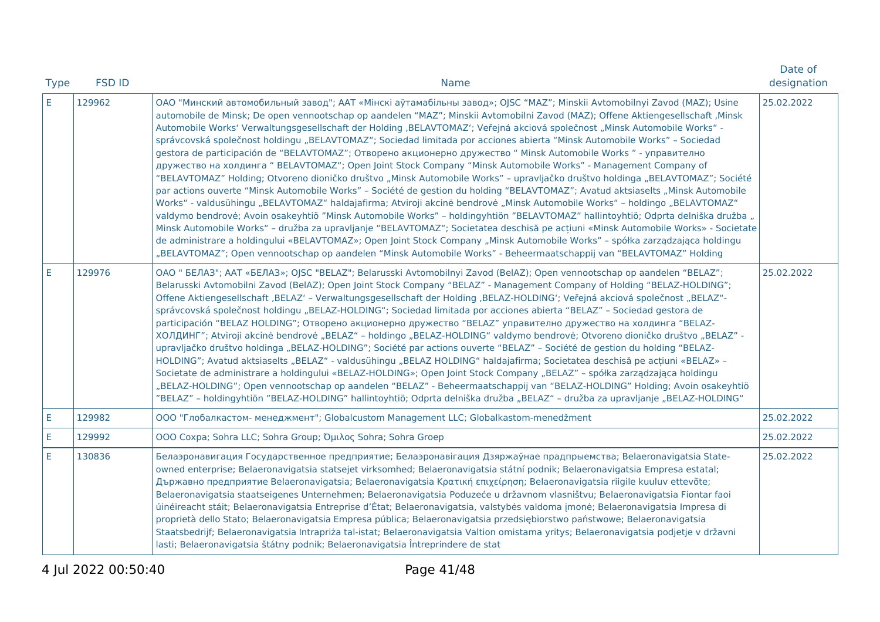| Type | FSD ID | Name | Date of designation |
|---|---|---|---|
| E | 129962 | ОАО "Минский автомобильный завод"; ААТ «Мінскі аўтамабільны завод»; OJSC "MAZ"; Minskii Avtomobilnyi Zavod (MAZ); Usine automobile de Minsk; De open vennootschap op aandelen "MAZ"; Minskii Avtomobilni Zavod (MAZ); Offene Aktiengesellschaft ‚Minsk Automobile Works' Verwaltungsgesellschaft der Holding ‚BELAVTOMAZ'; Veřejná akciová společnost „Minsk Automobile Works" - správcovská společnost holdingu „BELAVTOMAZ"; Sociedad limitada por acciones abierta "Minsk Automobile Works" – Sociedad gestora de participación de "BELAVTOMAZ"; Отворено акционерно дружество " Minsk Automobile Works " - управително дружество на холдинга " BELAVTOMAZ"; Open Joint Stock Company "Minsk Automobile Works" - Management Company of "BELAVTOMAZ" Holding; Otvoreno dioničko društvo „Minsk Automobile Works" – upravljačko društvo holdinga „BELAVTOMAZ"; Société par actions ouverte "Minsk Automobile Works" – Société de gestion du holding "BELAVTOMAZ"; Avatud aktsiaselts „Minsk Automobile Works" - valdusühingu „BELAVTOMAZ" haldajafirma; Atviroji akcinė bendrovė „Minsk Automobile Works" – holdingo „BELAVTOMAZ" valdymo bendrovė; Avoin osakeyhtiö "Minsk Automobile Works" – holdingyhtiön "BELAVTOMAZ" hallintoyhtiö; Odprta delniška družba „ Minsk Automobile Works" – družba za upravljanje "BELAVTOMAZ"; Societatea deschisă pe acțiuni «Minsk Automobile Works» - Societate de administrare a holdingului «BELAVTOMAZ»; Open Joint Stock Company „Minsk Automobile Works" – spółka zarządzająca holdingu „BELAVTOMAZ"; Open vennootschap op aandelen "Minsk Automobile Works" - Beheermaatschappij van "BELAVTOMAZ" Holding | 25.02.2022 |
| E | 129976 | ОАО " БЕЛАЗ"; ААТ «БЕЛАЗ»; OJSC "BELAZ"; Belarusski Avtomobilnyi Zavod (BelAZ); Open vennootschap op aandelen "BELAZ"; Belarusski Avtomobilni Zavod (BelAZ); Open Joint Stock Company "BELAZ" - Management Company of Holding "BELAZ-HOLDING"; Offene Aktiengesellschaft ‚BELAZ' – Verwaltungsgesellschaft der Holding ‚BELAZ-HOLDING'; Veřejná akciová společnost „BELAZ"- správcovská společnost holdingu „BELAZ-HOLDING"; Sociedad limitada por acciones abierta "BELAZ" – Sociedad gestora de participación "BELAZ HOLDING"; Отворено акционерно дружество "BELAZ" управително дружество на холдинга "BELAZ-ХОЛДИНГ"; Atviroji akcinė bendrovė „BELAZ" – holdingo „BELAZ-HOLDING" valdymo bendrovė; Otvoreno dioničko društvo „BELAZ" - upravljačko društvo holdinga „BELAZ-HOLDING"; Société par actions ouverte "BELAZ" – Société de gestion du holding "BELAZ-HOLDING"; Avatud aktsiaselts „BELAZ" - valdusühingu „BELAZ HOLDING" haldajafirma; Societatea deschisă pe acțiuni «BELAZ» – Societate de administrare a holdingului «BELAZ-HOLDING»; Open Joint Stock Company „BELAZ" – spółka zarządzająca holdingu „BELAZ-HOLDING"; Open vennootschap op aandelen "BELAZ" - Beheermaatschappij van "BELAZ-HOLDING" Holding; Avoin osakeyhtiö "BELAZ" – holdingyhtiön "BELAZ-HOLDING" hallintoyhtiö; Odprta delniška družba „BELAZ" – družba za upravljanje „BELAZ-HOLDING" | 25.02.2022 |
| E | 129982 | ООО "Глобалкастом- менеджмент"; Globalcustom Management LLC; Globalkastom-menedžment | 25.02.2022 |
| E | 129992 | ООО Сохра; Sohra LLC; Sohra Group; Όμιλος Sohra; Sohra Groep | 25.02.2022 |
| E | 130836 | Белаэронавигация Государственное предприятие; Белаэронавігацыя Дзяржаўнае прадпрыемства; Belaeronavigatsia State-owned enterprise; Belaeronavigatsia statsejet virksomhed; Belaeronavigatsia státní podnik; Belaeronavigatsia Empresa estatal; Държавно предприятие Belaeronavigatsia; Belaeronavigatsia Κρατική επιχείρηση; Belaeronavigatsia riigile kuuluv ettevõte; Belaeronavigatsia staatseigenes Unternehmen; Belaeronavigatsia Poduzeće u državnom vlasništvu; Belaeronavigatsia Fiontar faoi úinéireacht stáit; Belaeronavigatsia Entreprise d'État; Belaeronavigatsia, valstybės valdoma įmonė; Belaeronavigatsia Impresa di proprietà dello Stato; Belaeronavigatsia Empresa pública; Belaeronavigatsia przedsiębiorstwo państwowe; Belaeronavigatsia Staatsbedrijf; Belaeronavigatsia Intrapriża tal-istat; Belaeronavigatsia Valtion omistama yritys; Belaeronavigatsia podjetje v državni lasti; Belaeronavigatsia štátny podnik; Belaeronavigatsia Întreprindere de stat | 25.02.2022 |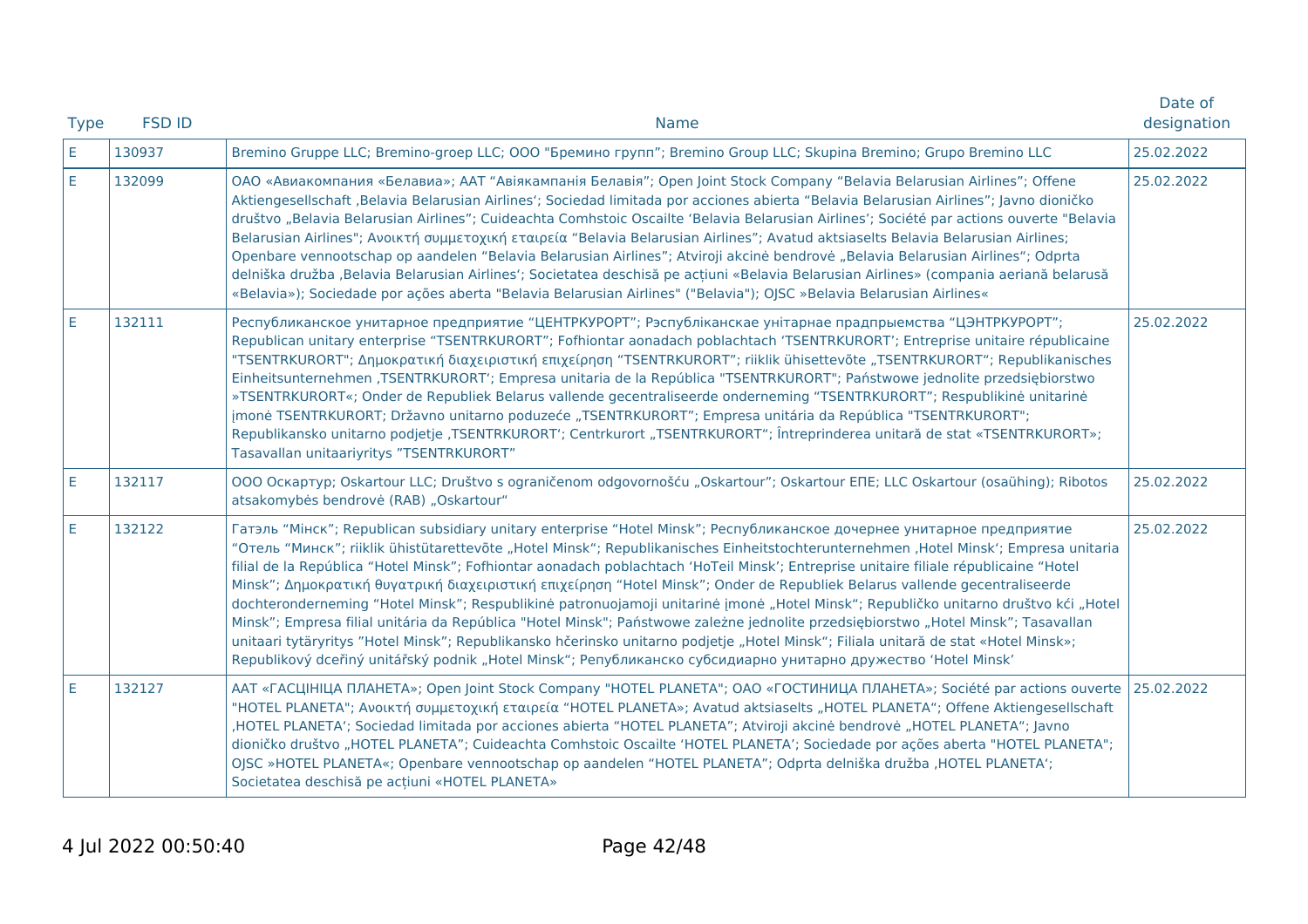| Type | FSD ID | Name | Date of designation |
|---|---|---|---|
| E | 130937 | Bremino Gruppe LLC; Bremino-groep LLC; ООО "Бремино групп"; Bremino Group LLC; Skupina Bremino; Grupo Bremino LLC | 25.02.2022 |
| E | 132099 | ОАО «Авиакомпания «Белавиа»; ААТ "Авіякампанія Белавія"; Open Joint Stock Company "Belavia Belarusian Airlines"; Offene Aktiengesellschaft ‚Belavia Belarusian Airlines'; Sociedad limitada por acciones abierta "Belavia Belarusian Airlines"; Javno dioničko društvo „Belavia Belarusian Airlines"; Cuideachta Comhstoic Oscailte 'Belavia Belarusian Airlines'; Société par actions ouverte "Belavia Belarusian Airlines"; Ανοικτή συμμετοχική εταιρεία "Belavia Belarusian Airlines"; Avatud aktsiaselts Belavia Belarusian Airlines; Openbare vennootschap op aandelen "Belavia Belarusian Airlines"; Atviroji akcinė bendrovė „Belavia Belarusian Airlines"; Odprta delniška družba ‚Belavia Belarusian Airlines'; Societatea deschisă pe acțiuni «Belavia Belarusian Airlines» (compania aeriană belarusă «Belavia»); Sociedade por ações aberta "Belavia Belarusian Airlines" ("Belavia"); OJSC »Belavia Belarusian Airlines« | 25.02.2022 |
| E | 132111 | Республиканское унитарное предприятие "ЦЕНТРКУРОРТ"; Рэспубліканскае унітарнае прадпрыемства "ЦЭНТРКУРОРТ"; Republican unitary enterprise "TSENTRKURORT"; Fofhiontar aonadach poblachtach 'TSENTRKURORT'; Entreprise unitaire républicaine "TSENTRKURORT"; Δημοκρατική διαχειριστική επιχείρηση "TSENTRKURORT"; riiklik ühisettevõte „TSENTRKURORT"; Republikanisches Einheitsunternehmen ‚TSENTRKURORT'; Empresa unitaria de la República "TSENTRKURORT"; Państwowe jednolite przedsiębiorstwo »TSENTRKURORT«; Onder de Republiek Belarus vallende gecentraliseerde onderneming "TSENTRKURORT"; Respublikinė unitarinė įmonė TSENTRKURORT; Državno unitarno poduzeće „TSENTRKURORT"; Empresa unitária da República "TSENTRKURORT"; Republikansko unitarno podjetje ‚TSENTRKURORT'; Centrkurort „TSENTRKURORT"; Întreprinderea unitară de stat «TSENTRKURORT»; Tasavallan unitaariyritys "TSENTRKURORT" | 25.02.2022 |
| E | 132117 | ООО Оскартур; Oskartour LLC; Društvo s ograničenom odgovornošću „Oskartour"; Oskartour ΕΠΕ; LLC Oskartour (osaühing); Ribotos atsakomybės bendrovė (RAB) „Oskartour" | 25.02.2022 |
| E | 132122 | Гатэль "Мінск"; Republican subsidiary unitary enterprise "Hotel Minsk"; Республиканское дочернее унитарное предприятие "Отель "Минск"; riiklik ühistütarettevõte „Hotel Minsk"; Republikanisches Einheitstochterunternehmen ‚Hotel Minsk'; Empresa unitaria filial de la República "Hotel Minsk"; Fofhiontar aonadach poblachtach 'HoTeil Minsk'; Entreprise unitaire filiale républicaine "Hotel Minsk"; Δημοκρατική θυγατρική διαχειριστική επιχείρηση "Hotel Minsk"; Onder de Republiek Belarus vallende gecentraliseerde dochteronderneming "Hotel Minsk"; Respublikinė patronuojamoji unitarinė įmonė „Hotel Minsk"; Republičko unitarno društvo kći „Hotel Minsk"; Empresa filial unitária da República "Hotel Minsk"; Państwowe zależne jednolite przedsiębiorstwo „Hotel Minsk"; Tasavallan unitaari tytäryritys "Hotel Minsk"; Republikansko hčerinsko unitarno podjetje „Hotel Minsk"; Filiala unitară de stat «Hotel Minsk»; Republikový dceřiný unitářský podnik „Hotel Minsk"; Републиканско субсидиарно унитарно дружество 'Hotel Minsk' | 25.02.2022 |
| E | 132127 | ААТ «ГАСЦІНІЦА ПЛАНЕТА»; Open Joint Stock Company "HOTEL PLANETA"; ОАО «ГОСТИНИЦА ПЛАНЕТА»; Société par actions ouverte "HOTEL PLANETA"; Ανοικτή συμμετοχική εταιρεία "HOTEL PLANETA»; Avatud aktsiaselts „HOTEL PLANETA"; Offene Aktiengesellschaft ‚HOTEL PLANETA'; Sociedad limitada por acciones abierta "HOTEL PLANETA"; Atviroji akcinė bendrovė „HOTEL PLANETA"; Javno dioničko društvo „HOTEL PLANETA"; Cuideachta Comhstoic Oscailte 'HOTEL PLANETA'; Sociedade por ações aberta "HOTEL PLANETA"; OJSC »HOTEL PLANETA«; Openbare vennootschap op aandelen "HOTEL PLANETA"; Odprta delniška družba ‚HOTEL PLANETA'; Societatea deschisă pe acțiuni «HOTEL PLANETA» | 25.02.2022 |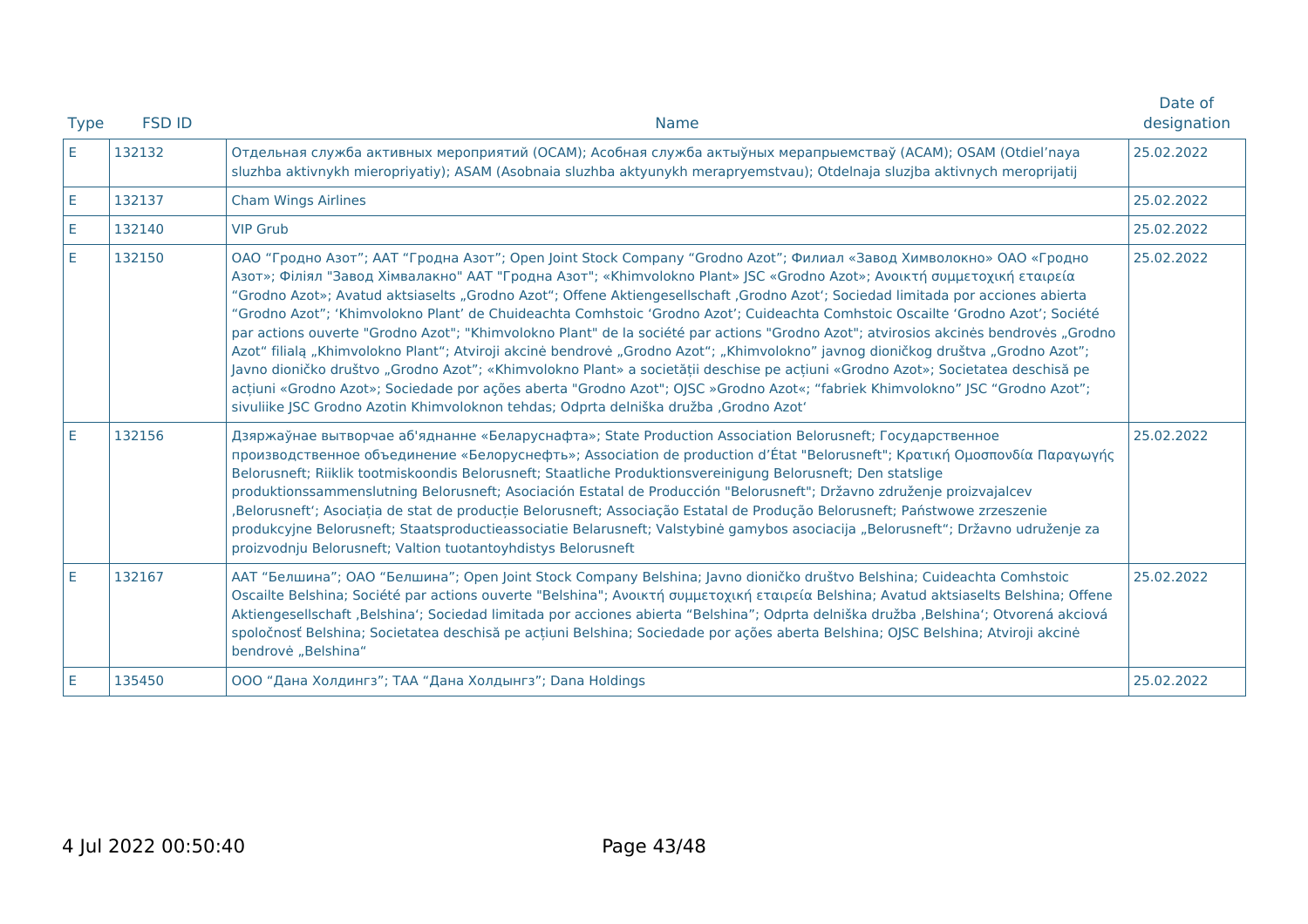| Type | FSD ID | Name | Date of designation |
|---|---|---|---|
| E | 132132 | Отдельная служба активных мероприятий (ОСАМ); Асобная служба актыўных мерапрыемстваў (АСАМ); OSAM (Otdiel'naya sluzhba aktivnykh mieropriyatiy); ASAM (Asobnaia sluzhba aktyunykh merapryemstvau); Otdelnaja sluzjba aktivnych meroprijatij | 25.02.2022 |
| E | 132137 | Cham Wings Airlines | 25.02.2022 |
| E | 132140 | VIP Grub | 25.02.2022 |
| E | 132150 | ОАО "Гродно Азот"; ААТ "Гродна Азот"; Open Joint Stock Company "Grodno Azot"; Филиал «Завод Химволокно» ОАО «Гродно Азот»; Філіял "Завод Хімвалакно" ААТ "Гродна Азот"; «Khimvolokno Plant» JSC «Grodno Azot»; Ανοικτή συμμετοχική εταιρεία "Grodno Azot»; Avatud aktsiaselts „Grodno Azot"; Offene Aktiengesellschaft ‚Grodno Azot'; Sociedad limitada por acciones abierta "Grodno Azot"; 'Khimvolokno Plant' de Chuideachta Comhstoic 'Grodno Azot'; Cuideachta Comhstoic Oscailte 'Grodno Azot'; Société par actions ouverte "Grodno Azot"; "Khimvolokno Plant" de la société par actions "Grodno Azot"; atvirosios akcinės bendrovės „Grodno Azot" filialą „Khimvolokno Plant"; Atviroji akcinė bendrovė „Grodno Azot"; „Khimvolokno" javnog dioničkog društva „Grodno Azot"; Javno dioničko društvo „Grodno Azot"; «Khimvolokno Plant» a societății deschise pe acțiuni «Grodno Azot»; Societatea deschisă pe acțiuni «Grodno Azot»; Sociedade por ações aberta "Grodno Azot"; OJSC »Grodno Azot«; "fabriek Khimvolokno" JSC "Grodno Azot"; sivuliike JSC Grodno Azotin Khimvoloknon tehdas; Odprta delniška družba ‚Grodno Azot' | 25.02.2022 |
| E | 132156 | Дзяржаўнае вытворчае аб'яднанне «Беларуснафта»; State Production Association Belorusneft; Государственное производственное объединение «Белоруснефть»; Association de production d'État "Belorusneft"; Κρατική Ομοσπονδία Παραγωγής Belorusneft; Riiklik tootmiskoondis Belorusneft; Staatliche Produktionsvereinigung Belorusneft; Den statslige produktionssammenslutning Belorusneft; Asociación Estatal de Producción "Belorusneft"; Državno združenje proizvajalcev ‚Belorusneft'; Asociația de stat de producție Belorusneft; Associação Estatal de Produção Belorusneft; Państwowe zrzeszenie produkcyjne Belorusneft; Staatsproductieassociatie Belarusneft; Valstybinė gamybos asociacija „Belorusneft"; Državno udruženje za proizvodnju Belorusneft; Valtion tuotantoyhdistys Belorusneft | 25.02.2022 |
| E | 132167 | ААТ "Белшина"; ОАО "Белшина"; Open Joint Stock Company Belshina; Javno dioničko društvo Belshina; Cuideachta Comhstoic Oscailte Belshina; Société par actions ouverte "Belshina"; Ανοικτή συμμετοχική εταιρεία Belshina; Avatud aktsiaselts Belshina; Offene Aktiengesellschaft ‚Belshina'; Sociedad limitada por acciones abierta "Belshina"; Odprta delniška družba ‚Belshina'; Otvorená akciová spoločnosť Belshina; Societatea deschisă pe acțiuni Belshina; Sociedade por ações aberta Belshina; OJSC Belshina; Atviroji akcinė bendrovė „Belshina" | 25.02.2022 |
| E | 135450 | ООО "Дана Холдингз"; ТАА "Дана Холдынгз"; Dana Holdings | 25.02.2022 |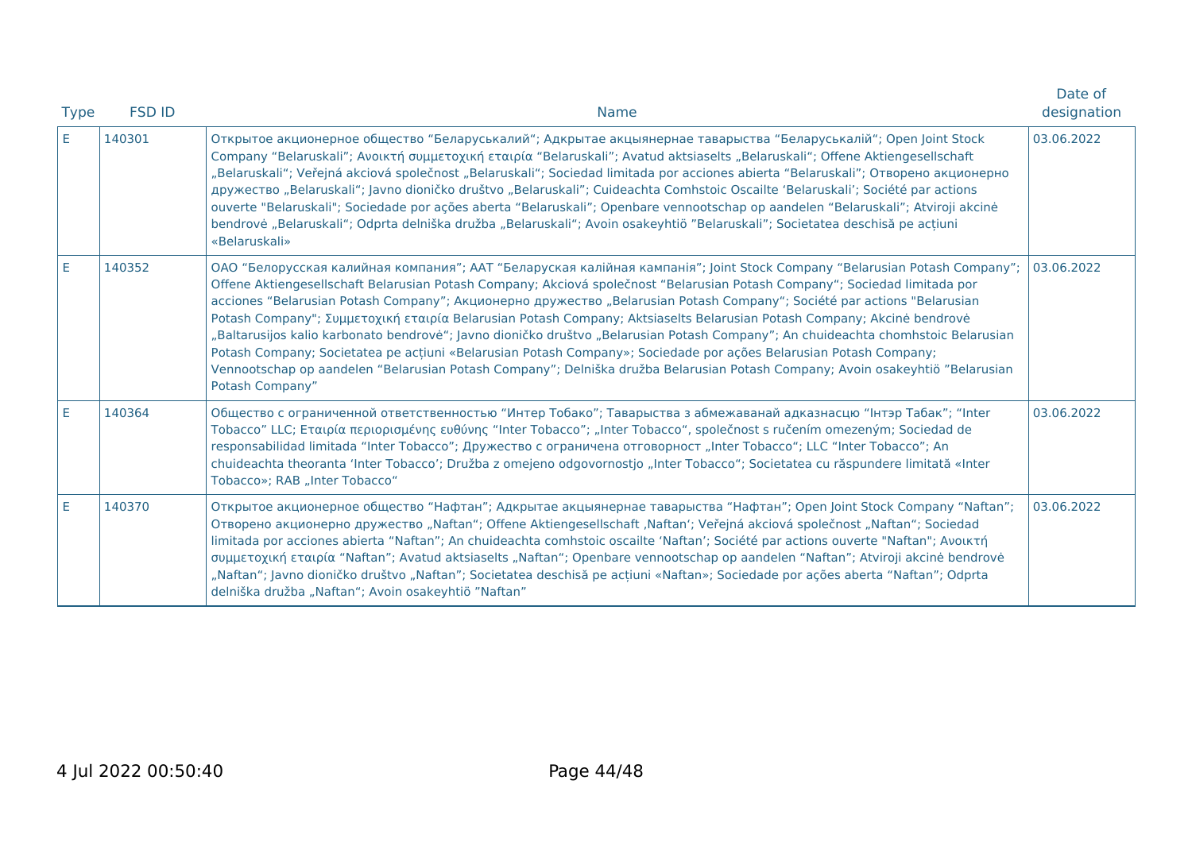| Type | FSD ID | Name | Date of designation |
| --- | --- | --- | --- |
| E | 140301 | Открытое акционерное общество “Беларуськалий“; Адкрытае акцыянернае таварыства “Беларуськалій“; Open Joint Stock Company “Belaruskali”; Ανοικτή συμμετοχική εταιρία “Belaruskali”; Avatud aktsiaselts „Belaruskali“; Offene Aktiengesellschaft „Belaruskali“; Veřejná akciová společnost „Belaruskali“; Sociedad limitada por acciones abierta “Belaruskali”; Отворено акционерно дружество „Belaruskali“; Javno dioničko društvo „Belaruskali“; Cuideachta Comhstoic Oscailte ‘Belaruskali’; Société par actions ouverte "Belaruskali"; Sociedade por ações aberta “Belaruskali”; Openbare vennootschap op aandelen “Belaruskali”; Atviroji akcinė bendrovė „Belaruskali“; Odprta delniška družba „Belaruskali“; Avoin osakeyhtiö ”Belaruskali”; Societatea deschisă pe acțiuni «Belaruskali» | 03.06.2022 |
| E | 140352 | ОАО “Белорусская калийная компания”; ААТ “Беларуская калійная кампанія”; Joint Stock Company “Belarusian Potash Company”; Offene Aktiengesellschaft Belarusian Potash Company; Akciová společnost “Belarusian Potash Company“; Sociedad limitada por acciones “Belarusian Potash Company”; Акционерно дружество „Belarusian Potash Company“; Société par actions "Belarusian Potash Company"; Συμμετοχική εταιρία Belarusian Potash Company; Aktsiaselts Belarusian Potash Company; Akcinė bendrovė „Baltarusijos kalio karbonato bendrovė“; Javno dioničko društvo „Belarusian Potash Company”; An chuideachta chomhstoic Belarusian Potash Company; Societatea pe acțiuni «Belarusian Potash Company»; Sociedade por ações Belarusian Potash Company; Vennootschap op aandelen “Belarusian Potash Company”; Delniška družba Belarusian Potash Company; Avoin osakeyhtiö ”Belarusian Potash Company” | 03.06.2022 |
| E | 140364 | Общество с ограниченной ответственностью “Интер Тобако”; Таварыства з абмежаванай адказнасцю “Інтэр Табак”; “Inter Tobacco” LLC; Εταιρία περιορισμένης ευθύνης “Inter Tobacco”; „Inter Tobacco“, společnost s ručením omezeným; Sociedad de responsabilidad limitada “Inter Tobacco”; Дружество с ограничена отговорност „Inter Tobacco“; LLC “Inter Tobacco”; An chuideachta theoranta ‘Inter Tobacco’; Družba z omejeno odgovornostjo „Inter Tobacco“; Societatea cu răspundere limitată «Inter Tobacco»; RAB „Inter Tobacco“ | 03.06.2022 |
| E | 140370 | Открытое акционерное общество “Нафтан”; Адкрытае акцыянернае таварыства “Нафтан”; Open Joint Stock Company “Naftan”; Отворено акционерно дружество „Naftan“; Offene Aktiengesellschaft ‚Naftan‘; Veřejná akciová společnost „Naftan“; Sociedad limitada por acciones abierta “Naftan”; An chuideachta comhstoic oscailte ‘Naftan’; Société par actions ouverte "Naftan"; Ανοικτή συμμετοχική εταιρία “Naftan”; Avatud aktsiaselts „Naftan“; Openbare vennootschap op aandelen “Naftan”; Atviroji akcinė bendrovė „Naftan“; Javno dioničko društvo „Naftan”; Societatea deschisă pe acțiuni «Naftan»; Sociedade por ações aberta “Naftan”; Odprta delniška družba „Naftan“; Avoin osakeyhtiö ”Naftan” | 03.06.2022 |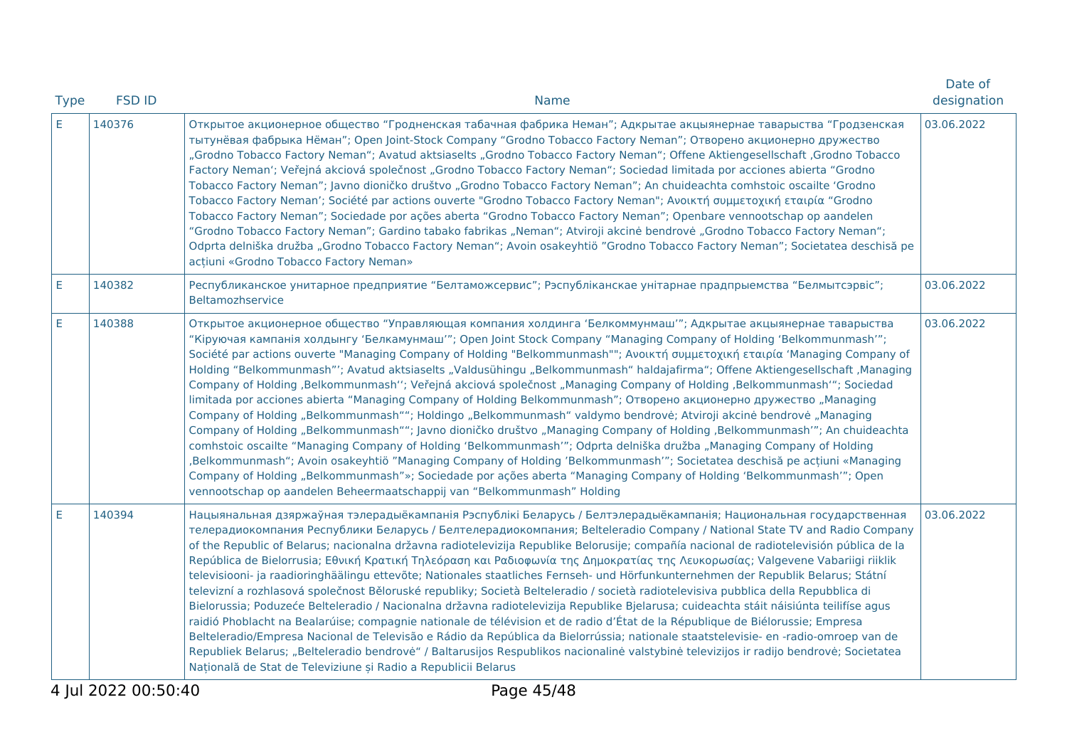| Type | FSD ID | Name | Date of designation |
|---|---|---|---|
| E | 140376 | Открытое акционерное общество “Гродненская табачная фабрика Неман”; Адкрытае акцыянернае таварыства “Гродзенская тытунёвая фабрыка Нёман”; Open Joint-Stock Company “Grodno Tobacco Factory Neman”; Отворено акционерно дружество „Grodno Tobacco Factory Neman“; Avatud aktsiaselts „Grodno Tobacco Factory Neman“; Offene Aktiengesellschaft ‚Grodno Tobacco Factory Neman‘; Veřejná akciová společnost „Grodno Tobacco Factory Neman“; Sociedad limitada por acciones abierta “Grodno Tobacco Factory Neman”; Javno dioničko društvo „Grodno Tobacco Factory Neman”; An chuideachta comhstoic oscailte ‘Grodno Tobacco Factory Neman’; Société par actions ouverte "Grodno Tobacco Factory Neman"; Ανοικτή συμμετοχική εταιρία “Grodno Tobacco Factory Neman”; Sociedade por ações aberta “Grodno Tobacco Factory Neman”; Openbare vennootschap op aandelen “Grodno Tobacco Factory Neman”; Gardino tabako fabrikas „Neman“; Atviroji akcinė bendrovė „Grodno Tobacco Factory Neman“; Odprta delniška družba „Grodno Tobacco Factory Neman“; Avoin osakeyhtiö ”Grodno Tobacco Factory Neman”; Societatea deschisă pe acțiuni «Grodno Tobacco Factory Neman» | 03.06.2022 |
| E | 140382 | Республиканское унитарное предприятие “Белтаможсервис”; Рэспубліканскае унітарнае прадпрыемства “Белмытсэрвіс”; Beltamozhservice | 03.06.2022 |
| E | 140388 | Открытое акционерное общество “Управляющая компания холдинга ‘Белкоммунмаш’”; Адкрытае акцыянернае таварыства “Кіруючая кампанія холдынгу ‘Белкамунмаш’”; Open Joint Stock Company “Managing Company of Holding ‘Belkommunmash’”; Société par actions ouverte "Managing Company of Holding "Belkommunmash""; Ανοικτή συμμετοχική εταιρία ‘Managing Company of Holding “Belkommunmash”’; Avatud aktsiaselts „Valdusühingu „Belkommunmash“ haldajafirma“; Offene Aktiengesellschaft ‚Managing Company of Holding ‚Belkommunmash‘‘; Veřejná akciová společnost „Managing Company of Holding ‚Belkommunmash‘“; Sociedad limitada por acciones abierta “Managing Company of Holding Belkommunmash”; Отворено акционерно дружество „Managing Company of Holding „Belkommunmash““; Holdingo „Belkommunmash“ valdymo bendrovė; Atviroji akcinė bendrovė „Managing Company of Holding „Belkommunmash““; Javno dioničko društvo „Managing Company of Holding ‚Belkommunmash’”; An chuideachta comhstoic oscailte “Managing Company of Holding ‘Belkommunmash’”; Odprta delniška družba „Managing Company of Holding ‚Belkommunmash“; Avoin osakeyhtiö ”Managing Company of Holding ’Belkommunmash’”; Societatea deschisă pe acțiuni «Managing Company of Holding „Belkommunmash”»; Sociedade por ações aberta “Managing Company of Holding ‘Belkommunmash’”; Open vennootschap op aandelen Beheermaatschappij van “Belkommunmash” Holding | 03.06.2022 |
| E | 140394 | Нацыянальная дзяржаўная тэлерадыёкампанія Рэспублікі Беларусь / Белтэлерадыёкампанія; Национальная государственная телерадиокомпания Республики Беларусь / Белтелерадиокомпания; Belteleradio Company / National State TV and Radio Company of the Republic of Belarus; nacionalna državna radiotelevizija Republike Belorusije; compañía nacional de radiotelevisión pública de la República de Bielorrusia; Εθνική Κρατική Τηλεόραση και Ραδιοφωνία της Δημοκρατίας της Λευκορωσίας; Valgevene Vabariigi riiklik televisiooni- ja raadioringhäälingu ettevõte; Nationales staatliches Fernseh- und Hörfunkunternehmen der Republik Belarus; Státní televizní a rozhlasová společnost Běloruské republiky; Società Belteleradio / società radiotelevisiva pubblica della Repubblica di Bielorussia; Poduzeće Belteleradio / Nacionalna državna radiotelevizija Republike Bjelarusa; cuideachta stáit náisiúnta teilifíse agus raidió Phoblacht na Bealarúise; compagnie nationale de télévision et de radio d’État de la République de Biélorussie; Empresa Belteleradio/Empresa Nacional de Televisão e Rádio da República da Bielorrússia; nationale staatstelevisie- en -radio-omroep van de Republiek Belarus; „Belteleradio bendrovė“ / Baltarusijos Respublikos nacionalinė valstybinė televizijos ir radijo bendrovė; Societatea Națională de Stat de Televiziune și Radio a Republicii Belarus | 03.06.2022 |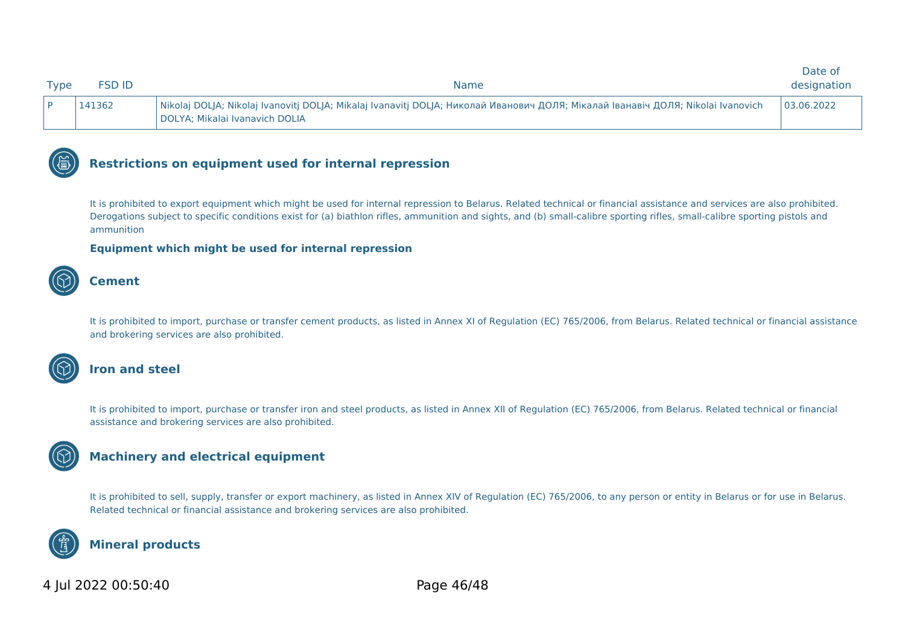| Type | FSD ID | Name | Date of designation |
| --- | --- | --- | --- |
| P | 141362 | Nikolaj DOLJA; Nikolaj Ivanovitj DOLJA; Mikalaj Ivanavitj DOLJA; Николай Иванович ДОЛЯ; Мікалай Іванавіч ДОЛЯ; Nikolai Ivanovich DOLYA; Mikalai Ivanavich DOLIA | 03.06.2022 |

## Restrictions on equipment used for internal repression

It is prohibited to export equipment which might be used for internal repression to Belarus. Related technical or financial assistance and services are also prohibited. Derogations subject to specific conditions exist for (a) biathlon rifles, ammunition and sights, and (b) small-calibre sporting rifles, small-calibre sporting pistols and ammunition

**Equipment which might be used for internal repression**

## Cement

It is prohibited to import, purchase or transfer cement products, as listed in Annex XI of Regulation (EC) 765/2006, from Belarus. Related technical or financial assistance and brokering services are also prohibited.

## Iron and steel

It is prohibited to import, purchase or transfer iron and steel products, as listed in Annex XII of Regulation (EC) 765/2006, from Belarus. Related technical or financial assistance and brokering services are also prohibited.

## Machinery and electrical equipment

It is prohibited to sell, supply, transfer or export machinery, as listed in Annex XIV of Regulation (EC) 765/2006, to any person or entity in Belarus or for use in Belarus. Related technical or financial assistance and brokering services are also prohibited.

## Mineral products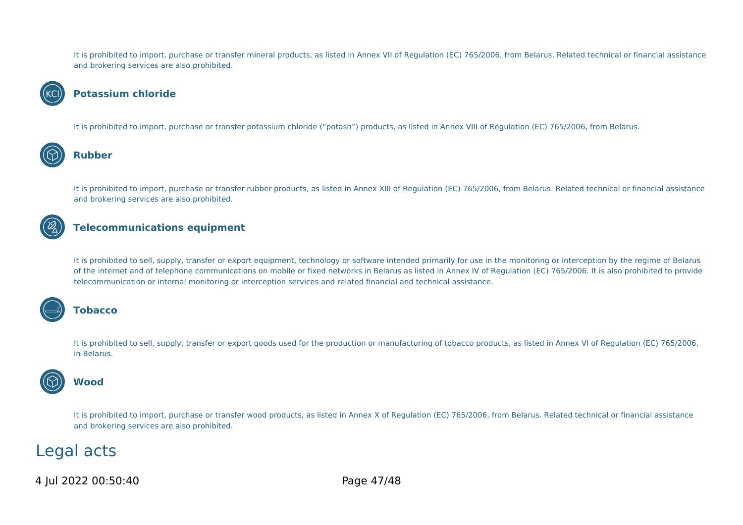It is prohibited to import, purchase or transfer mineral products, as listed in Annex VII of Regulation (EC) 765/2006, from Belarus. Related technical or financial assistance and brokering services are also prohibited.

### Potassium chloride

It is prohibited to import, purchase or transfer potassium chloride ("potash") products, as listed in Annex VIII of Regulation (EC) 765/2006, from Belarus.

### Rubber

It is prohibited to import, purchase or transfer rubber products, as listed in Annex XIII of Regulation (EC) 765/2006, from Belarus. Related technical or financial assistance and brokering services are also prohibited.

### Telecommunications equipment

It is prohibited to sell, supply, transfer or export equipment, technology or software intended primarily for use in the monitoring or interception by the regime of Belarus of the internet and of telephone communications on mobile or fixed networks in Belarus as listed in Annex IV of Regulation (EC) 765/2006. It is also prohibited to provide telecommunication or internal monitoring or interception services and related financial and technical assistance.

### Tobacco

It is prohibited to sell, supply, transfer or export goods used for the production or manufacturing of tobacco products, as listed in Annex VI of Regulation (EC) 765/2006, in Belarus.

### Wood

It is prohibited to import, purchase or transfer wood products, as listed in Annex X of Regulation (EC) 765/2006, from Belarus. Related technical or financial assistance and brokering services are also prohibited.

## Legal acts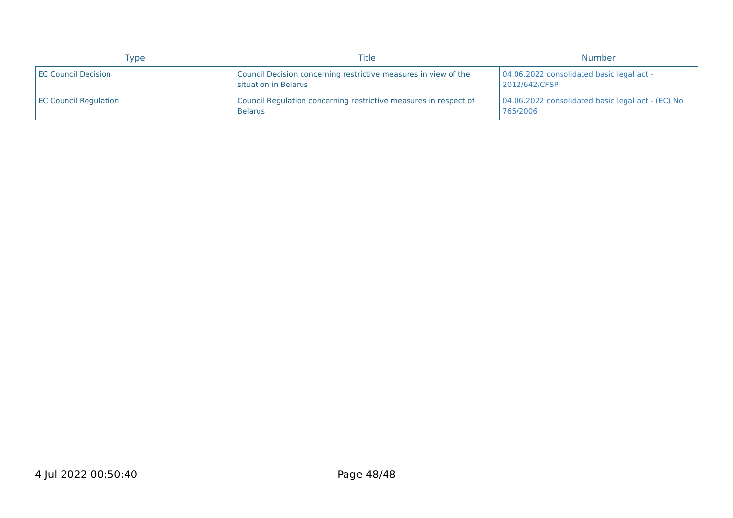| Type | Title | Number |
| --- | --- | --- |
| EC Council Decision | Council Decision concerning restrictive measures in view of the situation in Belarus | 04.06.2022 consolidated basic legal act - 2012/642/CFSP |
| EC Council Regulation | Council Regulation concerning restrictive measures in respect of Belarus | 04.06.2022 consolidated basic legal act - (EC) No 765/2006 |

4 Jul 2022 00:50:40